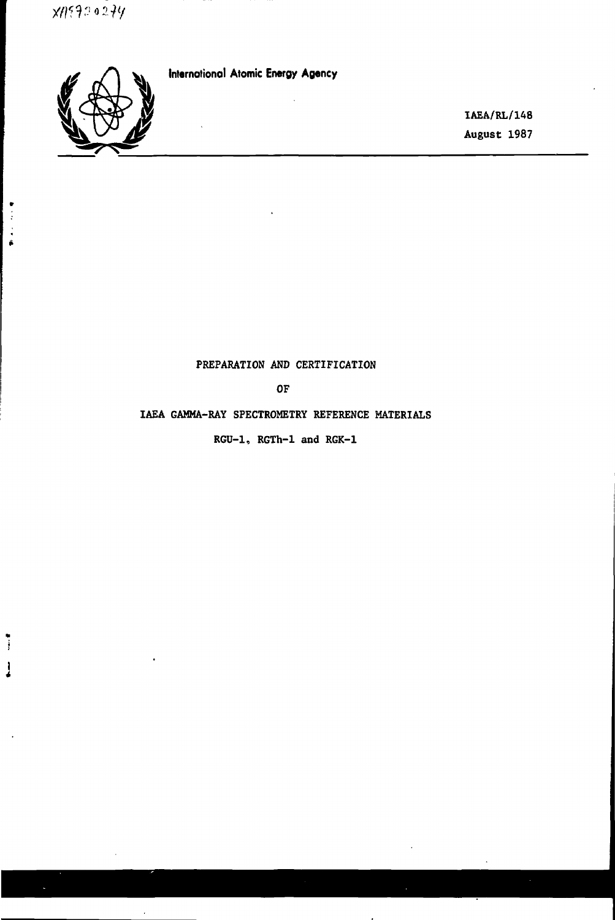XA9790274

International Atomic Energy Agency

IAEA/RL/148

August 1987

# PREPARATION AND CERTIFICATION OF IAEA GAMMA-RAY SPECTROMETRY REFERENCE MATERIALS

## RGU-1, RGTh-1 and RGK-1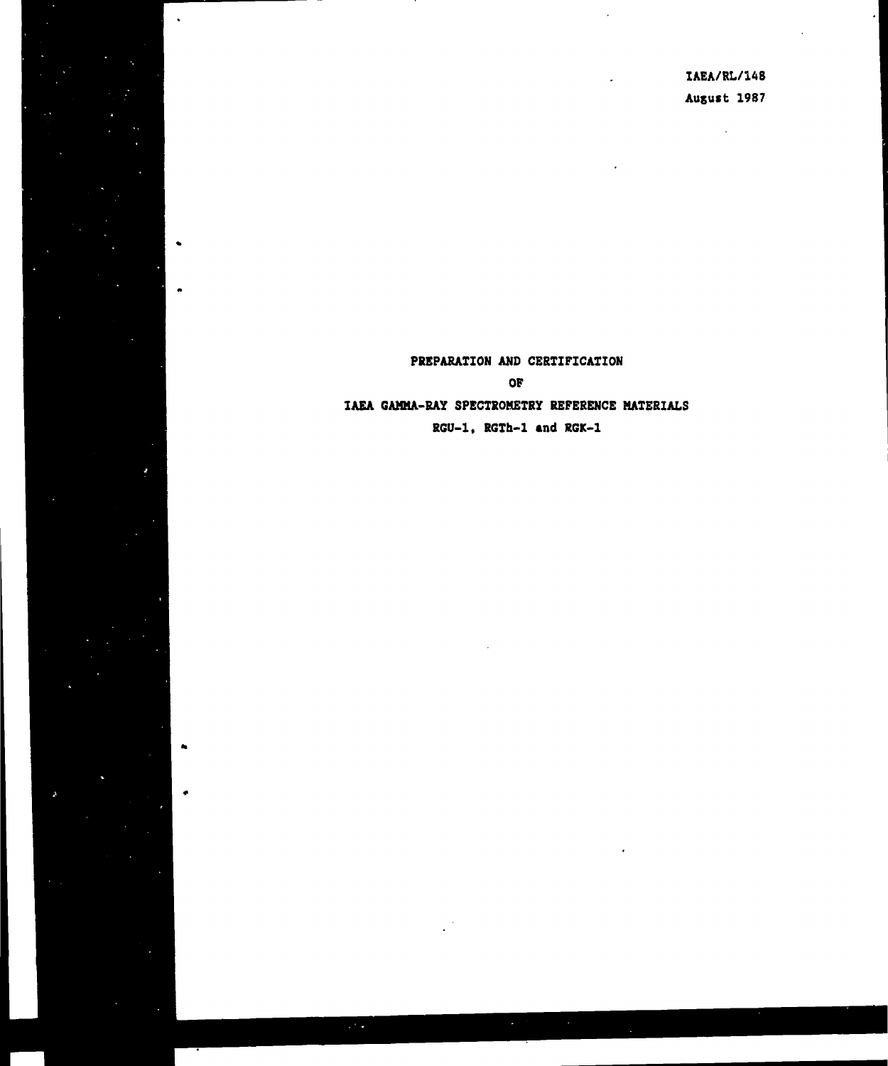IAEA/RL/148

August 1987

# PREPARATION AND CERTIFICATION

# OF

# IAEA GAMMA-RAY SPECTROMETRY REFERENCE MATERIALS

# RGU-1, RGTh-1 and RGK-1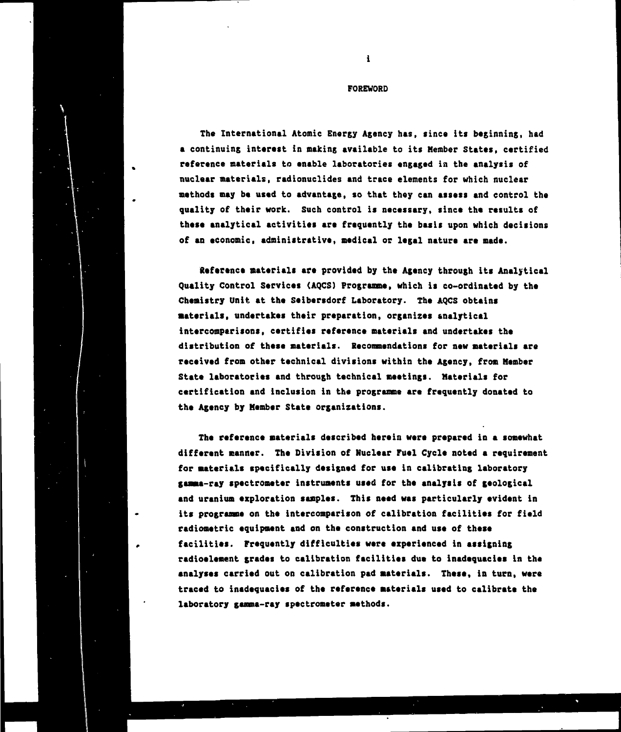# FOREWORD

The International Atomic Energy Agency has, since its beginning, had a continuing interest in making available to its Member States, certified reference materials to enable laboratories engaged in the analysis of nuclear materials, radionuclides and trace elements for which nuclear methods may be used to advantage, so that they can assess and control the quality of their work. Such control is necessary, since the results of these analytical activities are frequently the basis upon which decisions of an economic, administrative, medical or legal nature are made.

Reference materials are provided by the Agency through its Analytical Quality Control Services (AQCS) Programme, which is co-ordinated by the Chemistry Unit at the Seibersdorf Laboratory. The AQCS obtains materials, undertakes their preparation, organizes analytical intercomparisons, certifies reference materials and undertakes the distribution of these materials. Recommendations for new materials are received from other technical divisions within the Agency, from Member State laboratories and through technical meetings. Materials for certification and inclusion in the programme are frequently donated to the Agency by Member State organizations.

The reference materials described herein were prepared in a somewhat different manner. The Division of Nuclear Fuel Cycle noted a requirement for materials specifically designed for use in calibrating laboratory gamma-ray spectrometer instruments used for the analysis of geological and uranium exploration samples. This need was particularly evident in its programme on the intercomparison of calibration facilities for field radiometric equipment and on the construction and use of these facilities. Frequently difficulties were experienced in assigning radioelement grades to calibration facilities due to inadequacies in the analyses carried out on calibration pad materials. These, in turn, were traced to inadequacies of the reference materials used to calibrate the laboratory gamma-ray spectrometer methods.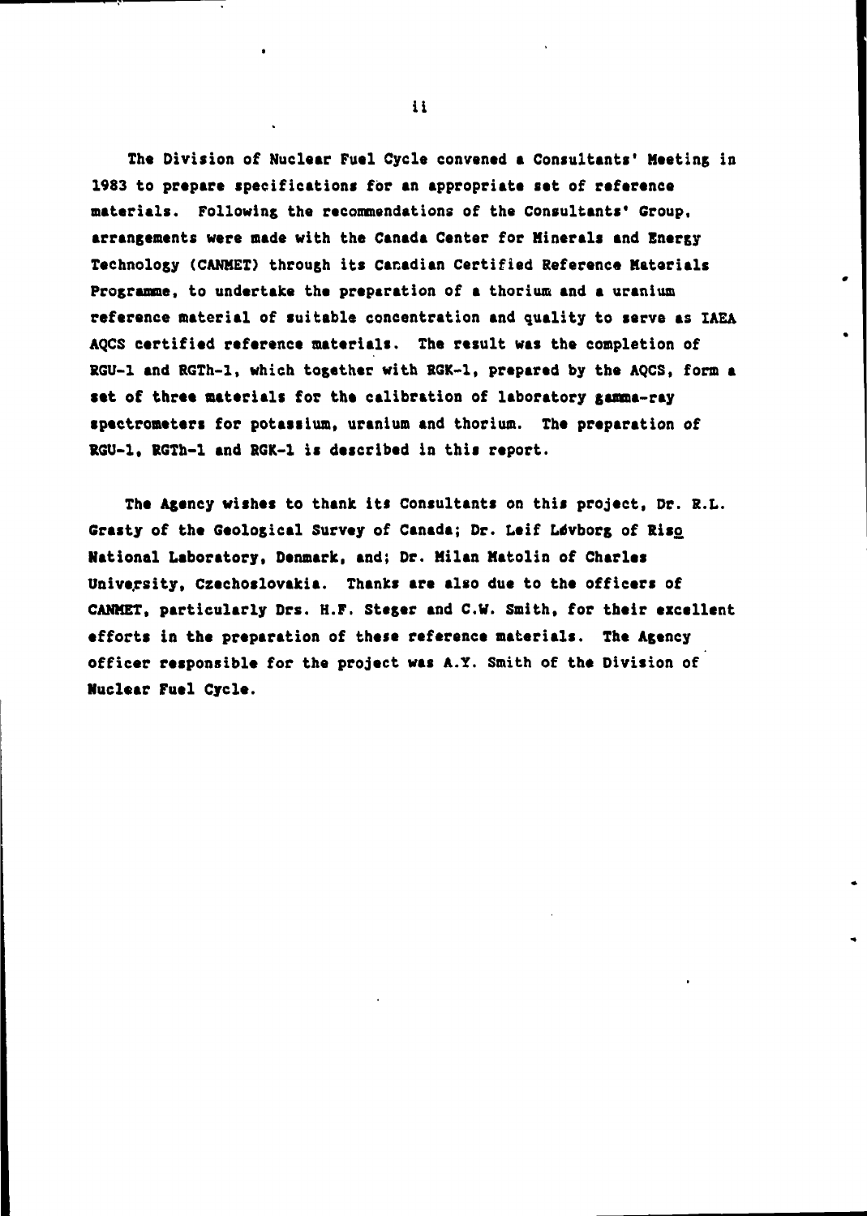The Division of Nuclear Fuel Cycle convened a Consultants' Meeting in 1983 to prepare specifications for an appropriate set of reference materials. Following the recommendations of the Consultants' Group, arrangements were made with the Canada Center for Minerals and Energy Technology (CANMET) through its Canadian Certified Reference Materials Programme, to undertake the preparation of a thorium and a uranium reference material of suitable concentration and quality to serve as IAEA AQCS certified reference materials. The result was the completion of RGU-1 and RGTh-1, which together with RGK-1, prepared by the AQCS, form a set of three materials for the calibration of laboratory gamma-ray spectrometers for potassium, uranium and thorium. The preparation of RGU-1, RGTh-1 and RGK-1 is described in this report.

The Agency wishes to thank its Consultants on this project, Dr. R.L. Grasty of the Geological Survey of Canada; Dr. Leif Løvborg of Risø National Laboratory, Denmark, and; Dr. Milan Matolin of Charles University, Czechoslovakia. Thanks are also due to the officers of CANMET, particularly Drs. H.F. Steger and C.W. Smith, for their excellent efforts in the preparation of these reference materials. The Agency officer responsible for the project was A.Y. Smith of the Division of Nuclear Fuel Cycle.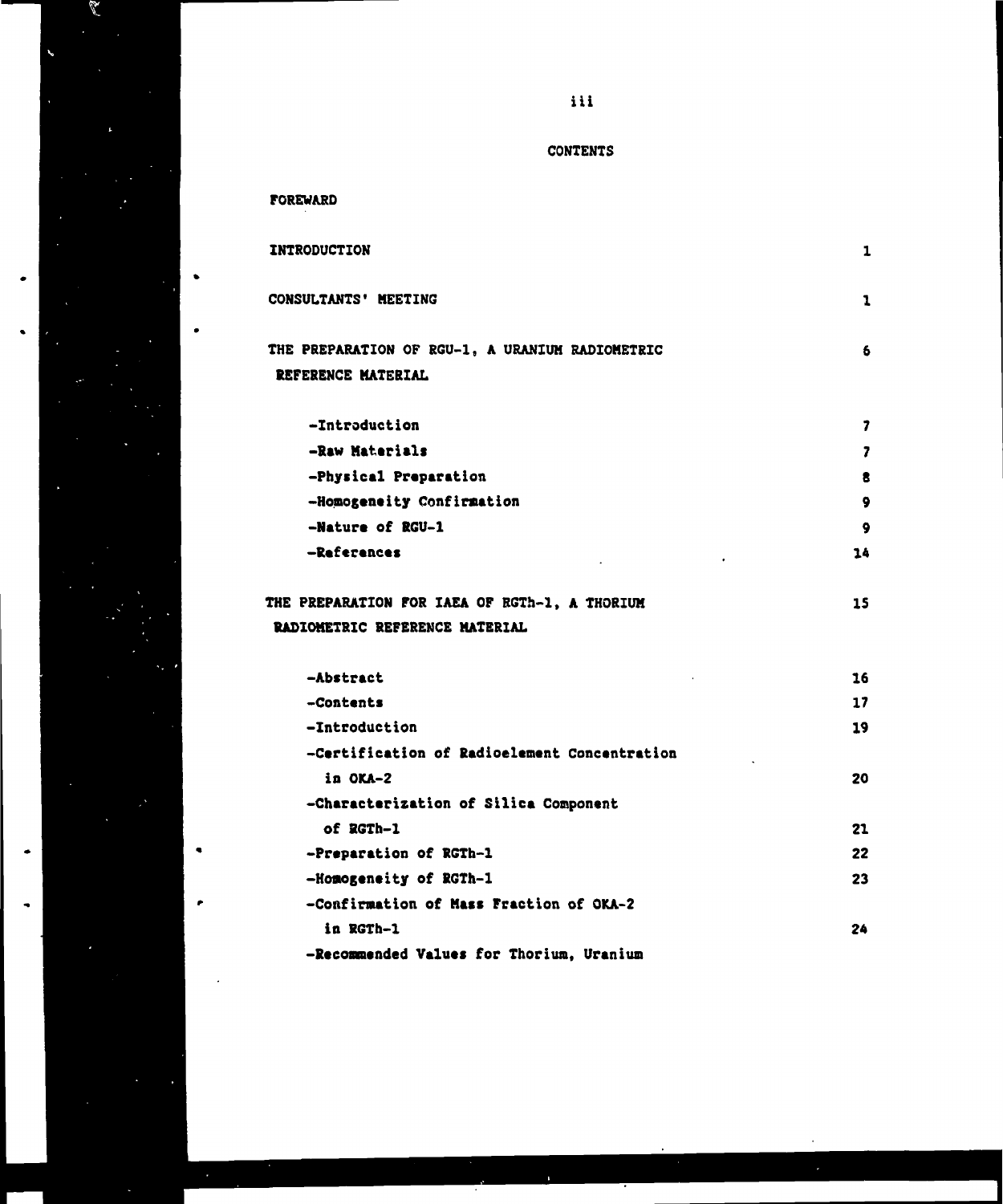# CONTENTS

| | |
|---|---|
| **FOREWARD** | |
| **INTRODUCTION** | **1** |
| **CONSULTANTS' MEETING** | **1** |
| **THE PREPARATION OF RGU-1, A URANIUM RADIOMETRIC REFERENCE MATERIAL** | **6** |
| **-Introduction** | **7** |
| **-Raw Materials** | **7** |
| **-Physical Preparation** | **8** |
| **-Homogeneity Confirmation** | **9** |
| **-Nature of RGU-1** | **9** |
| **-References** | **14** |
| **THE PREPARATION FOR IAEA OF RGTh-1, A THORIUM RADIOMETRIC REFERENCE MATERIAL** | **15** |
| **-Abstract** | **16** |
| **-Contents** | **17** |
| **-Introduction** | **19** |
| **-Certification of Radioelement Concentration in OKA-2** | **20** |
| **-Characterization of Silica Component of RGTh-1** | **21** |
| **-Preparation of RGTh-1** | **22** |
| **-Homogeneity of RGTh-1** | **23** |
| **-Confirmation of Mass Fraction of OKA-2 in RGTh-1** | **24** |
| **-Recommended Values for Thorium, Uranium** | |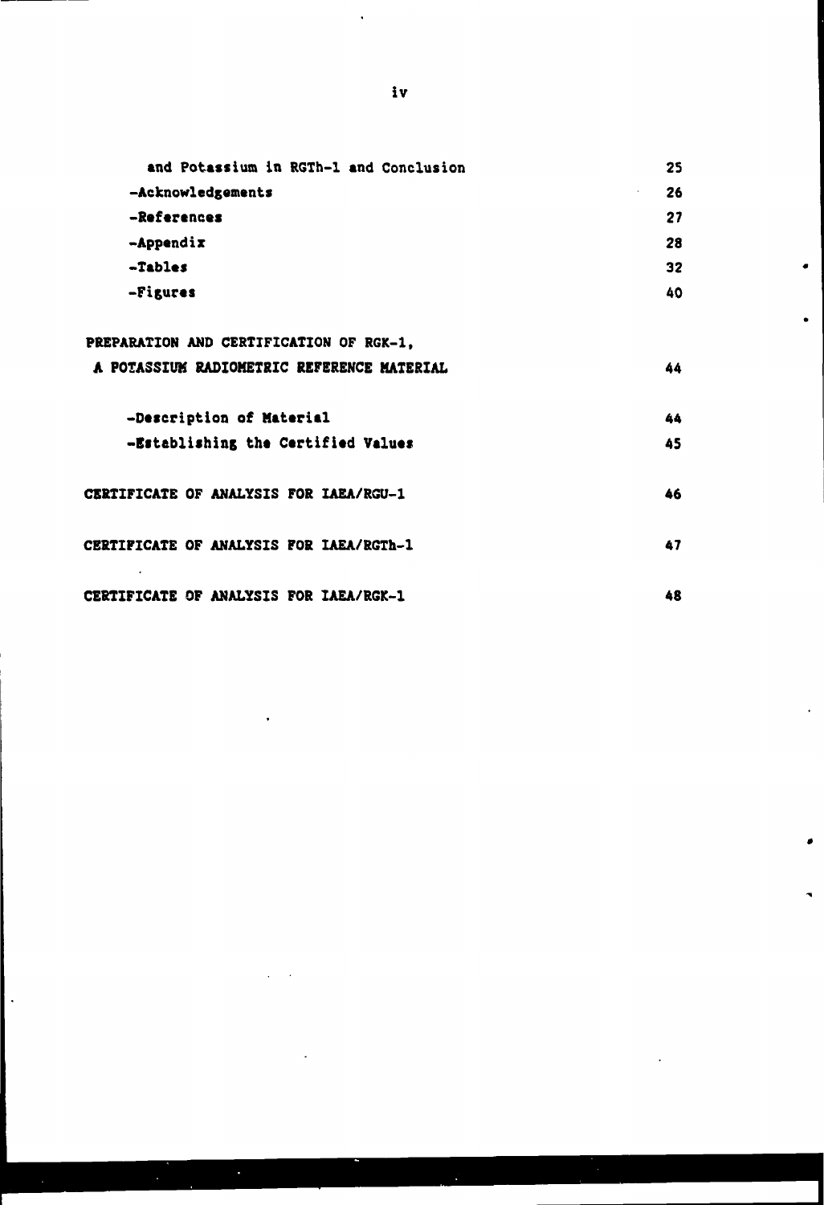| | |
|---|---|
| and Potassium in RGTh-1 and Conclusion | 25 |
| -Acknowledgements | 26 |
| -References | 27 |
| -Appendix | 28 |
| -Tables | 32 |
| -Figures | 40 |
| PREPARATION AND CERTIFICATION OF RGK-1, A POTASSIUM RADIOMETRIC REFERENCE MATERIAL | 44 |
| -Description of Material | 44 |
| -Establishing the Certified Values | 45 |
| CERTIFICATE OF ANALYSIS FOR IAEA/RGU-1 | 46 |
| CERTIFICATE OF ANALYSIS FOR IAEA/RGTh-1 | 47 |
| CERTIFICATE OF ANALYSIS FOR IAEA/RGK-1 | 48 |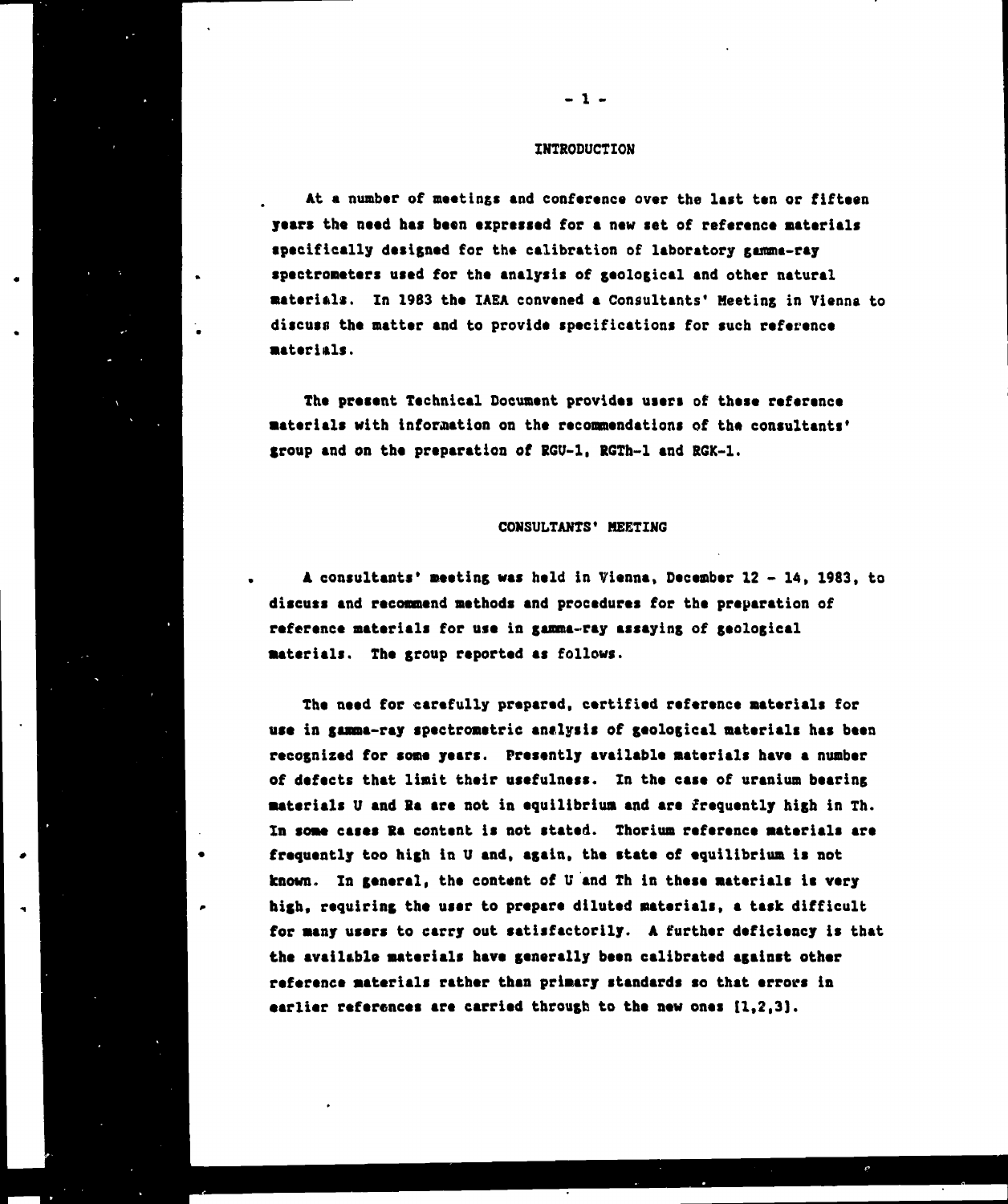## INTRODUCTION

At a number of meetings and conference over the last ten or fifteen years the need has been expressed for a new set of reference materials specifically designed for the calibration of laboratory gamma-ray spectrometers used for the analysis of geological and other natural materials. In 1983 the IAEA convened a Consultants' Meeting in Vienna to discuss the matter and to provide specifications for such reference materials.

The present Technical Document provides users of these reference materials with information on the recommendations of the consultants' group and on the preparation of RGU-1, RGTh-1 and RGK-1.

## CONSULTANTS' MEETING

A consultants' meeting was held in Vienna, December 12 - 14, 1983, to discuss and recommend methods and procedures for the preparation of reference materials for use in gamma-ray assaying of geological materials. The group reported as follows.

The need for carefully prepared, certified reference materials for use in gamma-ray spectrometric analysis of geological materials has been recognized for some years. Presently available materials have a number of defects that limit their usefulness. In the case of uranium bearing materials U and Ra are not in equilibrium and are frequently high in Th. In some cases Ra content is not stated. Thorium reference materials are frequently too high in U and, again, the state of equilibrium is not known. In general, the content of U and Th in these materials is very high, requiring the user to prepare diluted materials, a task difficult for many users to carry out satisfactorily. A further deficiency is that the available materials have generally been calibrated against other reference materials rather than primary standards so that errors in earlier references are carried through to the new ones [1,2,3].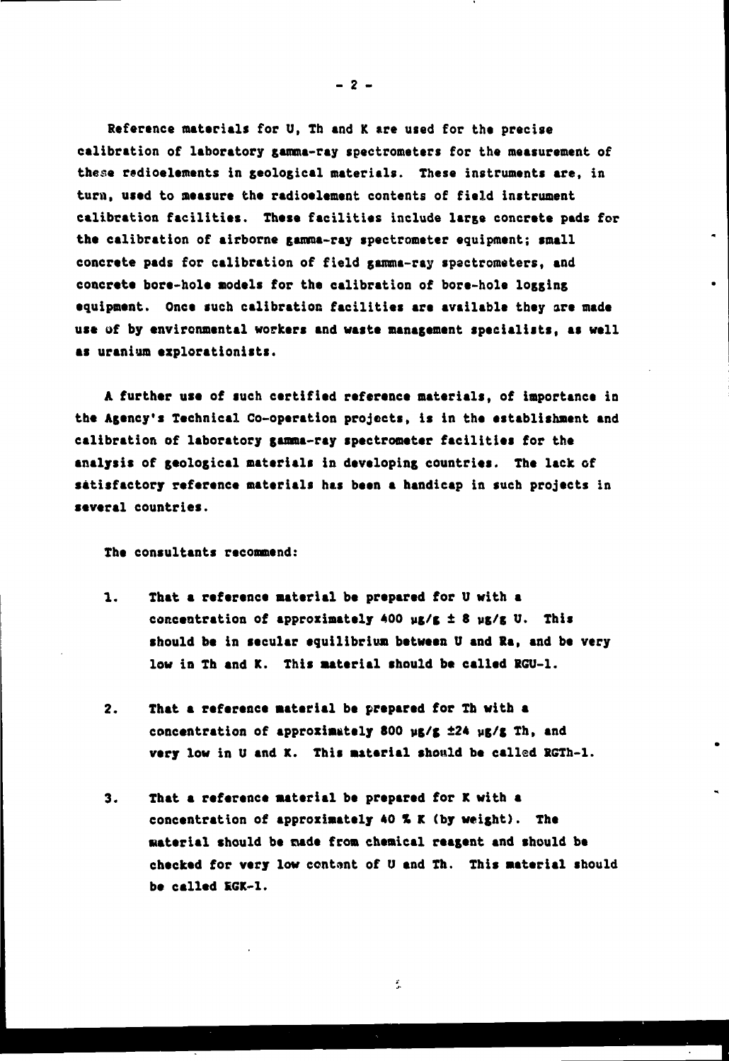Reference materials for U, Th and K are used for the precise calibration of laboratory gamma-ray spectrometers for the measurement of these radioelements in geological materials. These instruments are, in turn, used to measure the radioelement contents of field instrument calibration facilities. These facilities include large concrete pads for the calibration of airborne gamma-ray spectrometer equipment; small concrete pads for calibration of field gamma-ray spectrometers, and concrete bore-hole models for the calibration of bore-hole logging equipment. Once such calibration facilities are available they are made use of by environmental workers and waste management specialists, as well as uranium explorationists.

A further use of such certified reference materials, of importance in the Agency's Technical Co-operation projects, is in the establishment and calibration of laboratory gamma-ray spectrometer facilities for the analysis of geological materials in developing countries. The lack of satisfactory reference materials has been a handicap in such projects in several countries.

The consultants recommend:

1. That a reference material be prepared for U with a concentration of approximately 400 μg/g ± 8 μg/g U. This should be in secular equilibrium between U and Ra, and be very low in Th and K. This material should be called RGU-1.

2. That a reference material be prepared for Th with a concentration of approximately 800 μg/g ±24 μg/g Th, and very low in U and K. This material should be called RGTh-1.

3. That a reference material be prepared for K with a concentration of approximately 40 % K (by weight). The material should be made from chemical reagent and should be checked for very low content of U and Th. This material should be called RGK-1.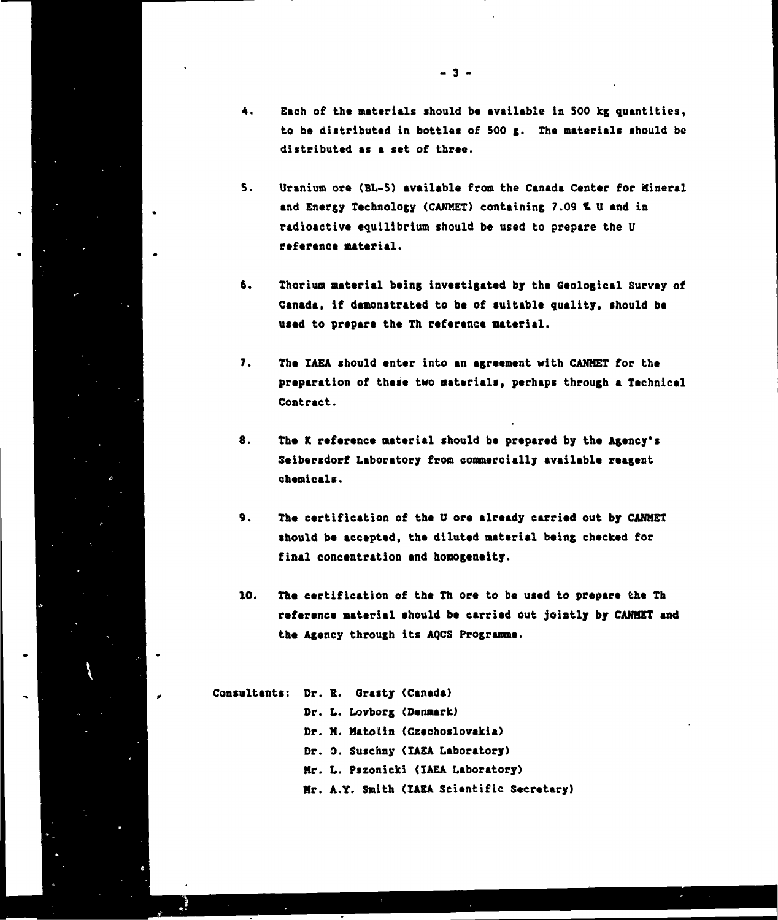4. Each of the materials should be available in 500 kg quantities, to be distributed in bottles of 500 g. The materials should be distributed as a set of three.

5. Uranium ore (BL-5) available from the Canada Center for Mineral and Energy Technology (CANMET) containing 7.09 % U and in radioactive equilibrium should be used to prepare the U reference material.

6. Thorium material being investigated by the Geological Survey of Canada, if demonstrated to be of suitable quality, should be used to prepare the Th reference material.

7. The IAEA should enter into an agreement with CANMET for the preparation of these two materials, perhaps through a Technical Contract.

8. The K reference material should be prepared by the Agency's Seibersdorf Laboratory from commercially available reagent chemicals.

9. The certification of the U ore already carried out by CANMET should be accepted, the diluted material being checked for final concentration and homogeneity.

10. The certification of the Th ore to be used to prepare the Th reference material should be carried out jointly by CANMET and the Agency through its AQCS Programme.

Consultants: Dr. R. Grasty (Canada)
Dr. L. Lovborg (Denmark)
Dr. M. Matolin (Czechoslovakia)
Dr. O. Suschny (IAEA Laboratory)
Mr. L. Pszonicki (IAEA Laboratory)
Mr. A.Y. Smith (IAEA Scientific Secretary)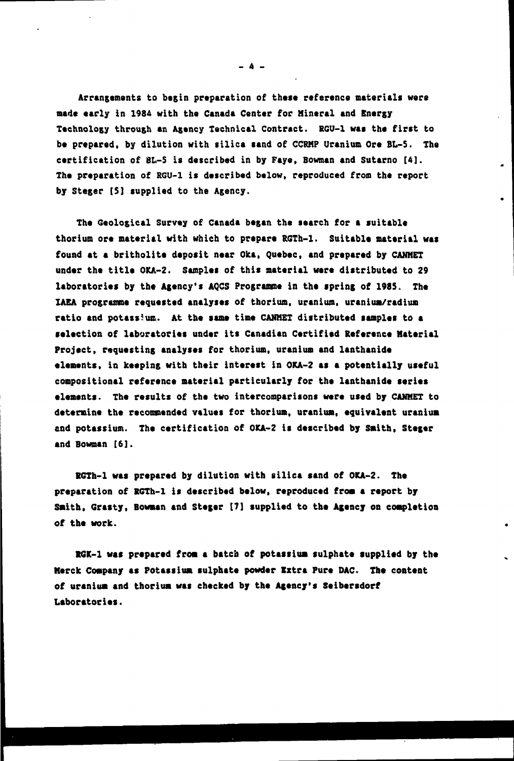Arrangements to begin preparation of these reference materials were made early in 1984 with the Canada Center for Mineral and Energy Technology through an Agency Technical Contract. RGU-1 was the first to be prepared, by dilution with silica sand of CCRMP Uranium Ore BL-5. The certification of BL-5 is described in by Faye, Bowman and Sutarno [4]. The preparation of RGU-1 is described below, reproduced from the report by Steger [5] supplied to the Agency.

The Geological Survey of Canada began the search for a suitable thorium ore material with which to prepare RGTh-1. Suitable material was found at a britholite deposit near Oka, Quebec, and prepared by CANMET under the title OKA-2. Samples of this material were distributed to 29 laboratories by the Agency's AQCS Programme in the spring of 1985. The IAEA programme requested analyses of thorium, uranium, uranium/radium ratio and potassium. At the same time CANMET distributed samples to a selection of laboratories under its Canadian Certified Reference Material Project, requesting analyses for thorium, uranium and lanthanide elements, in keeping with their interest in OKA-2 as a potentially useful compositional reference material particularly for the lanthanide series elements. The results of the two intercomparisons were used by CANMET to determine the recommended values for thorium, uranium, equivalent uranium and potassium. The certification of OKA-2 is described by Smith, Steger and Bowman [6].

RGTh-1 was prepared by dilution with silica sand of OKA-2. The preparation of RGTh-1 is described below, reproduced from a report by Smith, Grasty, Bowman and Steger [7] supplied to the Agency on completion of the work.

RGK-1 was prepared from a batch of potassium sulphate supplied by the Merck Company as Potassium sulphate powder Extra Pure DAC. The content of uranium and thorium was checked by the Agency's Seibersdorf Laboratories.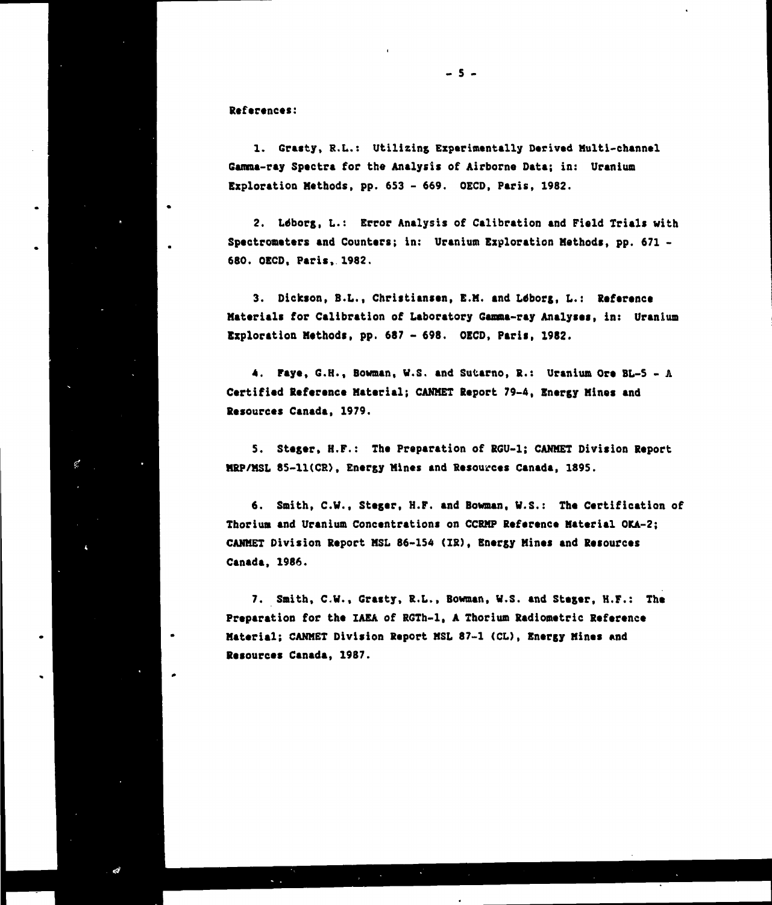References:

1. Grasty, R.L.: Utilizing Experimentally Derived Multi-channel Gamma-ray Spectra for the Analysis of Airborne Data; in: Uranium Exploration Methods, pp. 653 - 669. OECD, Paris, 1982.

2. Løborg, L.: Error Analysis of Calibration and Field Trials with Spectrometers and Counters; in: Uranium Exploration Methods, pp. 671 - 680. OECD, Paris, 1982.

3. Dickson, B.L., Christiansen, E.M. and Løborg, L.: Reference Materials for Calibration of Laboratory Gamma-ray Analyses, in: Uranium Exploration Methods, pp. 687 - 698. OECD, Paris, 1982.

4. Faye, G.H., Bowman, W.S. and Sutarno, R.: Uranium Ore BL-5 - A Certified Reference Material; CANMET Report 79-4, Energy Mines and Resources Canada, 1979.

5. Steger, H.F.: The Preparation of RGU-1; CANMET Division Report MRP/MSL 85-11(CR), Energy Mines and Resources Canada, 1895.

6. Smith, C.W., Steger, H.F. and Bowman, W.S.: The Certification of Thorium and Uranium Concentrations on CCRMP Reference Material OKA-2; CANMET Division Report MSL 86-154 (IR), Energy Mines and Resources Canada, 1986.

7. Smith, C.W., Grasty, R.L., Bowman, W.S. and Steger, H.F.: The Preparation for the IAEA of RGTh-1, A Thorium Radiometric Reference Material; CANMET Division Report MSL 87-1 (CL), Energy Mines and Resources Canada, 1987.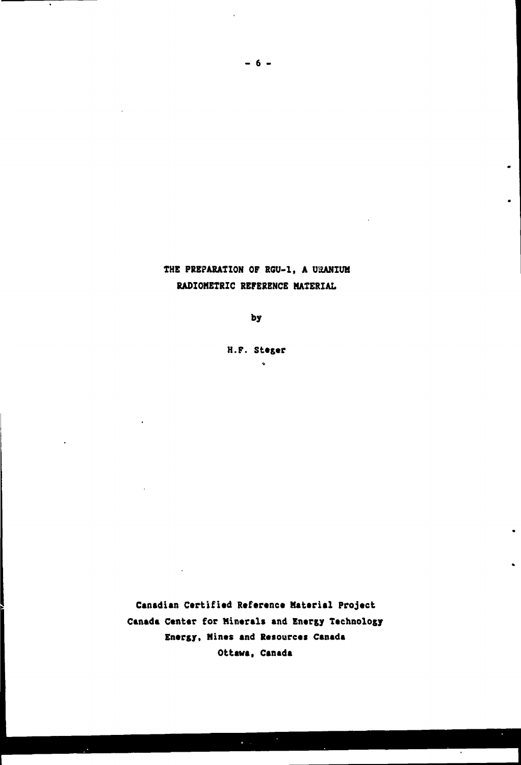# THE PREPARATION OF RGU-1, A URANIUM RADIOMETRIC REFERENCE MATERIAL

by

H.F. Steger

Canadian Certified Reference Material Project
Canada Center for Minerals and Energy Technology
Energy, Mines and Resources Canada
Ottawa, Canada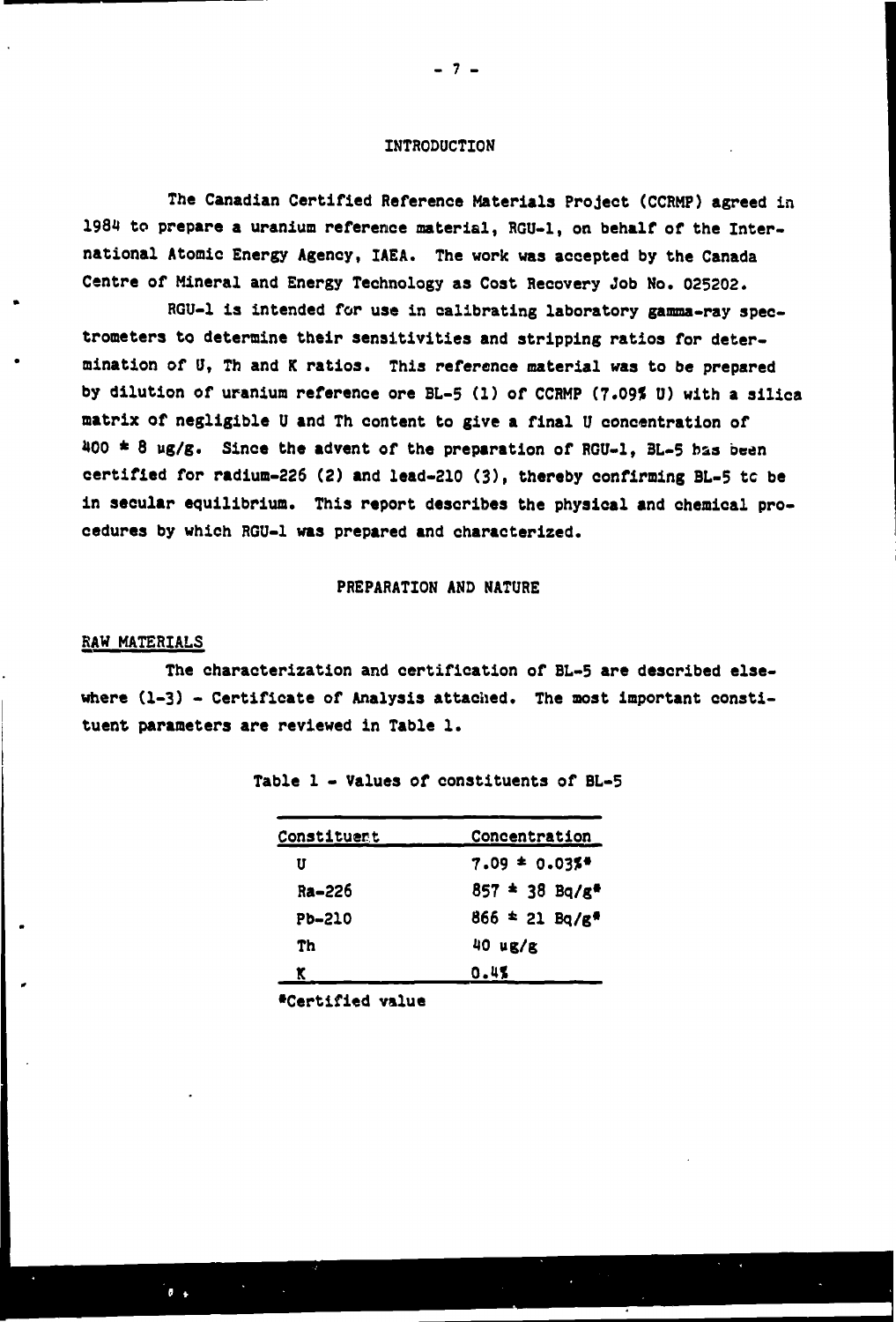## INTRODUCTION

The Canadian Certified Reference Materials Project (CCRMP) agreed in 1984 to prepare a uranium reference material, RGU-1, on behalf of the International Atomic Energy Agency, IAEA. The work was accepted by the Canada Centre of Mineral and Energy Technology as Cost Recovery Job No. 025202.

RGU-1 is intended for use in calibrating laboratory gamma-ray spectrometers to determine their sensitivities and stripping ratios for determination of U, Th and K ratios. This reference material was to be prepared by dilution of uranium reference ore BL-5 (1) of CCRMP (7.09% U) with a silica matrix of negligible U and Th content to give a final U concentration of 400 ± 8 ug/g. Since the advent of the preparation of RGU-1, BL-5 has been certified for radium-226 (2) and lead-210 (3), thereby confirming BL-5 to be in secular equilibrium. This report describes the physical and chemical procedures by which RGU-1 was prepared and characterized.

## PREPARATION AND NATURE

### RAW MATERIALS

The characterization and certification of BL-5 are described elsewhere (1-3) - Certificate of Analysis attached. The most important constituent parameters are reviewed in Table 1.

Table 1 - Values of constituents of BL-5

| Constituent | Concentration |
|---|---|
| U | 7.09 ± 0.03%* |
| Ra-226 | 857 ± 38 Bq/g* |
| Pb-210 | 866 ± 21 Bq/g* |
| Th | 40 ug/g |
| K | 0.4% |

*Certified value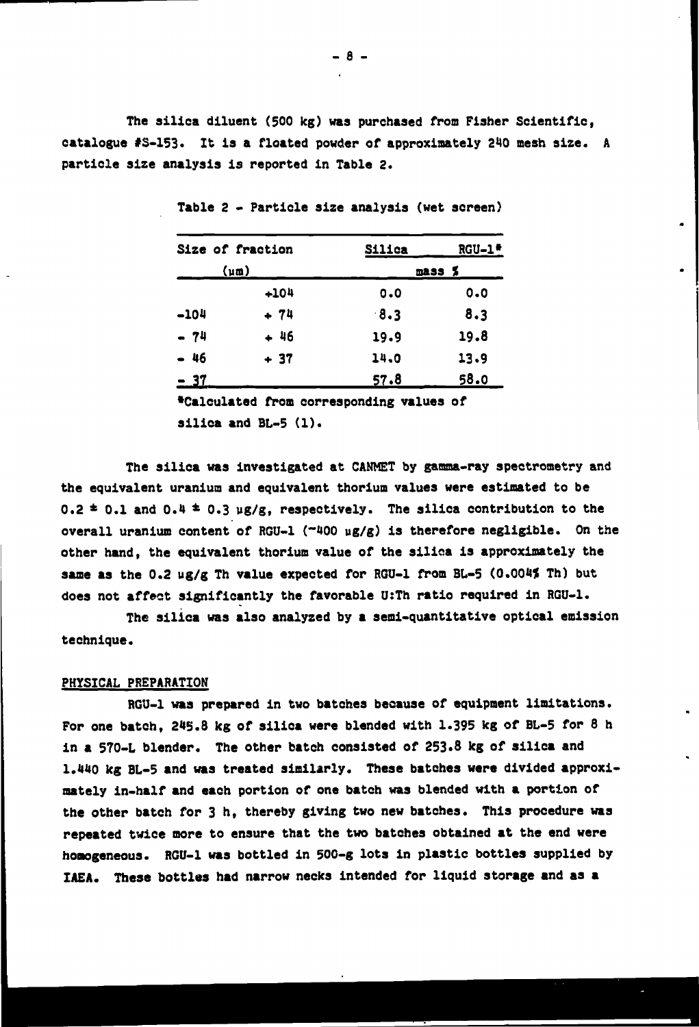The silica diluent (500 kg) was purchased from Fisher Scientific, catalogue #S-153. It is a floated powder of approximately 240 mesh size. A particle size analysis is reported in Table 2.

Table 2 - Particle size analysis (wet screen)

| Size of fraction (μm) | | Silica | RGU-1* |
|---|---|---|---|
| | | mass % | |
| | +104 | 0.0 | 0.0 |
| -104 | + 74 | 8.3 | 8.3 |
| - 74 | + 46 | 19.9 | 19.8 |
| - 46 | + 37 | 14.0 | 13.9 |
| - 37 | | 57.8 | 58.0 |

*Calculated from corresponding values of silica and BL-5 (1).

The silica was investigated at CANMET by gamma-ray spectrometry and the equivalent uranium and equivalent thorium values were estimated to be 0.2 ± 0.1 and 0.4 ± 0.3 μg/g, respectively. The silica contribution to the overall uranium content of RGU-1 (~400 μg/g) is therefore negligible. On the other hand, the equivalent thorium value of the silica is approximately the same as the 0.2 μg/g Th value expected for RGU-1 from BL-5 (0.004% Th) but does not affect significantly the favorable U:Th ratio required in RGU-1.

The silica was also analyzed by a semi-quantitative optical emission technique.

## PHYSICAL PREPARATION

RGU-1 was prepared in two batches because of equipment limitations. For one batch, 245.8 kg of silica were blended with 1.395 kg of BL-5 for 8 h in a 570-L blender. The other batch consisted of 253.8 kg of silica and 1.440 kg BL-5 and was treated similarly. These batches were divided approximately in-half and each portion of one batch was blended with a portion of the other batch for 3 h, thereby giving two new batches. This procedure was repeated twice more to ensure that the two batches obtained at the end were homogeneous. RGU-1 was bottled in 500-g lots in plastic bottles supplied by IAEA. These bottles had narrow necks intended for liquid storage and as a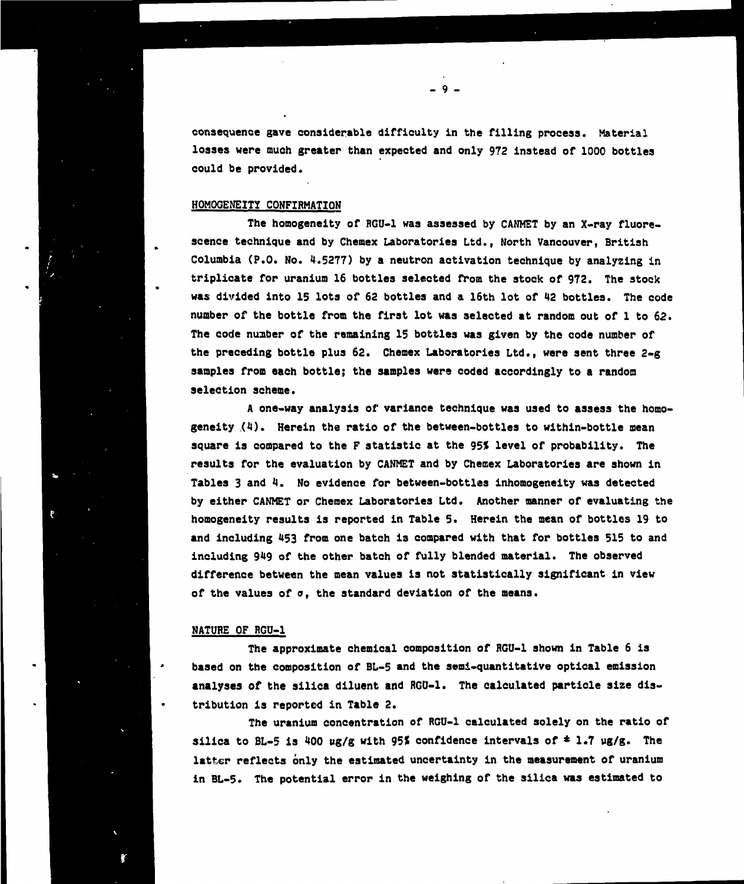consequence gave considerable difficulty in the filling process. Material losses were much greater than expected and only 972 instead of 1000 bottles could be provided.

## HOMOGENEITY CONFIRMATION

The homogeneity of RGU-1 was assessed by CANMET by an X-ray fluorescence technique and by Chemex Laboratories Ltd., North Vancouver, British Columbia (P.O. No. 4.5277) by a neutron activation technique by analyzing in triplicate for uranium 16 bottles selected from the stock of 972. The stock was divided into 15 lots of 62 bottles and a 16th lot of 42 bottles. The code number of the bottle from the first lot was selected at random out of 1 to 62. The code number of the remaining 15 bottles was given by the code number of the preceding bottle plus 62. Chemex Laboratories Ltd., were sent three 2-g samples from each bottle; the samples were coded accordingly to a random selection scheme.

A one-way analysis of variance technique was used to assess the homogeneity (4). Herein the ratio of the between-bottles to within-bottle mean square is compared to the F statistic at the 95% level of probability. The results for the evaluation by CANMET and by Chemex Laboratories are shown in Tables 3 and 4. No evidence for between-bottles inhomogeneity was detected by either CANMET or Chemex Laboratories Ltd. Another manner of evaluating the homogeneity results is reported in Table 5. Herein the mean of bottles 19 to and including 453 from one batch is compared with that for bottles 515 to and including 949 of the other batch of fully blended material. The observed difference between the mean values is not statistically significant in view of the values of $\sigma$, the standard deviation of the means.

## NATURE OF RGU-1

The approximate chemical composition of RGU-1 shown in Table 6 is based on the composition of BL-5 and the semi-quantitative optical emission analyses of the silica diluent and RGU-1. The calculated particle size distribution is reported in Table 2.

The uranium concentration of RGU-1 calculated solely on the ratio of silica to BL-5 is 400 µg/g with 95% confidence intervals of ± 1.7 µg/g. The latter reflects only the estimated uncertainty in the measurement of uranium in BL-5. The potential error in the weighing of the silica was estimated to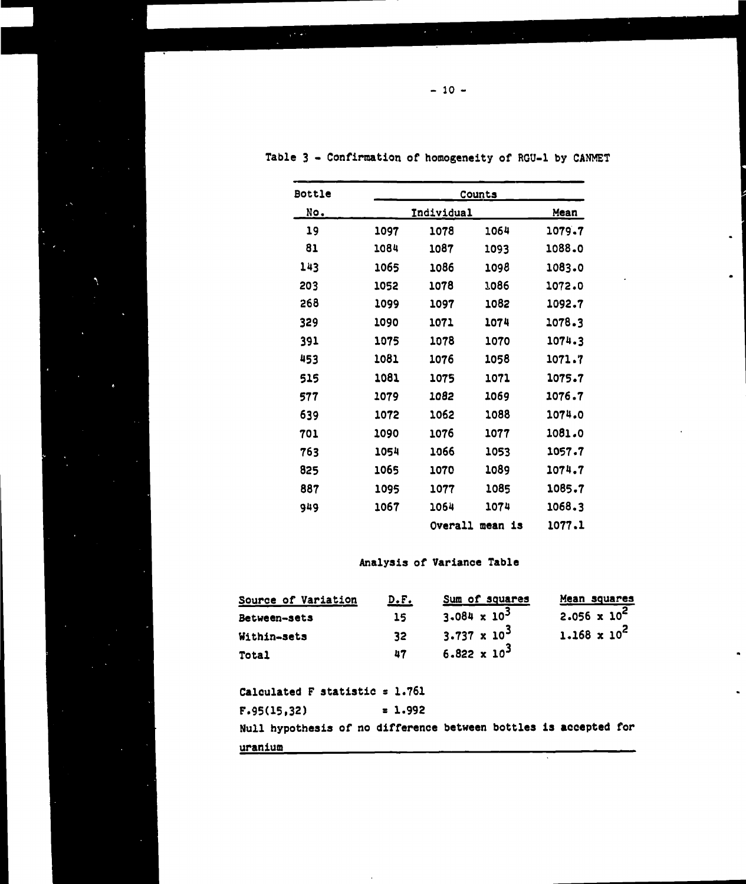Table 3 - Confirmation of homogeneity of RGU-1 by CANMET

| Bottle No. | Counts | | | |
|---|---|---|---|---|
| | Individual | | | Mean |
| 19 | 1097 | 1078 | 1064 | 1079.7 |
| 81 | 1084 | 1087 | 1093 | 1088.0 |
| 143 | 1065 | 1086 | 1098 | 1083.0 |
| 203 | 1052 | 1078 | 1086 | 1072.0 |
| 268 | 1099 | 1097 | 1082 | 1092.7 |
| 329 | 1090 | 1071 | 1074 | 1078.3 |
| 391 | 1075 | 1078 | 1070 | 1074.3 |
| 453 | 1081 | 1076 | 1058 | 1071.7 |
| 515 | 1081 | 1075 | 1071 | 1075.7 |
| 577 | 1079 | 1082 | 1069 | 1076.7 |
| 639 | 1072 | 1062 | 1088 | 1074.0 |
| 701 | 1090 | 1076 | 1077 | 1081.0 |
| 763 | 1054 | 1066 | 1053 | 1057.7 |
| 825 | 1065 | 1070 | 1089 | 1074.7 |
| 887 | 1095 | 1077 | 1085 | 1085.7 |
| 949 | 1067 | 1064 | 1074 | 1068.3 |
| | | Overall mean is | | 1077.1 |

Analysis of Variance Table

| Source of Variation | D.F. | Sum of squares | Mean squares |
|---|---|---|---|
| Between-sets | 15 | $3.084 \times 10^3$ | $2.056 \times 10^2$ |
| Within-sets | 32 | $3.737 \times 10^3$ | $1.168 \times 10^2$ |
| Total | 47 | $6.822 \times 10^3$ | |

Calculated F statistic = 1.761

$F_{.95}(15,32)$ = 1.992

Null hypothesis of no difference between bottles is accepted for uranium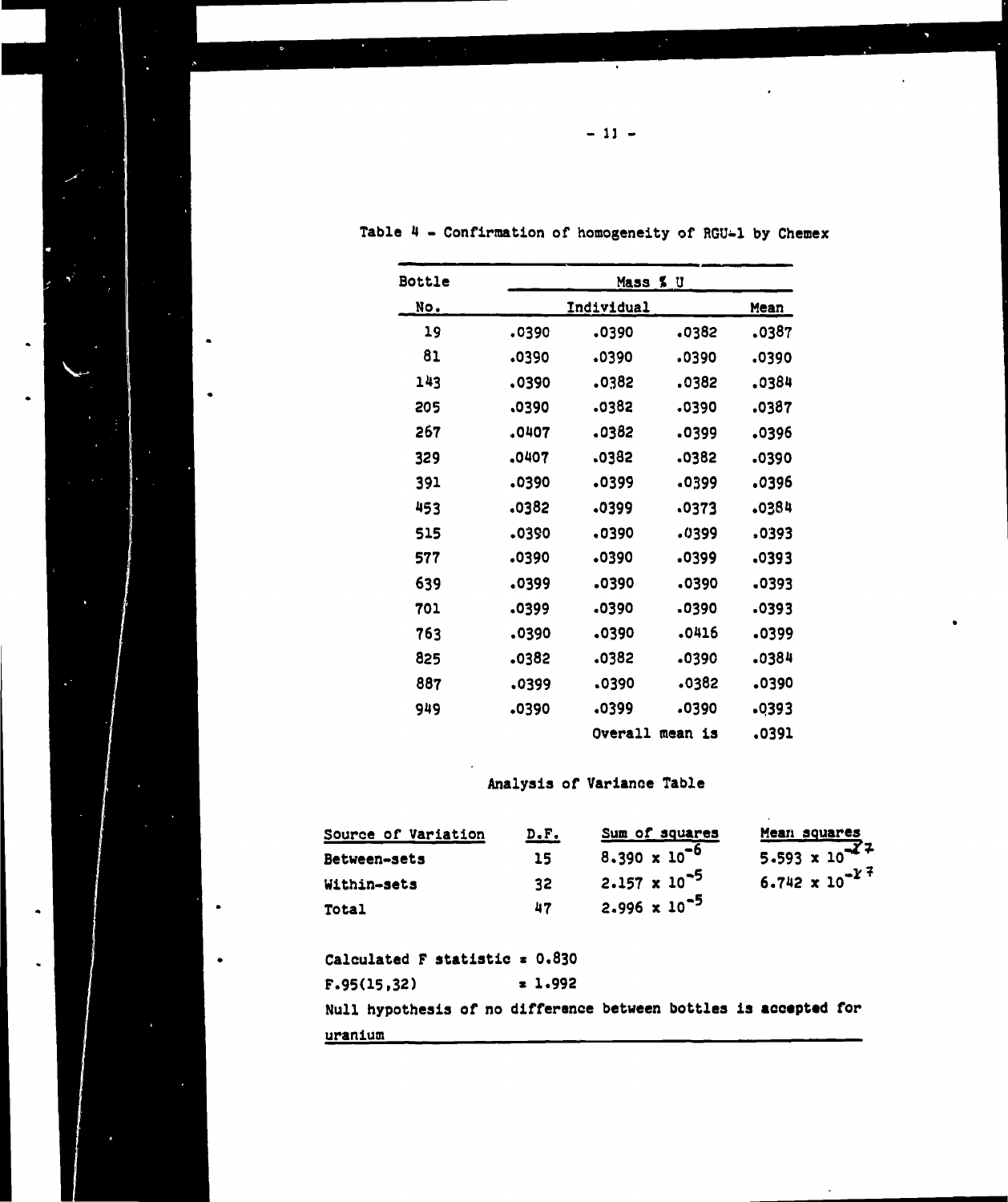Table 4 - Confirmation of homogeneity of RGU-1 by Chemex

| Bottle No. | Mass % U | | | |
|---|---|---|---|---|
| | Individual | | | Mean |
| 19 | .0390 | .0390 | .0382 | .0387 |
| 81 | .0390 | .0390 | .0390 | .0390 |
| 143 | .0390 | .0382 | .0382 | .0384 |
| 205 | .0390 | .0382 | .0390 | .0387 |
| 267 | .0407 | .0382 | .0399 | .0396 |
| 329 | .0407 | .0382 | .0382 | .0390 |
| 391 | .0390 | .0399 | .0399 | .0396 |
| 453 | .0382 | .0399 | .0373 | .0384 |
| 515 | .0390 | .0390 | .0399 | .0393 |
| 577 | .0390 | .0390 | .0399 | .0393 |
| 639 | .0399 | .0390 | .0390 | .0393 |
| 701 | .0399 | .0390 | .0390 | .0393 |
| 763 | .0390 | .0390 | .0416 | .0399 |
| 825 | .0382 | .0382 | .0390 | .0384 |
| 887 | .0399 | .0390 | .0382 | .0390 |
| 949 | .0390 | .0399 | .0390 | .0393 |
| | | Overall mean is | | .0391 |

Analysis of Variance Table

| Source of Variation | D.F. | Sum of squares | Mean squares |
|---|---|---|---|
| Between-sets | 15 | $8.390 \times 10^{-6}$ | $5.593 \times 10^{-7}$ |
| Within-sets | 32 | $2.157 \times 10^{-5}$ | $6.742 \times 10^{-7}$ |
| Total | 47 | $2.996 \times 10^{-5}$ | |

Calculated F statistic = 0.830

$F_{.95(15,32)}$ = 1.992

Null hypothesis of no difference between bottles is accepted for uranium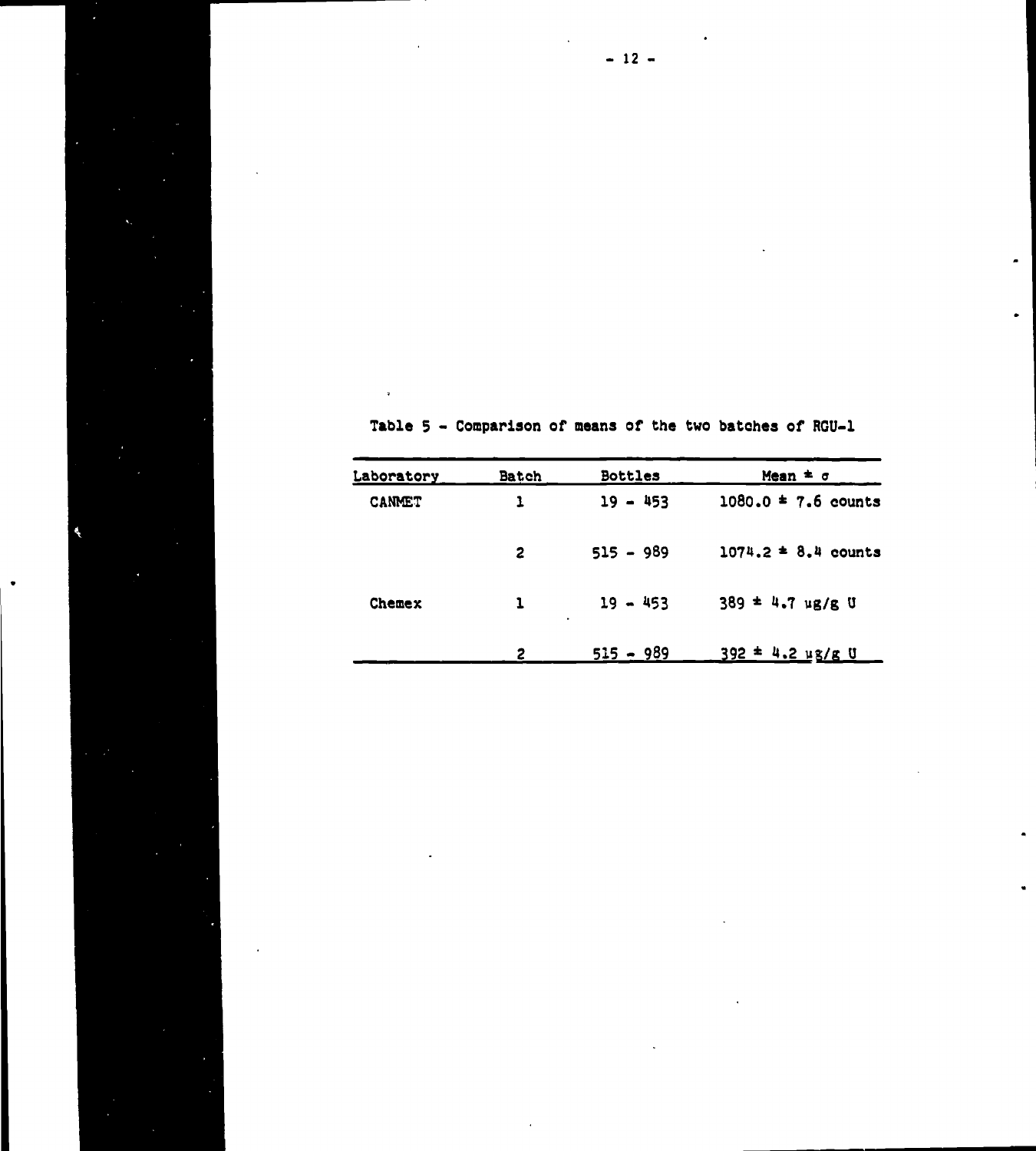Table 5 - Comparison of means of the two batches of RGU-1

| Laboratory | Batch | Bottles | Mean ± σ |
|---|---|---|---|
| CANMET | 1 | 19 - 453 | 1080.0 ± 7.6 counts |
| | 2 | 515 - 989 | 1074.2 ± 8.4 counts |
| Chemex | 1 | 19 - 453 | 389 ± 4.7 µg/g U |
| | 2 | 515 - 989 | 392 ± 4.2 µg/g U |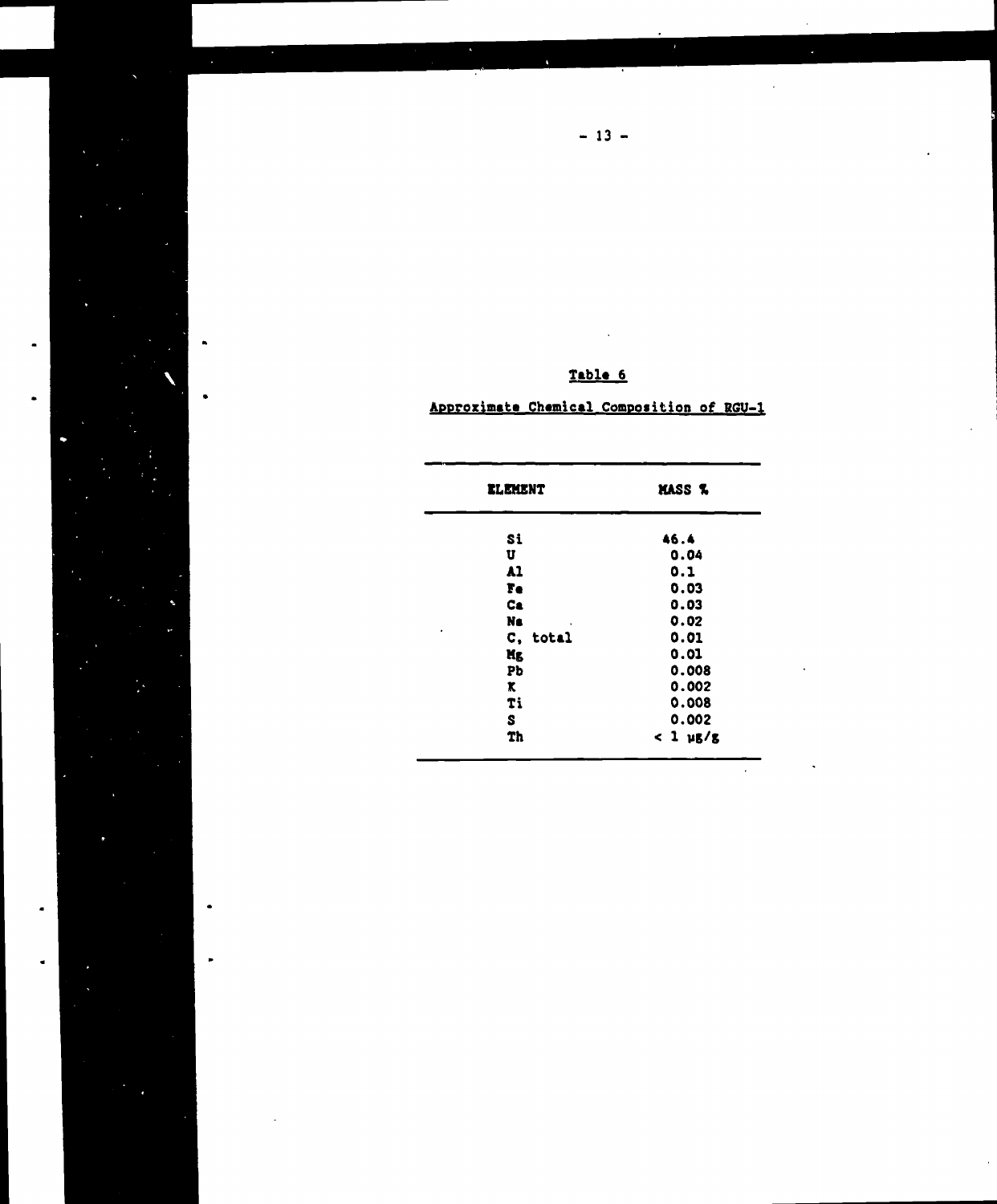Table 6

Approximate Chemical Composition of RGU-1

| ELEMENT | MASS % |
|---|---|
| Si | 46.4 |
| U | 0.04 |
| Al | 0.1 |
| Fe | 0.03 |
| Ca | 0.03 |
| Na | 0.02 |
| C, total | 0.01 |
| Mg | 0.01 |
| Pb | 0.008 |
| K | 0.002 |
| Ti | 0.008 |
| S | 0.002 |
| Th | < 1 μg/g |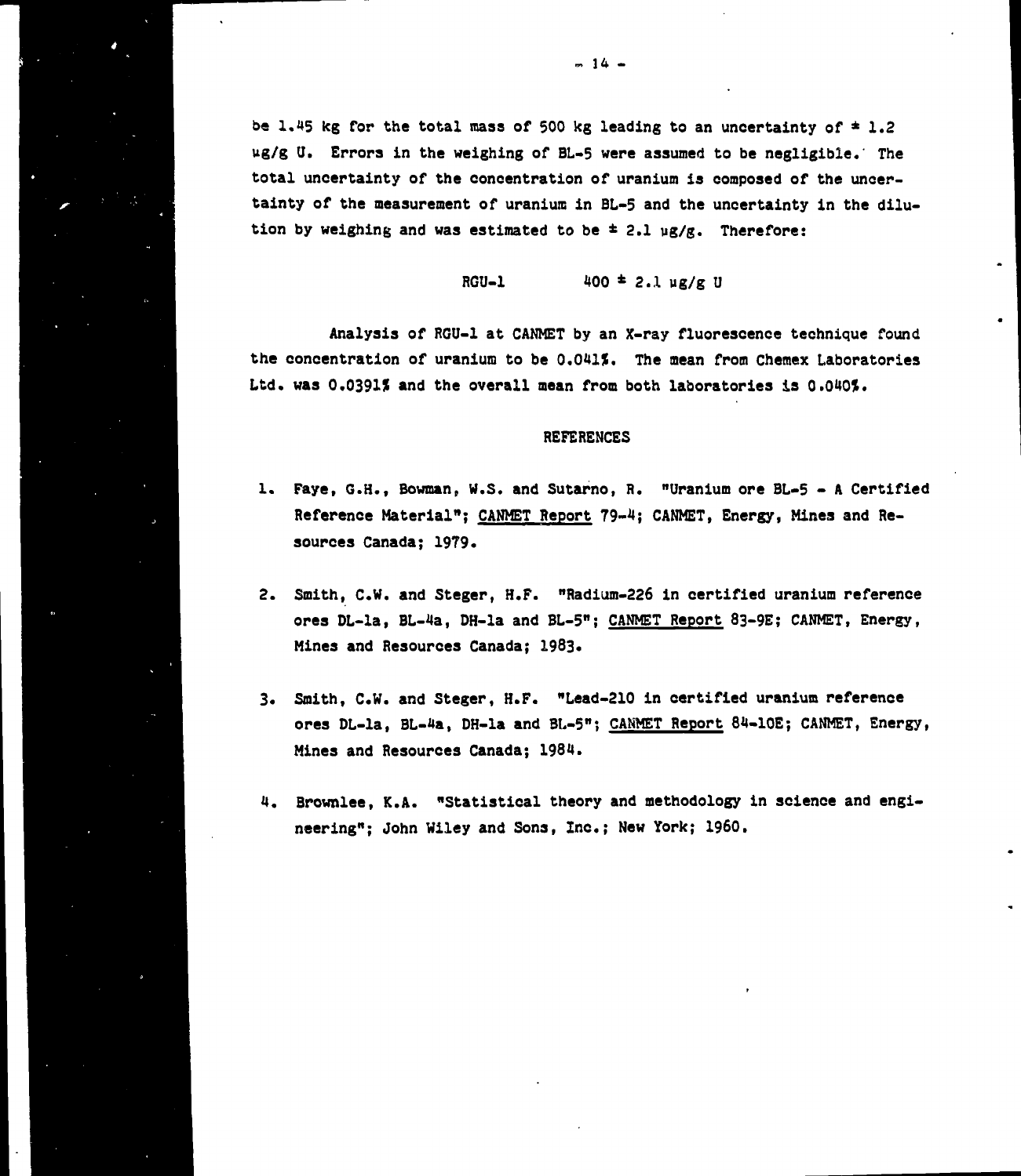be 1.45 kg for the total mass of 500 kg leading to an uncertainty of ± 1.2 µg/g U. Errors in the weighing of BL-5 were assumed to be negligible. The total uncertainty of the concentration of uranium is composed of the uncertainty of the measurement of uranium in BL-5 and the uncertainty in the dilution by weighing and was estimated to be ± 2.1 µg/g. Therefore:

RGU-1 $\quad$ 400 ± 2.1 µg/g U

Analysis of RGU-1 at CANMET by an X-ray fluorescence technique found the concentration of uranium to be 0.041%. The mean from Chemex Laboratories Ltd. was 0.0391% and the overall mean from both laboratories is 0.040%.

## REFERENCES

1. Faye, G.H., Bowman, W.S. and Sutarno, R. "Uranium ore BL-5 - A Certified Reference Material"; CANMET Report 79-4; CANMET, Energy, Mines and Resources Canada; 1979.

2. Smith, C.W. and Steger, H.F. "Radium-226 in certified uranium reference ores DL-1a, BL-4a, DH-1a and BL-5"; CANMET Report 83-9E; CANMET, Energy, Mines and Resources Canada; 1983.

3. Smith, C.W. and Steger, H.F. "Lead-210 in certified uranium reference ores DL-1a, BL-4a, DH-1a and BL-5"; CANMET Report 84-10E; CANMET, Energy, Mines and Resources Canada; 1984.

4. Brownlee, K.A. "Statistical theory and methodology in science and engineering"; John Wiley and Sons, Inc.; New York; 1960.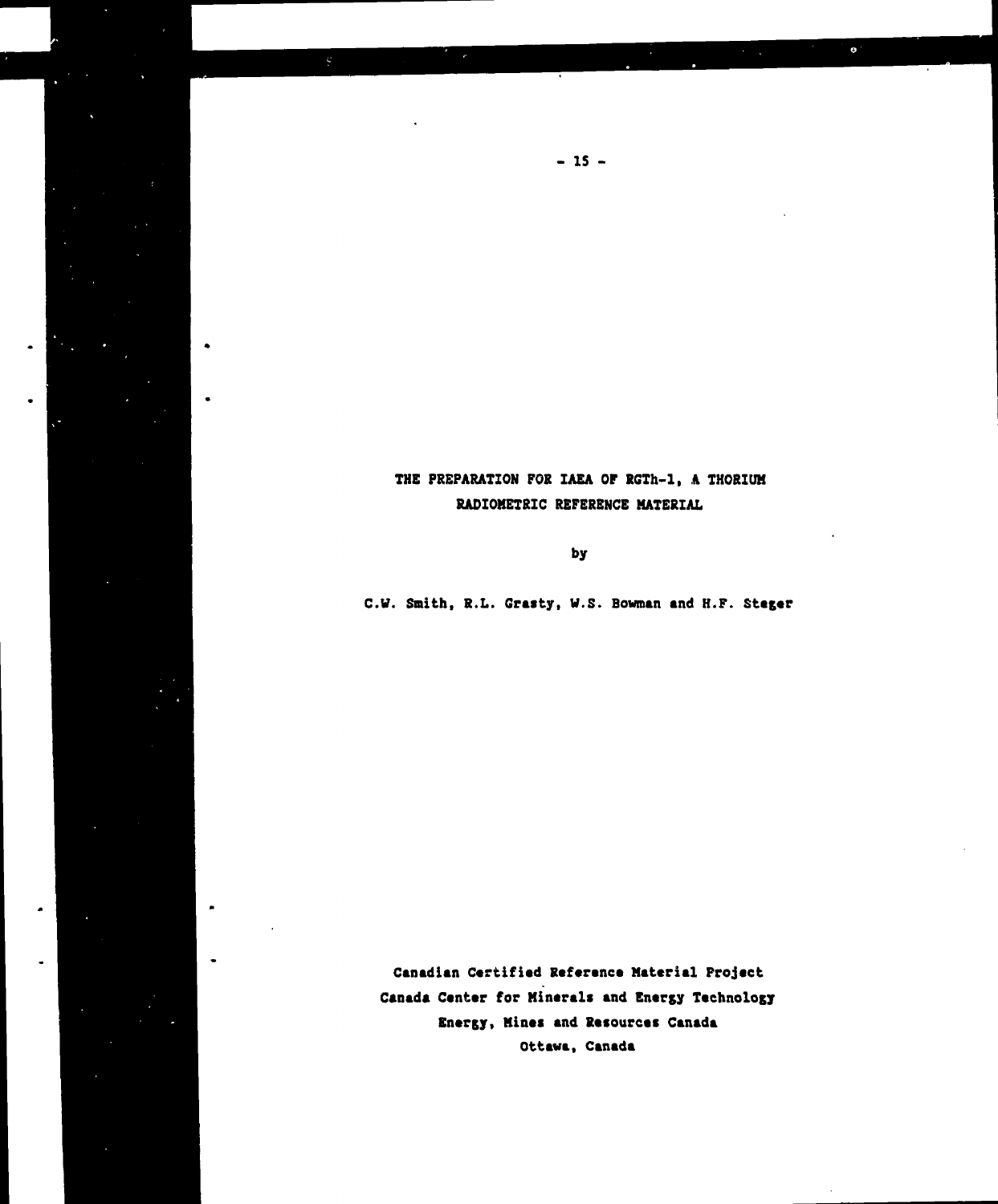# THE PREPARATION FOR IAEA OF RGTh-1, A THORIUM RADIOMETRIC REFERENCE MATERIAL

by

C.W. Smith, R.L. Grasty, W.S. Bowman and H.F. Steger

Canadian Certified Reference Material Project
Canada Center for Minerals and Energy Technology
Energy, Mines and Resources Canada
Ottawa, Canada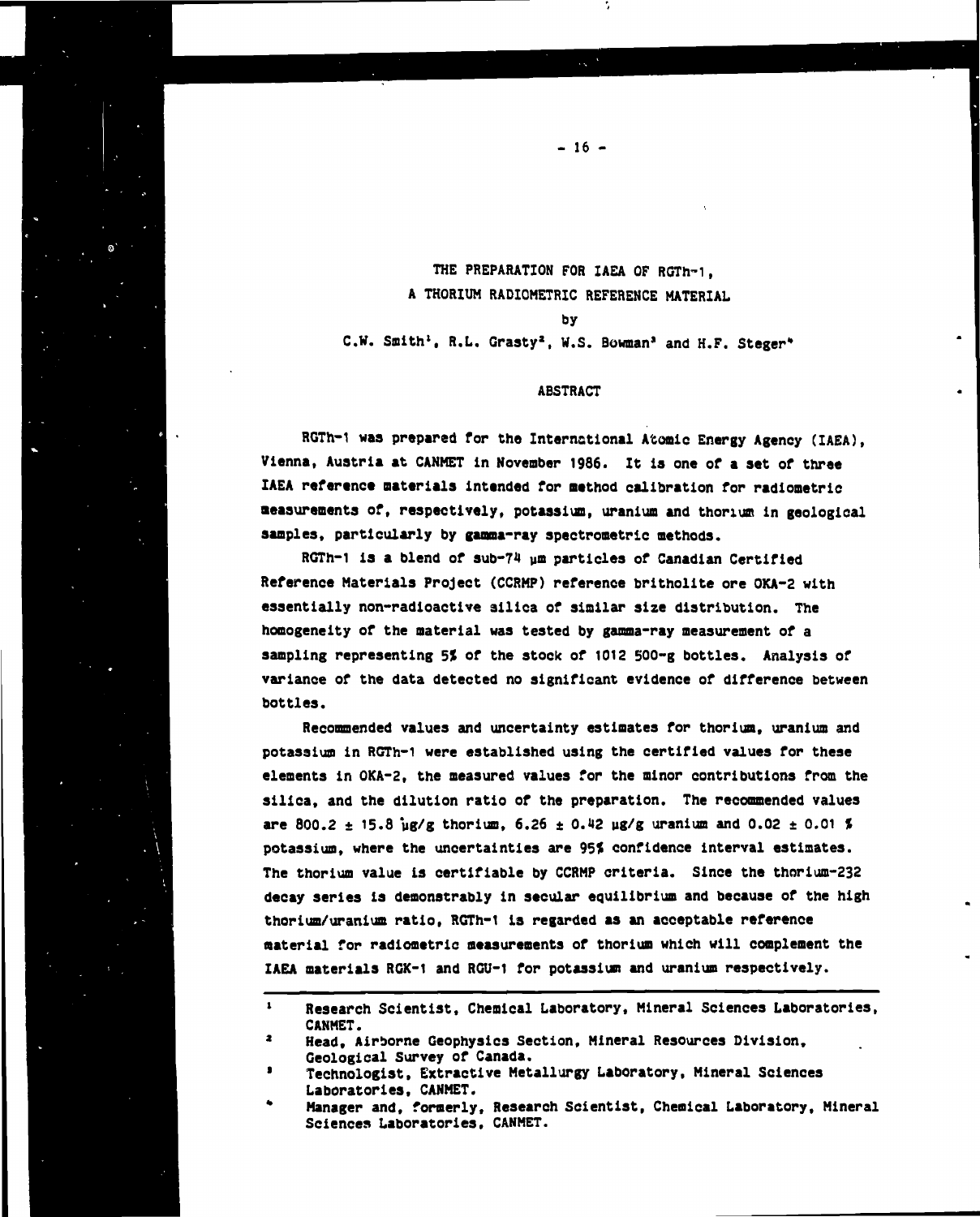# THE PREPARATION FOR IAEA OF RGTh-1, A THORIUM RADIOMETRIC REFERENCE MATERIAL

by

C.W. Smith[1], R.L. Grasty[2], W.S. Bowman[3] and H.F. Steger[4]

## ABSTRACT

RGTh-1 was prepared for the International Atomic Energy Agency (IAEA), Vienna, Austria at CANMET in November 1986. It is one of a set of three IAEA reference materials intended for method calibration for radiometric measurements of, respectively, potassium, uranium and thorium in geological samples, particularly by gamma-ray spectrometric methods.

RGTh-1 is a blend of sub-74 µm particles of Canadian Certified Reference Materials Project (CCRMP) reference britholite ore OKA-2 with essentially non-radioactive silica of similar size distribution. The homogeneity of the material was tested by gamma-ray measurement of a sampling representing 5% of the stock of 1012 500-g bottles. Analysis of variance of the data detected no significant evidence of difference between bottles.

Recommended values and uncertainty estimates for thorium, uranium and potassium in RGTh-1 were established using the certified values for these elements in OKA-2, the measured values for the minor contributions from the silica, and the dilution ratio of the preparation. The recommended values are 800.2 ± 15.8 µg/g thorium, 6.26 ± 0.42 µg/g uranium and 0.02 ± 0.01 % potassium, where the uncertainties are 95% confidence interval estimates. The thorium value is certifiable by CCRMP criteria. Since the thorium-232 decay series is demonstrably in secular equilibrium and because of the high thorium/uranium ratio, RGTh-1 is regarded as an acceptable reference material for radiometric measurements of thorium which will complement the IAEA materials RGK-1 and RGU-1 for potassium and uranium respectively.

---

[1] Research Scientist, Chemical Laboratory, Mineral Sciences Laboratories, CANMET.

[2] Head, Airborne Geophysics Section, Mineral Resources Division, Geological Survey of Canada.

[3] Technologist, Extractive Metallurgy Laboratory, Mineral Sciences Laboratories, CANMET.

[4] Manager and, formerly, Research Scientist, Chemical Laboratory, Mineral Sciences Laboratories, CANMET.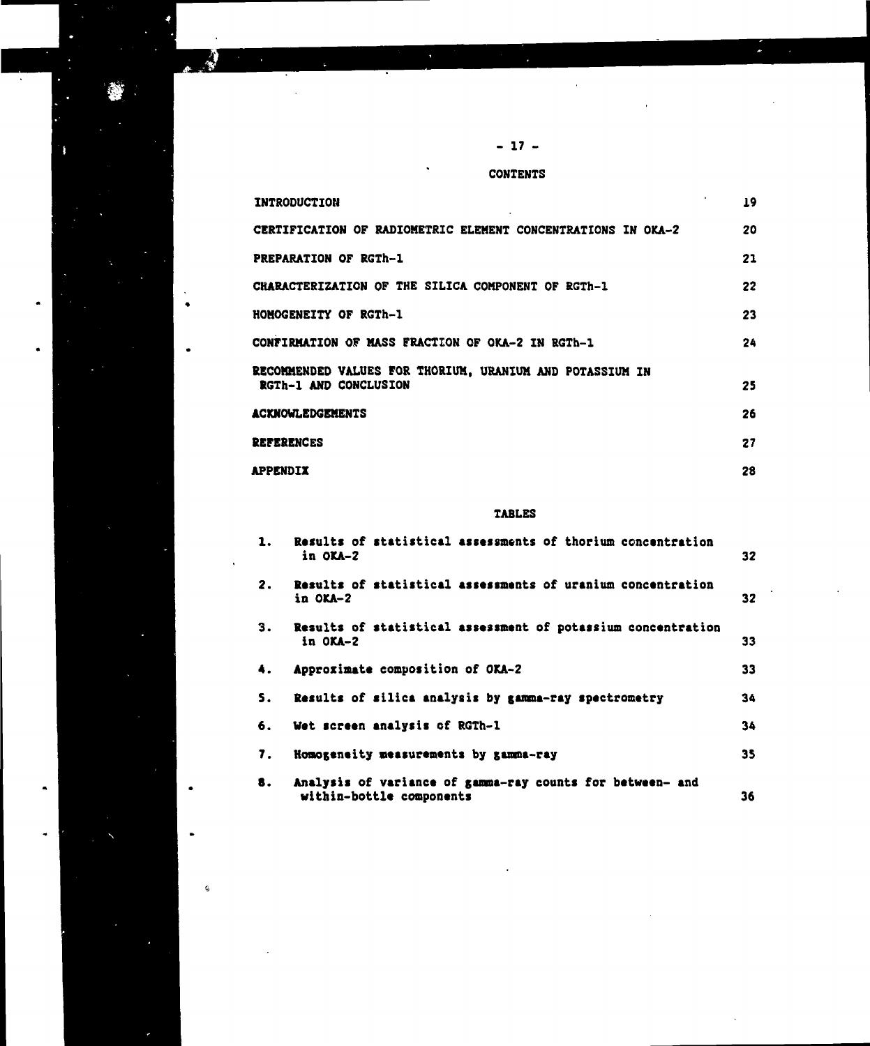## CONTENTS

| | |
|---|---|
| INTRODUCTION | 19 |
| CERTIFICATION OF RADIOMETRIC ELEMENT CONCENTRATIONS IN OKA-2 | 20 |
| PREPARATION OF RGTh-1 | 21 |
| CHARACTERIZATION OF THE SILICA COMPONENT OF RGTh-1 | 22 |
| HOMOGENEITY OF RGTh-1 | 23 |
| CONFIRMATION OF MASS FRACTION OF OKA-2 IN RGTh-1 | 24 |
| RECOMMENDED VALUES FOR THORIUM, URANIUM AND POTASSIUM IN RGTh-1 AND CONCLUSION | 25 |
| ACKNOWLEDGEMENTS | 26 |
| REFERENCES | 27 |
| APPENDIX | 28 |

## TABLES

| | | |
|---|---|---|
| 1. | Results of statistical assessments of thorium concentration in OKA-2 | 32 |
| 2. | Results of statistical assessments of uranium concentration in OKA-2 | 32 |
| 3. | Results of statistical assessment of potassium concentration in OKA-2 | 33 |
| 4. | Approximate composition of OKA-2 | 33 |
| 5. | Results of silica analysis by gamma-ray spectrometry | 34 |
| 6. | Wet screen analysis of RGTh-1 | 34 |
| 7. | Homogeneity measurements by gamma-ray | 35 |
| 8. | Analysis of variance of gamma-ray counts for between- and within-bottle components | 36 |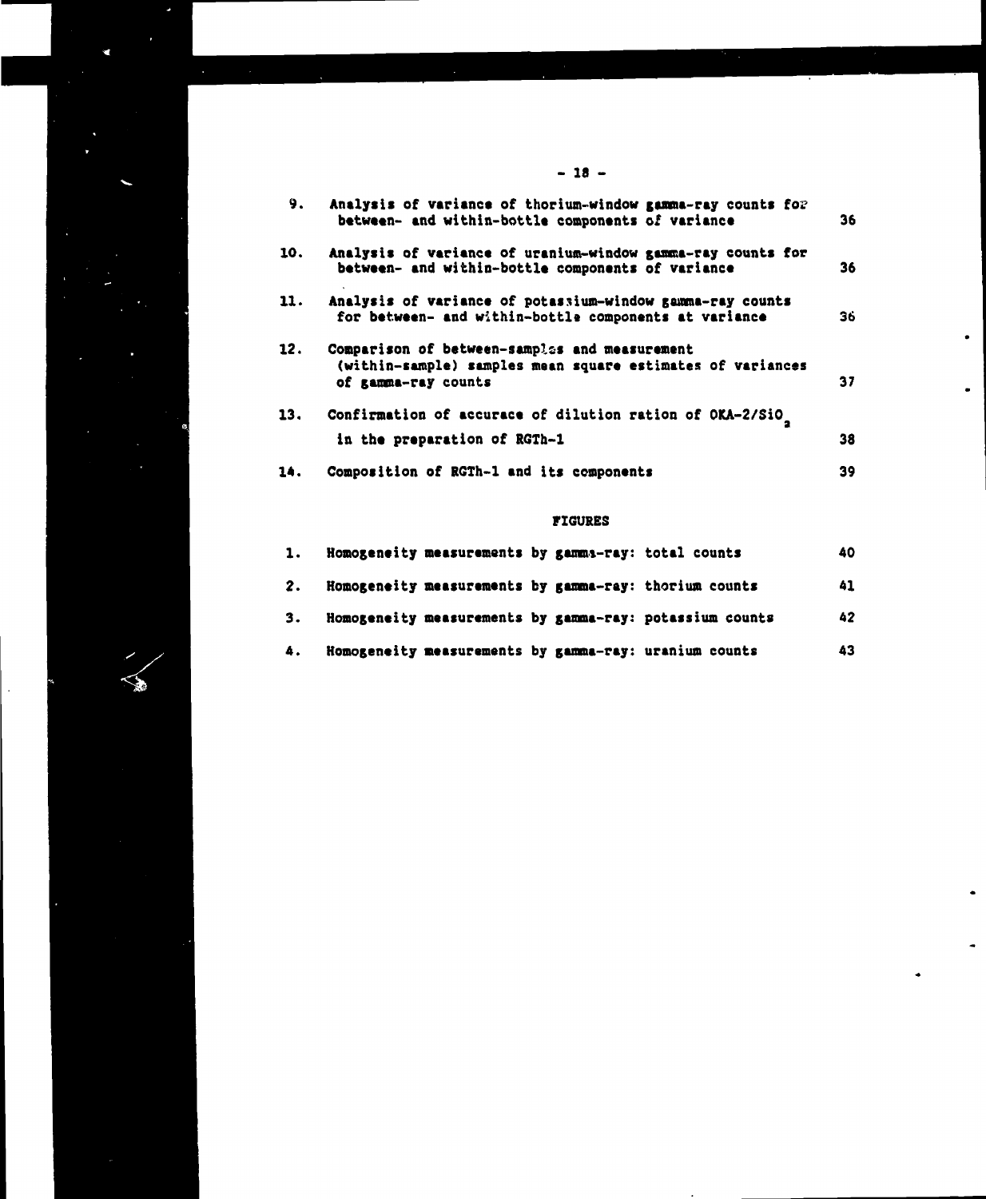| | | |
|---|---|---|
| 9. | Analysis of variance of thorium-window gamma-ray counts for between- and within-bottle components of variance | 36 |
| 10. | Analysis of variance of uranium-window gamma-ray counts for between- and within-bottle components of variance | 36 |
| 11. | Analysis of variance of potassium-window gamma-ray counts for between- and within-bottle components at variance | 36 |
| 12. | Comparison of between-samples and measurement (within-sample) samples mean square estimates of variances of gamma-ray counts | 37 |
| 13. | Confirmation of accurace of dilution ration of OKA-2/$SiO_2$ in the preparation of RGTh-1 | 38 |
| 14. | Composition of RGTh-1 and its components | 39 |

## FIGURES

| | | |
|---|---|---|
| 1. | Homogeneity measurements by gamma-ray: total counts | 40 |
| 2. | Homogeneity measurements by gamma-ray: thorium counts | 41 |
| 3. | Homogeneity measurements by gamma-ray: potassium counts | 42 |
| 4. | Homogeneity measurements by gamma-ray: uranium counts | 43 |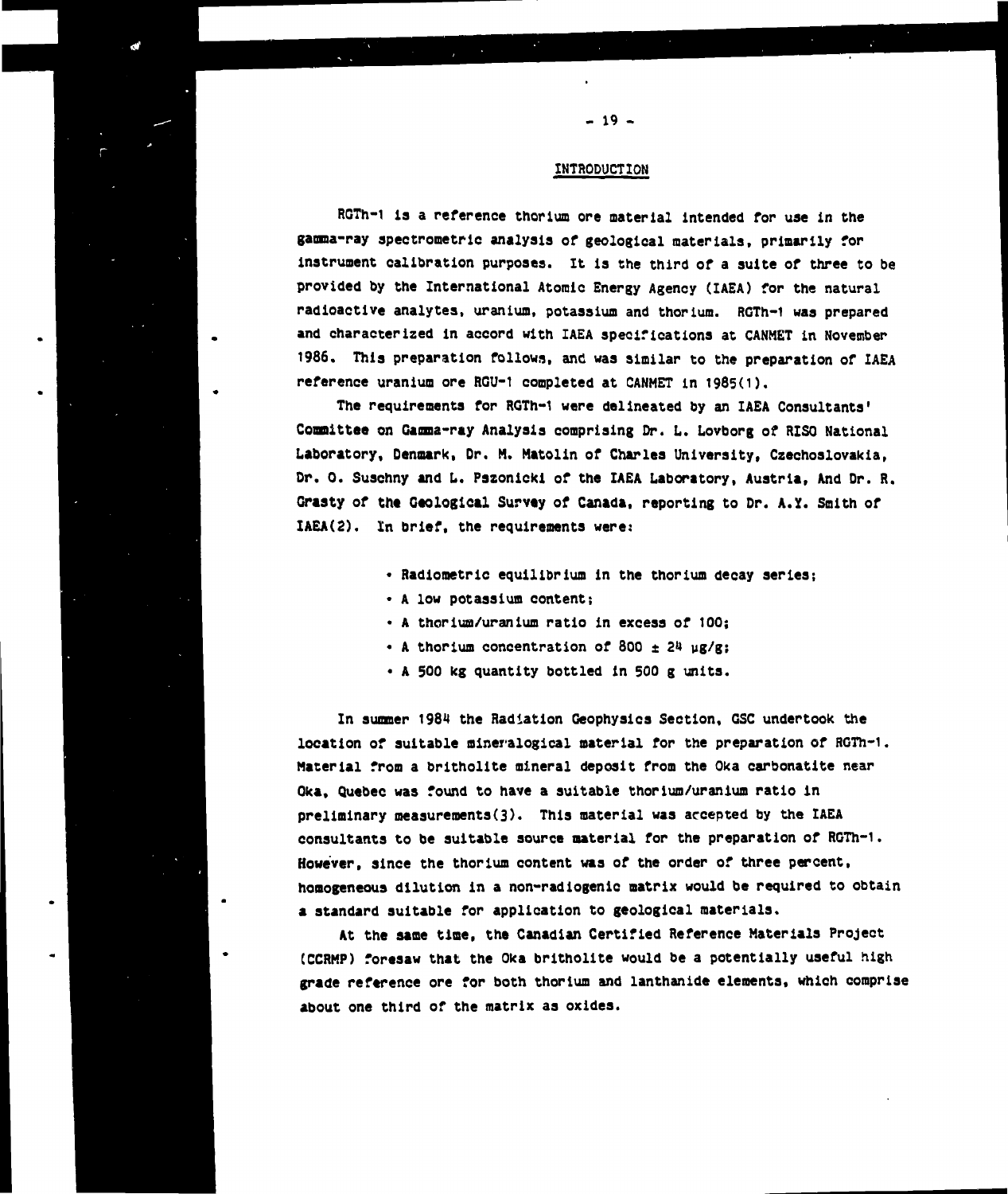## INTRODUCTION

RGTh-1 is a reference thorium ore material intended for use in the gamma-ray spectrometric analysis of geological materials, primarily for instrument calibration purposes. It is the third of a suite of three to be provided by the International Atomic Energy Agency (IAEA) for the natural radioactive analytes, uranium, potassium and thorium. RGTh-1 was prepared and characterized in accord with IAEA specifications at CANMET in November 1986. This preparation follows, and was similar to the preparation of IAEA reference uranium ore RGU-1 completed at CANMET in 1985(1).

The requirements for RGTh-1 were delineated by an IAEA Consultants' Committee on Gamma-ray Analysis comprising Dr. L. Lovborg of RISO National Laboratory, Denmark, Dr. M. Matolin of Charles University, Czechoslovakia, Dr. O. Suschny and L. Pszonicki of the IAEA Laboratory, Austria, And Dr. R. Grasty of the Geological Survey of Canada, reporting to Dr. A.Y. Smith of IAEA(2). In brief, the requirements were:

- Radiometric equilibrium in the thorium decay series;
- A low potassium content;
- A thorium/uranium ratio in excess of 100;
- A thorium concentration of 800 ± 24 µg/g;
- A 500 kg quantity bottled in 500 g units.

In summer 1984 the Radiation Geophysics Section, GSC undertook the location of suitable mineralogical material for the preparation of RGTh-1. Material from a britholite mineral deposit from the Oka carbonatite near Oka, Quebec was found to have a suitable thorium/uranium ratio in preliminary measurements(3). This material was accepted by the IAEA consultants to be suitable source material for the preparation of RGTh-1. However, since the thorium content was of the order of three percent, homogeneous dilution in a non-radiogenic matrix would be required to obtain a standard suitable for application to geological materials.

At the same time, the Canadian Certified Reference Materials Project (CCRMP) foresaw that the Oka britholite would be a potentially useful high grade reference ore for both thorium and lanthanide elements, which comprise about one third of the matrix as oxides.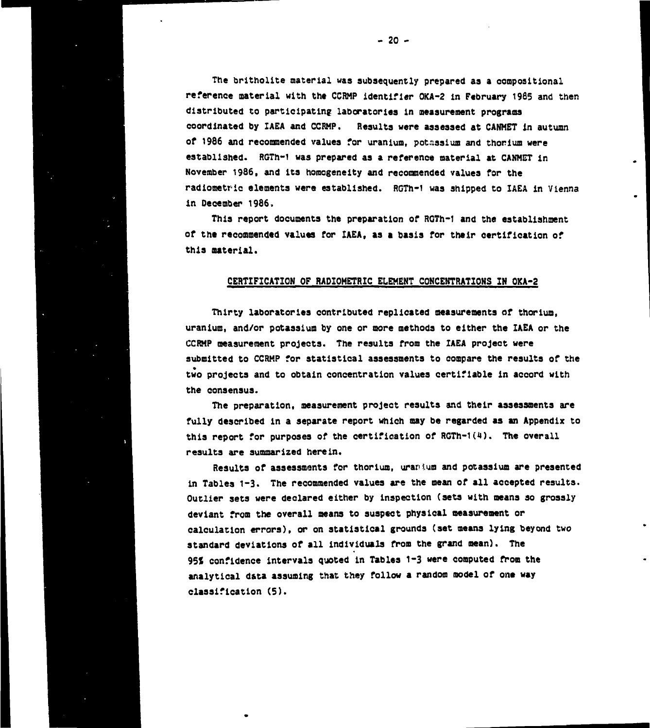The britholite material was subsequently prepared as a compositional reference material with the CCRMP identifier OKA-2 in February 1985 and then distributed to participating laboratories in measurement programs coordinated by IAEA and CCRMP. Results were assessed at CANMET in autumn of 1986 and recommended values for uranium, potassium and thorium were established. RGTh-1 was prepared as a reference material at CANMET in November 1986, and its homogeneity and recommended values for the radiometric elements were established. RGTh-1 was shipped to IAEA in Vienna in December 1986.

This report documents the preparation of RGTh-1 and the establishment of the recommended values for IAEA, as a basis for their certification of this material.

## CERTIFICATION OF RADIOMETRIC ELEMENT CONCENTRATIONS IN OKA-2

Thirty laboratories contributed replicated measurements of thorium, uranium, and/or potassium by one or more methods to either the IAEA or the CCRMP measurement projects. The results from the IAEA project were submitted to CCRMP for statistical assessments to compare the results of the two projects and to obtain concentration values certifiable in accord with the consensus.

The preparation, measurement project results and their assessments are fully described in a separate report which may be regarded as an Appendix to this report for purposes of the certification of RGTh-1(4). The overall results are summarized herein.

Results of assessments for thorium, uranium and potassium are presented in Tables 1-3. The recommended values are the mean of all accepted results. Outlier sets were declared either by inspection (sets with means so grossly deviant from the overall means to suspect physical measurement or calculation errors), or on statistical grounds (set means lying beyond two standard deviations of all individuals from the grand mean). The 95% confidence intervals quoted in Tables 1-3 were computed from the analytical data assuming that they follow a random model of one way classification (5).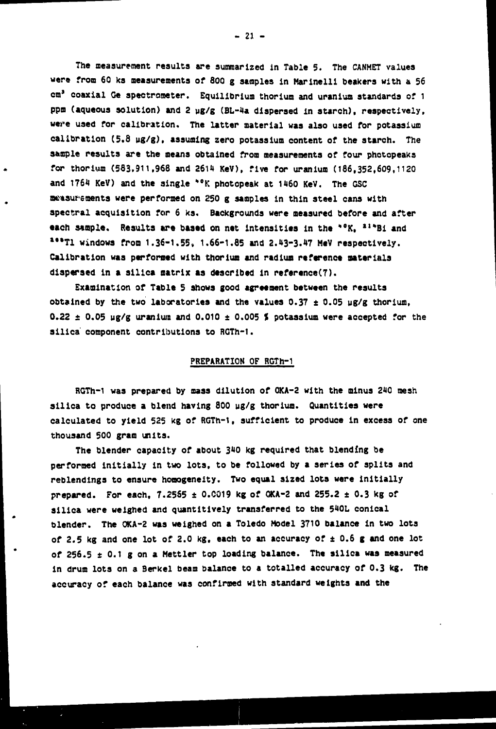The measurement results are summarized in Table 5. The CANMET values were from 60 ks measurements of 800 g samples in Marinelli beakers with a 56 $cm^3$ coaxial Ge spectrometer. Equilibrium thorium and uranium standards of 1 ppm (aqueous solution) and 2 µg/g (BL-4a dispersed in starch), respectively, were used for calibration. The latter material was also used for potassium calibration (5.8 µg/g), assuming zero potassium content of the starch. The sample results are the means obtained from measurements of four photopeaks for thorium (583,911,968 and 2614 KeV), five for uranium (186,352,609,1120 and 1764 KeV) and the single $^{40}K$ photopeak at 1460 KeV. The GSC measurements were performed on 250 g samples in thin steel cans with spectral acquisition for 6 ks. Backgrounds were measured before and after each sample. Results are based on net intensities in the $^{40}K$, $^{214}Bi$ and $^{208}Tl$ windows from 1.36-1.55, 1.66-1.85 and 2.43-3.47 MeV respectively. Calibration was performed with thorium and radium reference materials dispersed in a silica matrix as described in reference(7).

Examination of Table 5 shows good agreement between the results obtained by the two laboratories and the values 0.37 ± 0.05 µg/g thorium, 0.22 ± 0.05 µg/g uranium and 0.010 ± 0.005 % potassium were accepted for the silica component contributions to RGTh-1.

## PREPARATION OF RGTh-1

RGTh-1 was prepared by mass dilution of OKA-2 with the minus 240 mesh silica to produce a blend having 800 µg/g thorium. Quantities were calculated to yield 525 kg of RGTh-1, sufficient to produce in excess of one thousand 500 gram units.

The blender capacity of about 340 kg required that blending be performed initially in two lots, to be followed by a series of splits and reblendings to ensure homogeneity. Two equal sized lots were initially prepared. For each, 7.2565 ± 0.0019 kg of OKA-2 and 255.2 ± 0.3 kg of silica were weighed and quantitively transferred to the 540L conical blender. The OKA-2 was weighed on a Toledo Model 3710 balance in two lots of 2.5 kg and one lot of 2.0 kg, each to an accuracy of ± 0.6 g and one lot of 256.5 ± 0.1 g on a Mettler top loading balance. The silica was measured in drum lots on a Berkel beam balance to a totalled accuracy of 0.3 kg. The accuracy of each balance was confirmed with standard weights and the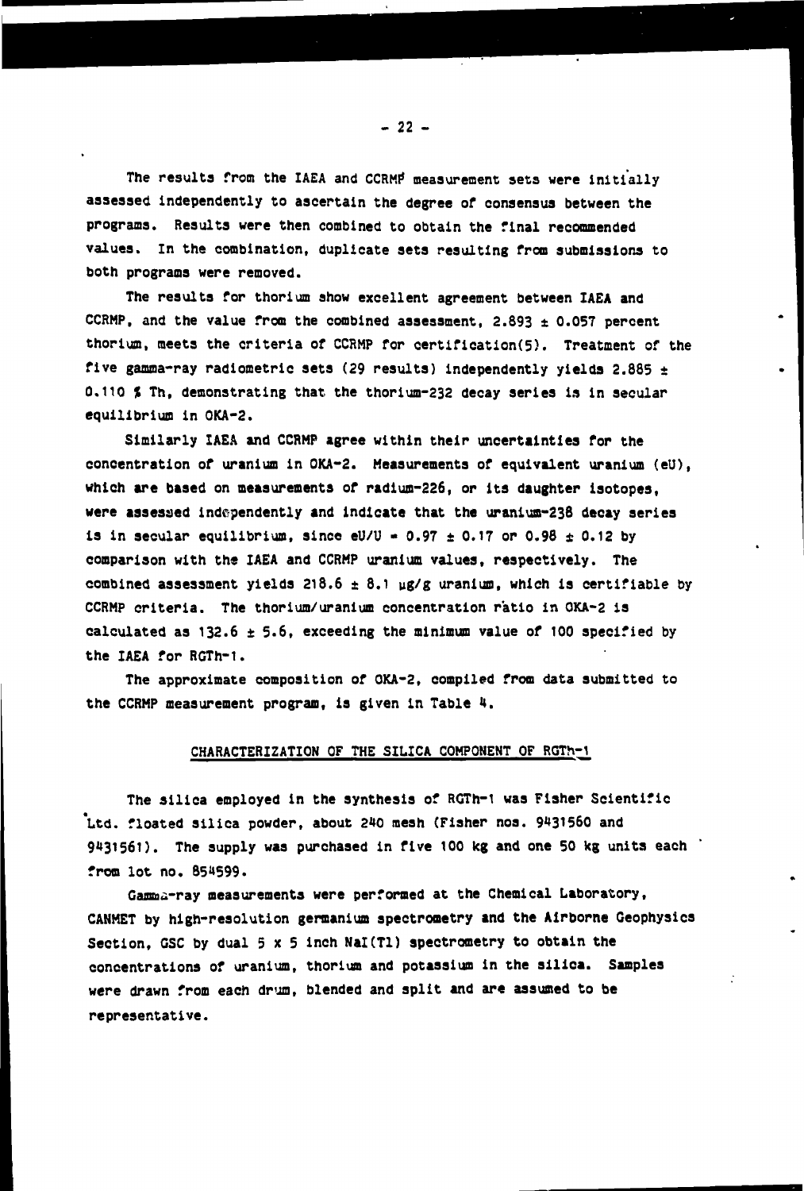The results from the IAEA and CCRMP measurement sets were initially assessed independently to ascertain the degree of consensus between the programs. Results were then combined to obtain the final recommended values. In the combination, duplicate sets resulting from submissions to both programs were removed.

The results for thorium show excellent agreement between IAEA and CCRMP, and the value from the combined assessment, 2.893 ± 0.057 percent thorium, meets the criteria of CCRMP for certification(5). Treatment of the five gamma-ray radiometric sets (29 results) independently yields 2.885 ± 0.110 % Th, demonstrating that the thorium-232 decay series is in secular equilibrium in OKA-2.

Similarly IAEA and CCRMP agree within their uncertainties for the concentration of uranium in OKA-2. Measurements of equivalent uranium (eU), which are based on measurements of radium-226, or its daughter isotopes, were assessed independently and indicate that the uranium-238 decay series is in secular equilibrium, since eU/U = 0.97 ± 0.17 or 0.98 ± 0.12 by comparison with the IAEA and CCRMP uranium values, respectively. The combined assessment yields 218.6 ± 8.1 µg/g uranium, which is certifiable by CCRMP criteria. The thorium/uranium concentration ratio in OKA-2 is calculated as 132.6 ± 5.6, exceeding the minimum value of 100 specified by the IAEA for RGTh-1.

The approximate composition of OKA-2, compiled from data submitted to the CCRMP measurement program, is given in Table 4.

## CHARACTERIZATION OF THE SILICA COMPONENT OF RGTh-1

The silica employed in the synthesis of RGTh-1 was Fisher Scientific Ltd. floated silica powder, about 240 mesh (Fisher nos. 9431560 and 9431561). The supply was purchased in five 100 kg and one 50 kg units each from lot no. 854599.

Gamma-ray measurements were performed at the Chemical Laboratory, CANMET by high-resolution germanium spectrometry and the Airborne Geophysics Section, GSC by dual 5 x 5 inch NaI(Tl) spectrometry to obtain the concentrations of uranium, thorium and potassium in the silica. Samples were drawn from each drum, blended and split and are assumed to be representative.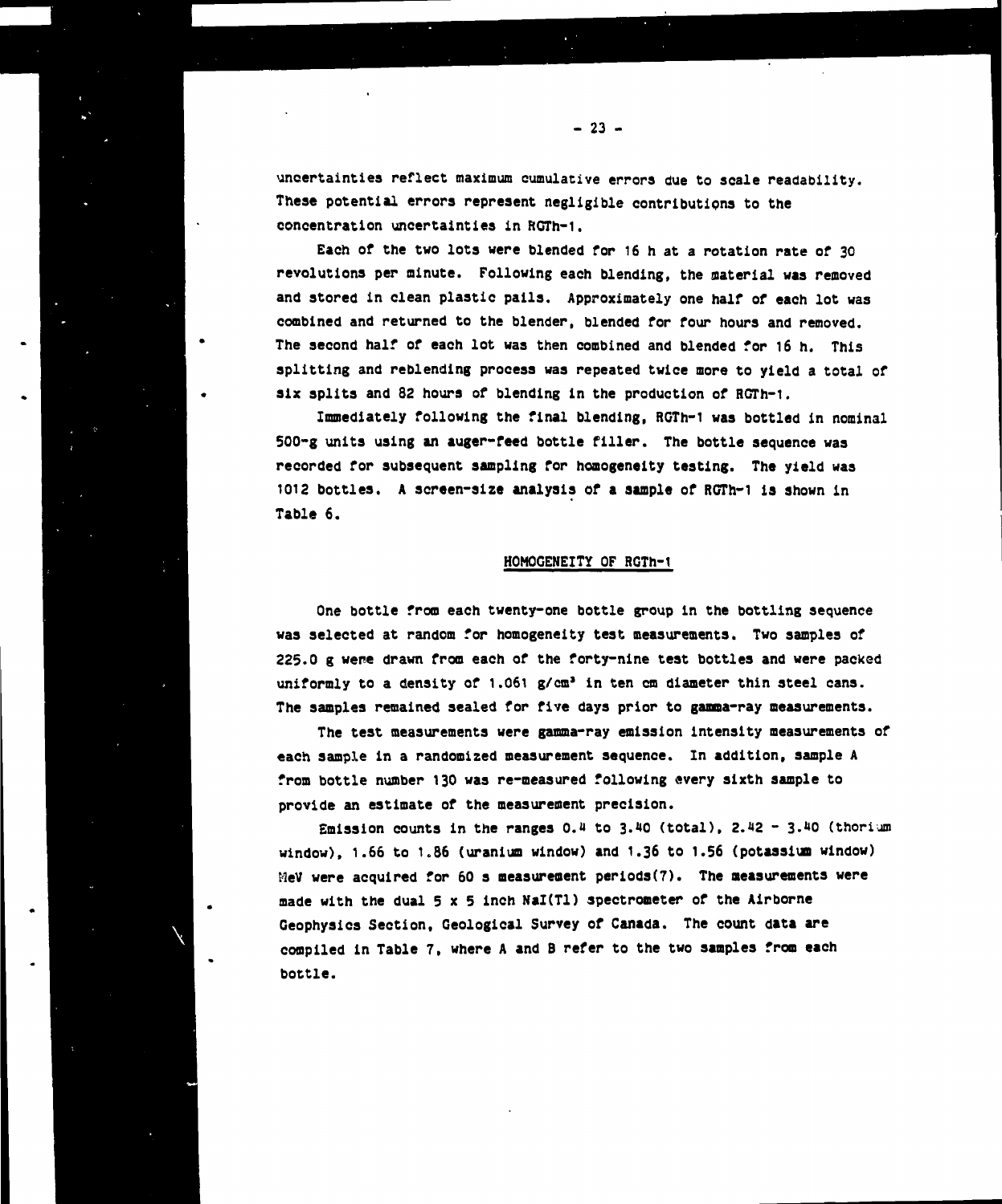uncertainties reflect maximum cumulative errors due to scale readability. These potential errors represent negligible contributions to the concentration uncertainties in RGTh-1.

Each of the two lots were blended for 16 h at a rotation rate of 30 revolutions per minute. Following each blending, the material was removed and stored in clean plastic pails. Approximately one half of each lot was combined and returned to the blender, blended for four hours and removed. The second half of each lot was then combined and blended for 16 h. This splitting and reblending process was repeated twice more to yield a total of six splits and 82 hours of blending in the production of RGTh-1.

Immediately following the final blending, RGTh-1 was bottled in nominal 500-g units using an auger-feed bottle filler. The bottle sequence was recorded for subsequent sampling for homogeneity testing. The yield was 1012 bottles. A screen-size analysis of a sample of RGTh-1 is shown in Table 6.

## HOMOGENEITY OF RGTh-1

One bottle from each twenty-one bottle group in the bottling sequence was selected at random for homogeneity test measurements. Two samples of 225.0 g were drawn from each of the forty-nine test bottles and were packed uniformly to a density of 1.061 g/cm³ in ten cm diameter thin steel cans. The samples remained sealed for five days prior to gamma-ray measurements.

The test measurements were gamma-ray emission intensity measurements of each sample in a randomized measurement sequence. In addition, sample A from bottle number 130 was re-measured following every sixth sample to provide an estimate of the measurement precision.

Emission counts in the ranges 0.4 to 3.40 (total), 2.42 - 3.40 (thorium window), 1.66 to 1.86 (uranium window) and 1.36 to 1.56 (potassium window) MeV were acquired for 60 s measurement periods(7). The measurements were made with the dual 5 x 5 inch NaI(Tl) spectrometer of the Airborne Geophysics Section, Geological Survey of Canada. The count data are compiled in Table 7, where A and B refer to the two samples from each bottle.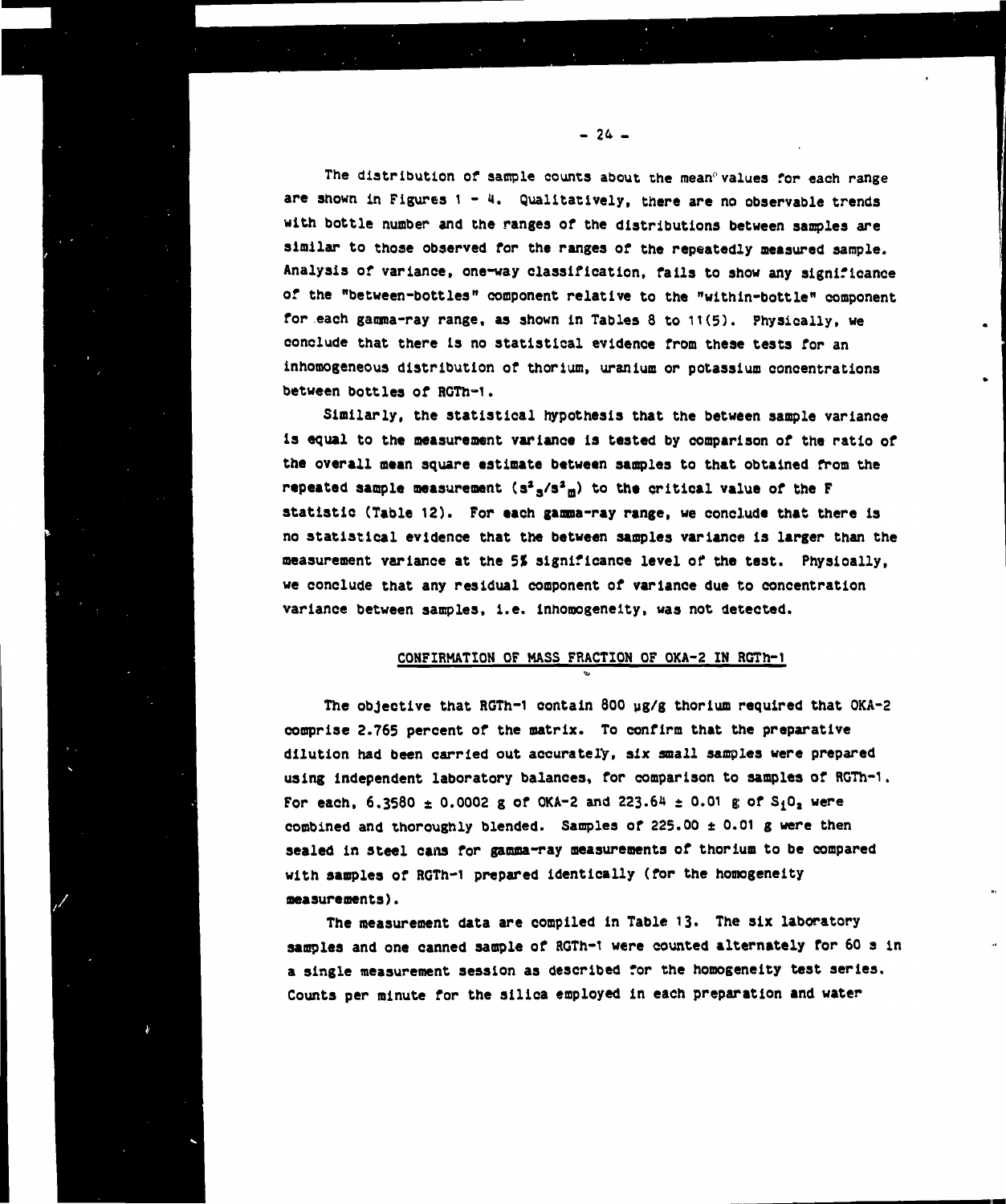The distribution of sample counts about the mean values for each range are shown in Figures 1 - 4. Qualitatively, there are no observable trends with bottle number and the ranges of the distributions between samples are similar to those observed for the ranges of the repeatedly measured sample. Analysis of variance, one-way classification, fails to show any significance of the "between-bottles" component relative to the "within-bottle" component for each gamma-ray range, as shown in Tables 8 to 11(5). Physically, we conclude that there is no statistical evidence from these tests for an inhomogeneous distribution of thorium, uranium or potassium concentrations between bottles of RGTh-1.

Similarly, the statistical hypothesis that the between sample variance is equal to the measurement variance is tested by comparison of the ratio of the overall mean square estimate between samples to that obtained from the repeated sample measurement ($s^2_s/s^2_m$) to the critical value of the F statistic (Table 12). For each gamma-ray range, we conclude that there is no statistical evidence that the between samples variance is larger than the measurement variance at the 5% significance level of the test. Physically, we conclude that any residual component of variance due to concentration variance between samples, i.e. inhomogeneity, was not detected.

## CONFIRMATION OF MASS FRACTION OF OKA-2 IN RGTh-1

The objective that RGTh-1 contain 800 µg/g thorium required that OKA-2 comprise 2.765 percent of the matrix. To confirm that the preparative dilution had been carried out accurately, six small samples were prepared using independent laboratory balances, for comparison to samples of RGTh-1. For each, 6.3580 ± 0.0002 g of OKA-2 and 223.64 ± 0.01 g of $SiO_2$ were combined and thoroughly blended. Samples of 225.00 ± 0.01 g were then sealed in steel cans for gamma-ray measurements of thorium to be compared with samples of RGTh-1 prepared identically (for the homogeneity measurements).

The measurement data are compiled in Table 13. The six laboratory samples and one canned sample of RGTh-1 were counted alternately for 60 s in a single measurement session as described for the homogeneity test series. Counts per minute for the silica employed in each preparation and water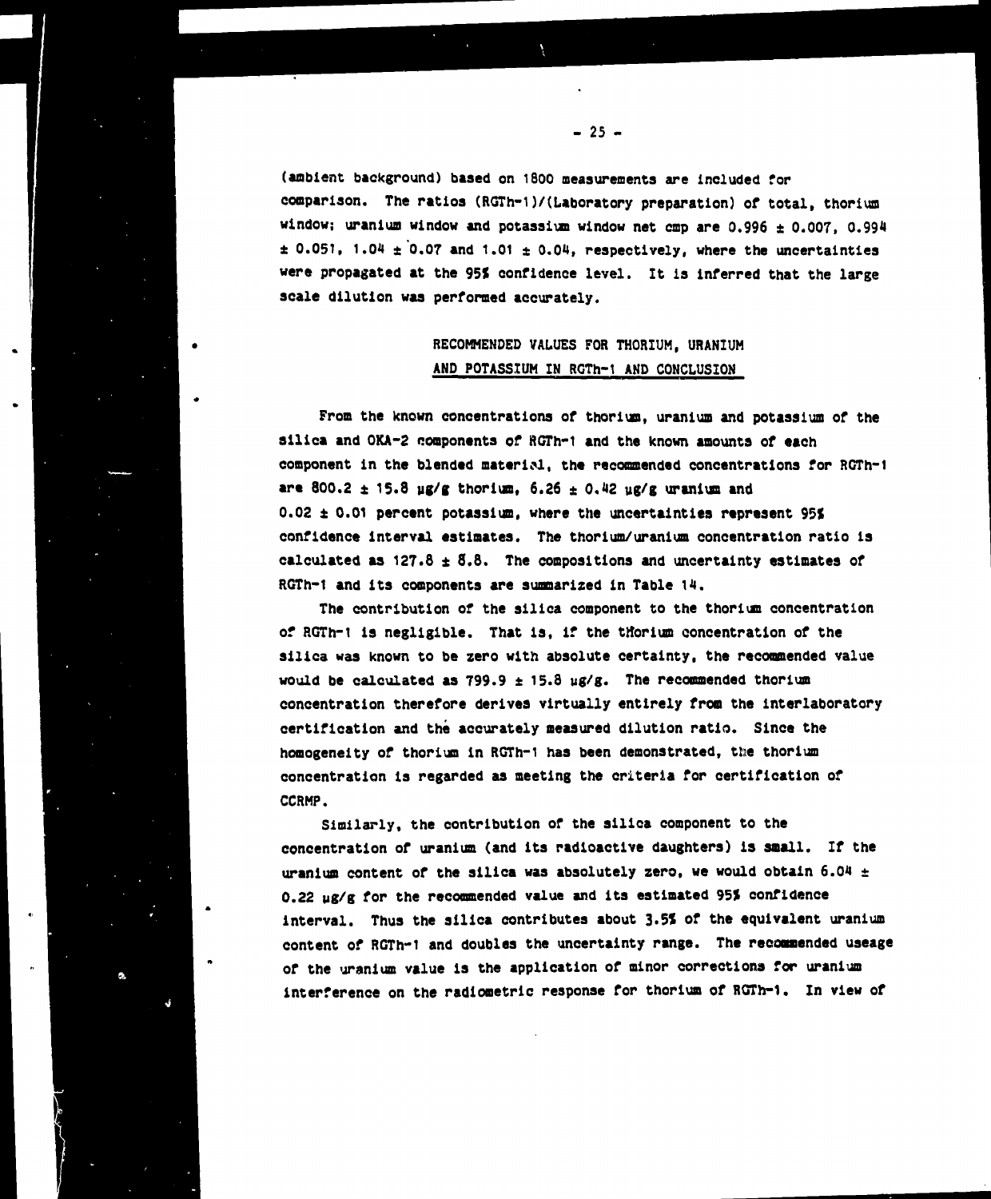(ambient background) based on 1800 measurements are included for comparison. The ratios (RGTh-1)/(Laboratory preparation) of total, thorium window; uranium window and potassium window net cmp are 0.996 ± 0.007, 0.994 ± 0.051, 1.04 ± 0.07 and 1.01 ± 0.04, respectively, where the uncertainties were propagated at the 95% confidence level. It is inferred that the large scale dilution was performed accurately.

## RECOMMENDED VALUES FOR THORIUM, URANIUM AND POTASSIUM IN RGTh-1 AND CONCLUSION

From the known concentrations of thorium, uranium and potassium of the silica and OKA-2 components of RGTh-1 and the known amounts of each component in the blended material, the recommended concentrations for RGTh-1 are 800.2 ± 15.8 µg/g thorium, 6.26 ± 0.42 µg/g uranium and 0.02 ± 0.01 percent potassium, where the uncertainties represent 95% confidence interval estimates. The thorium/uranium concentration ratio is calculated as 127.8 ± 8.8. The compositions and uncertainty estimates of RGTh-1 and its components are summarized in Table 14.

The contribution of the silica component to the thorium concentration of RGTh-1 is negligible. That is, if the thorium concentration of the silica was known to be zero with absolute certainty, the recommended value would be calculated as 799.9 ± 15.8 µg/g. The recommended thorium concentration therefore derives virtually entirely from the interlaboratory certification and the accurately measured dilution ratio. Since the homogeneity of thorium in RGTh-1 has been demonstrated, the thorium concentration is regarded as meeting the criteria for certification of CCRMP.

Similarly, the contribution of the silica component to the concentration of uranium (and its radioactive daughters) is small. If the uranium content of the silica was absolutely zero, we would obtain 6.04 ± 0.22 µg/g for the recommended value and its estimated 95% confidence interval. Thus the silica contributes about 3.5% of the equivalent uranium content of RGTh-1 and doubles the uncertainty range. The recommended useage of the uranium value is the application of minor corrections for uranium interference on the radiometric response for thorium of RGTh-1. In view of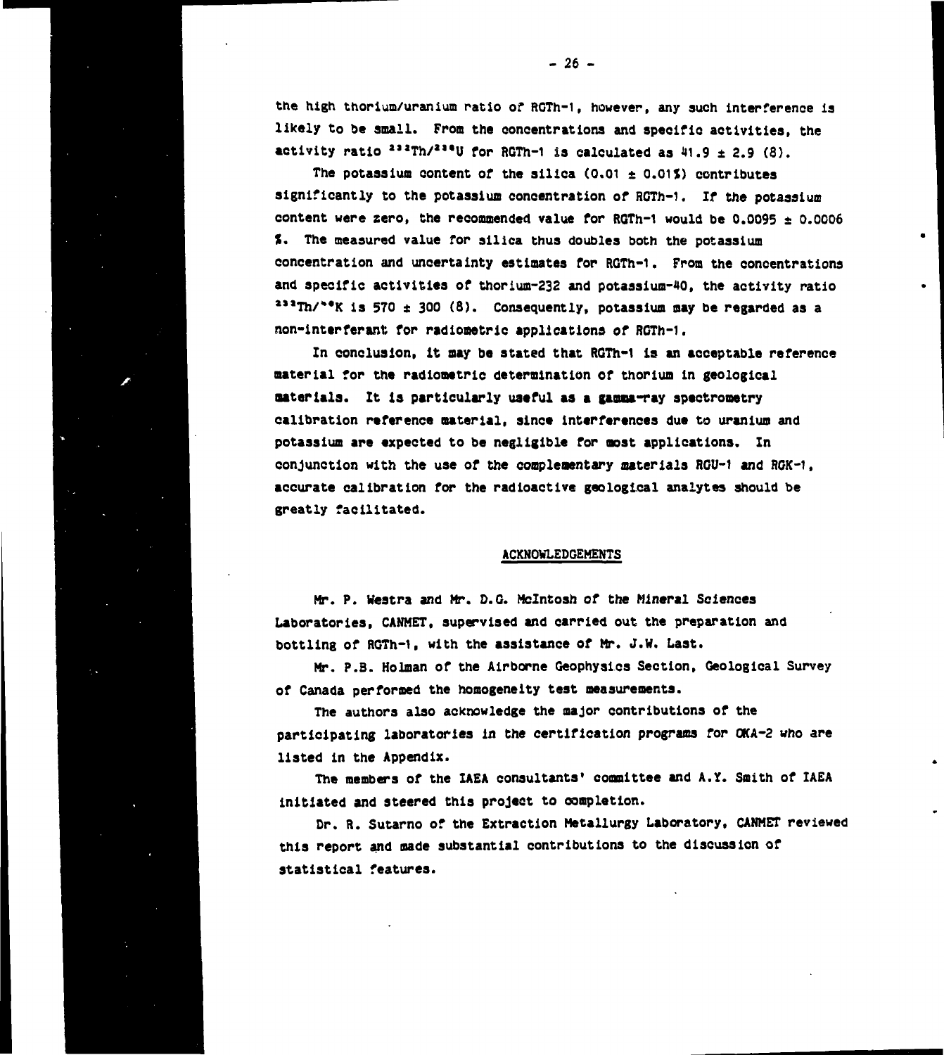the high thorium/uranium ratio of RGTh-1, however, any such interference is likely to be small. From the concentrations and specific activities, the activity ratio $^{232}Th/^{238}U$ for RGTh-1 is calculated as 41.9 ± 2.9 (8).

The potassium content of the silica (0.01 ± 0.01%) contributes significantly to the potassium concentration of RGTh-1. If the potassium content were zero, the recommended value for RGTh-1 would be 0.0095 ± 0.0006 %. The measured value for silica thus doubles both the potassium concentration and uncertainty estimates for RGTh-1. From the concentrations and specific activities of thorium-232 and potassium-40, the activity ratio $^{232}Th/^{40}K$ is 570 ± 300 (8). Consequently, potassium may be regarded as a non-interferant for radiometric applications of RGTh-1.

In conclusion, it may be stated that RGTh-1 is an acceptable reference material for the radiometric determination of thorium in geological materials. It is particularly useful as a gamma-ray spectrometry calibration reference material, since interferences due to uranium and potassium are expected to be negligible for most applications. In conjunction with the use of the complementary materials RGU-1 and RGK-1, accurate calibration for the radioactive geological analytes should be greatly facilitated.

## ACKNOWLEDGEMENTS

Mr. P. Westra and Mr. D.G. McIntosh of the Mineral Sciences Laboratories, CANMET, supervised and carried out the preparation and bottling of RGTh-1, with the assistance of Mr. J.W. Last.

Mr. P.B. Holman of the Airborne Geophysics Section, Geological Survey of Canada performed the homogeneity test measurements.

The authors also acknowledge the major contributions of the participating laboratories in the certification programs for OKA-2 who are listed in the Appendix.

The members of the IAEA consultants' committee and A.Y. Smith of IAEA initiated and steered this project to completion.

Dr. R. Sutarno of the Extraction Metallurgy Laboratory, CANMET reviewed this report and made substantial contributions to the discussion of statistical features.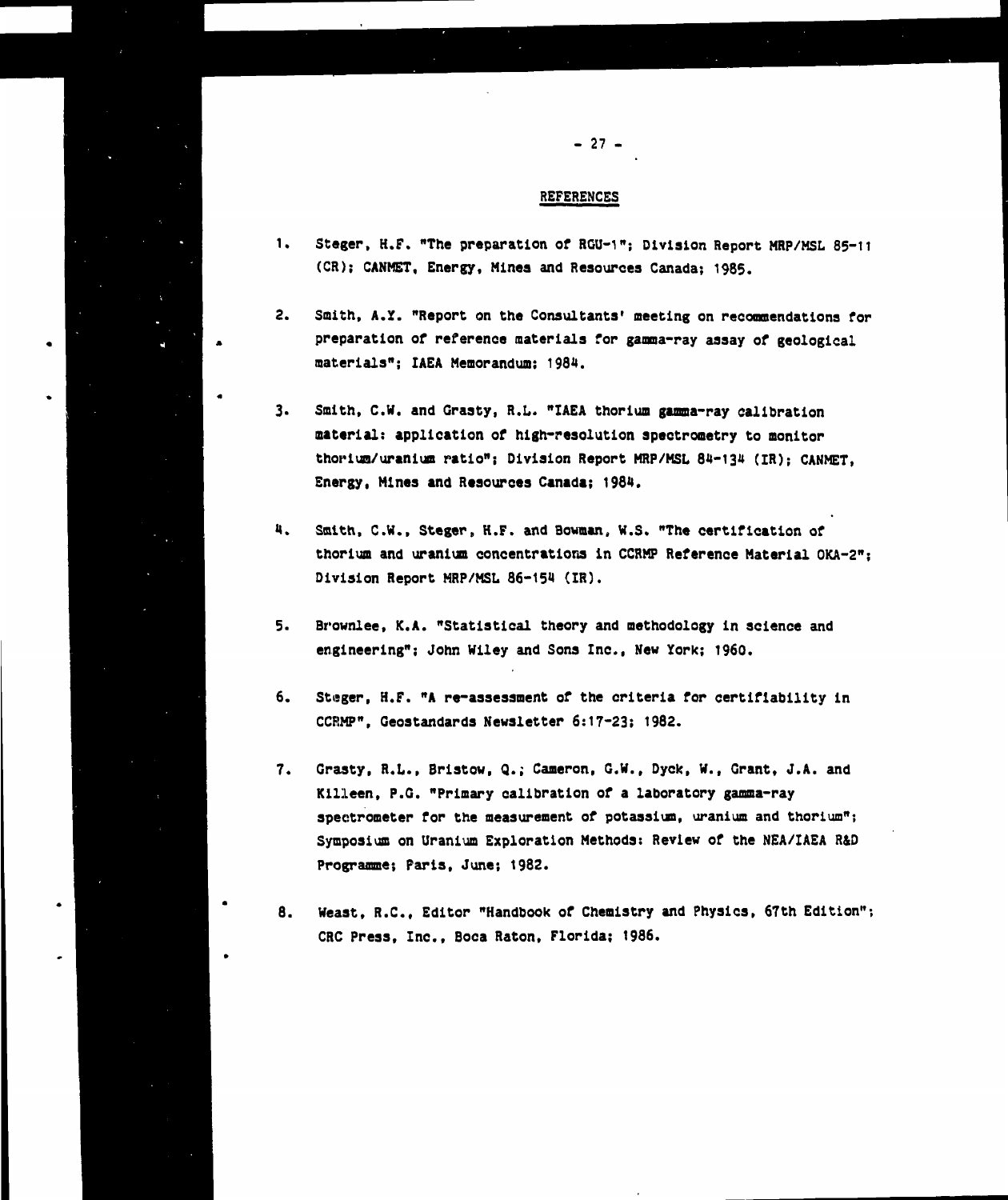## REFERENCES

1. Steger, H.F. "The preparation of RGU-1"; Division Report MRP/MSL 85-11 (CR); CANMET, Energy, Mines and Resources Canada; 1985.

2. Smith, A.Y. "Report on the Consultants' meeting on recommendations for preparation of reference materials for gamma-ray assay of geological materials"; IAEA Memorandum; 1984.

3. Smith, C.W. and Grasty, R.L. "IAEA thorium gamma-ray calibration material: application of high-resolution spectrometry to monitor thorium/uranium ratio"; Division Report MRP/MSL 84-134 (IR); CANMET, Energy, Mines and Resources Canada; 1984.

4. Smith, C.W., Steger, H.F. and Bowman, W.S. "The certification of thorium and uranium concentrations in CCRMP Reference Material OKA-2"; Division Report MRP/MSL 86-154 (IR).

5. Brownlee, K.A. "Statistical theory and methodology in science and engineering"; John Wiley and Sons Inc., New York; 1960.

6. Steger, H.F. "A re-assessment of the criteria for certifiability in CCRMP", Geostandards Newsletter 6:17-23; 1982.

7. Grasty, R.L., Bristow, Q.; Cameron, G.W., Dyck, W., Grant, J.A. and Killeen, P.G. "Primary calibration of a laboratory gamma-ray spectrometer for the measurement of potassium, uranium and thorium"; Symposium on Uranium Exploration Methods: Review of the NEA/IAEA R&D Programme; Paris, June; 1982.

8. Weast, R.C., Editor "Handbook of Chemistry and Physics, 67th Edition"; CRC Press, Inc., Boca Raton, Florida; 1986.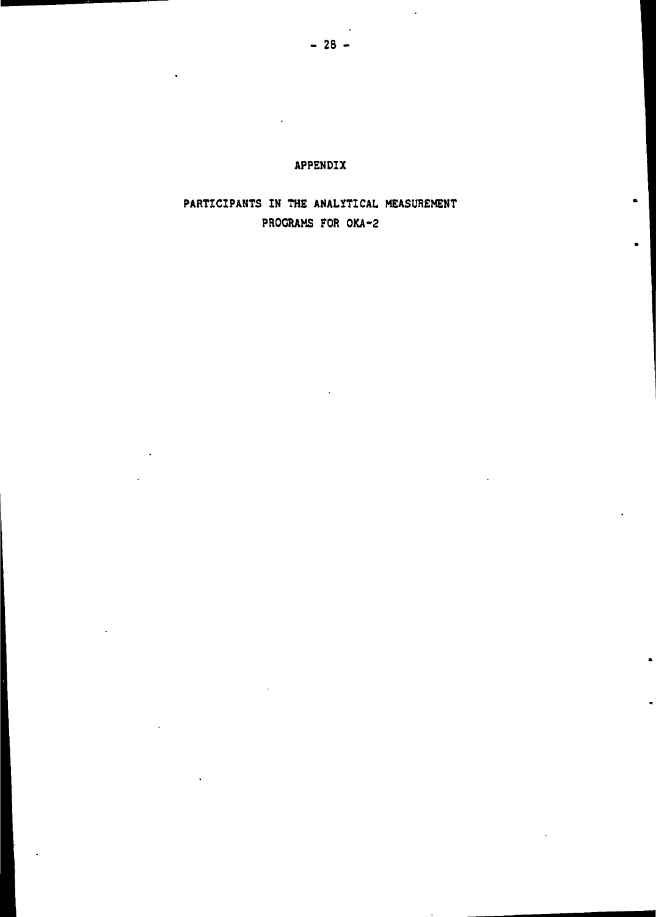# APPENDIX

## PARTICIPANTS IN THE ANALYTICAL MEASUREMENT PROGRAMS FOR OKA-2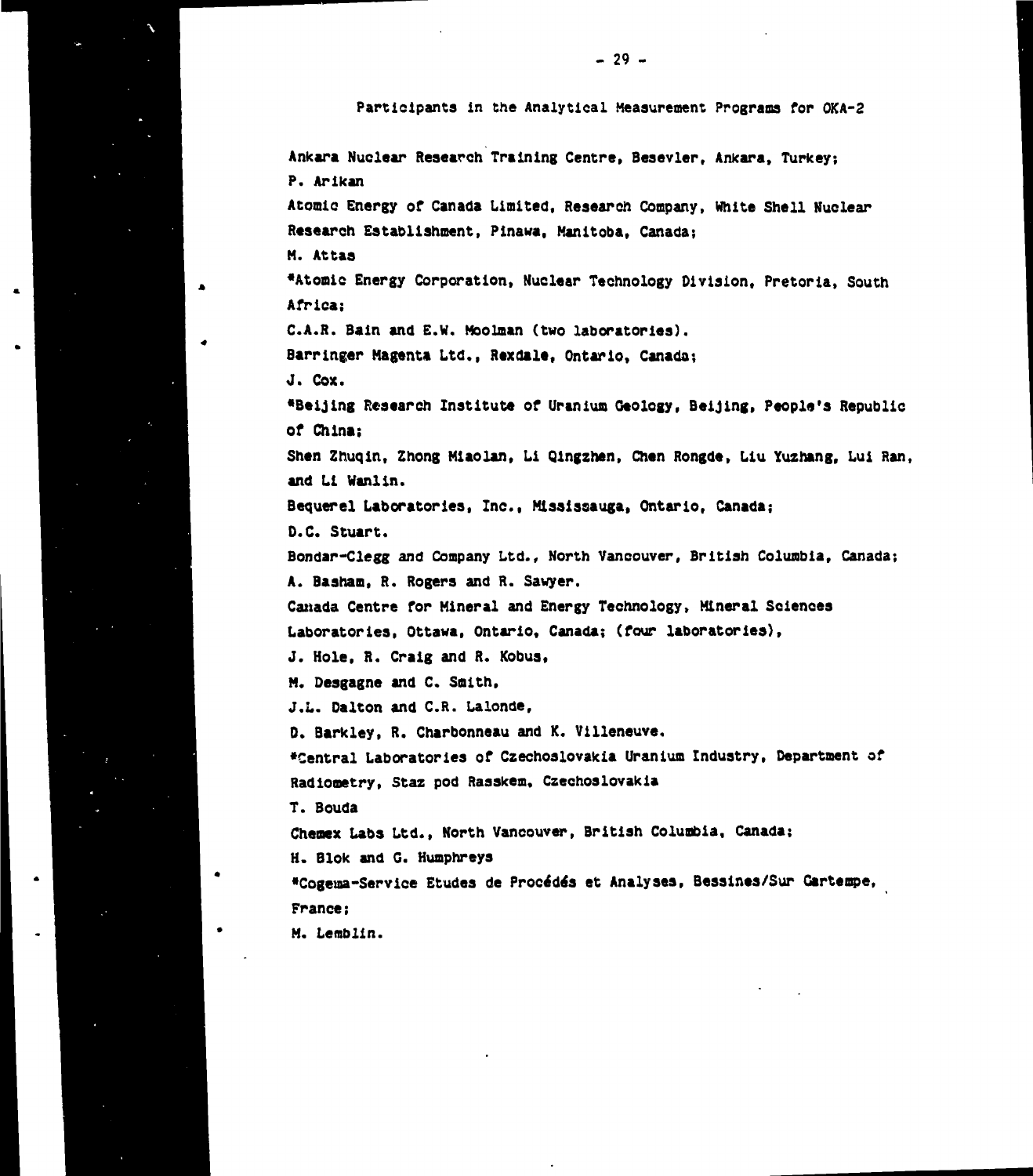Participants in the Analytical Measurement Programs for OKA-2

Ankara Nuclear Research Training Centre, Besevler, Ankara, Turkey;
P. Arikan

Atomic Energy of Canada Limited, Research Company, White Shell Nuclear Research Establishment, Pinawa, Manitoba, Canada;
M. Attas

*Atomic Energy Corporation, Nuclear Technology Division, Pretoria, South Africa;
C.A.R. Bain and E.W. Moolman (two laboratories).

Barringer Magenta Ltd., Rexdale, Ontario, Canada;
J. Cox.

*Beijing Research Institute of Uranium Geology, Beijing, People's Republic of China;
Shen Zhuqin, Zhong Miaolan, Li Qingzhen, Chen Rongde, Liu Yuzhang, Lui Ran, and Li Wanlin.

Bequerel Laboratories, Inc., Mississauga, Ontario, Canada;
D.C. Stuart.

Bondar-Clegg and Company Ltd., North Vancouver, British Columbia, Canada;
A. Basham, R. Rogers and R. Sawyer.

Canada Centre for Mineral and Energy Technology, Mineral Sciences Laboratories, Ottawa, Ontario, Canada; (four laboratories),
J. Hole, R. Craig and R. Kobus,
M. Desgagne and C. Smith,
J.L. Dalton and C.R. Lalonde,
D. Barkley, R. Charbonneau and K. Villeneuve.

*Central Laboratories of Czechoslovakia Uranium Industry, Department of Radiometry, Staz pod Rasskem, Czechoslovakia
T. Bouda

Chemex Labs Ltd., North Vancouver, British Columbia, Canada;
H. Blok and G. Humphreys

*Cogema-Service Etudes de Procédés et Analyses, Bessines/Sur Gartempe, France;
M. Lemblin.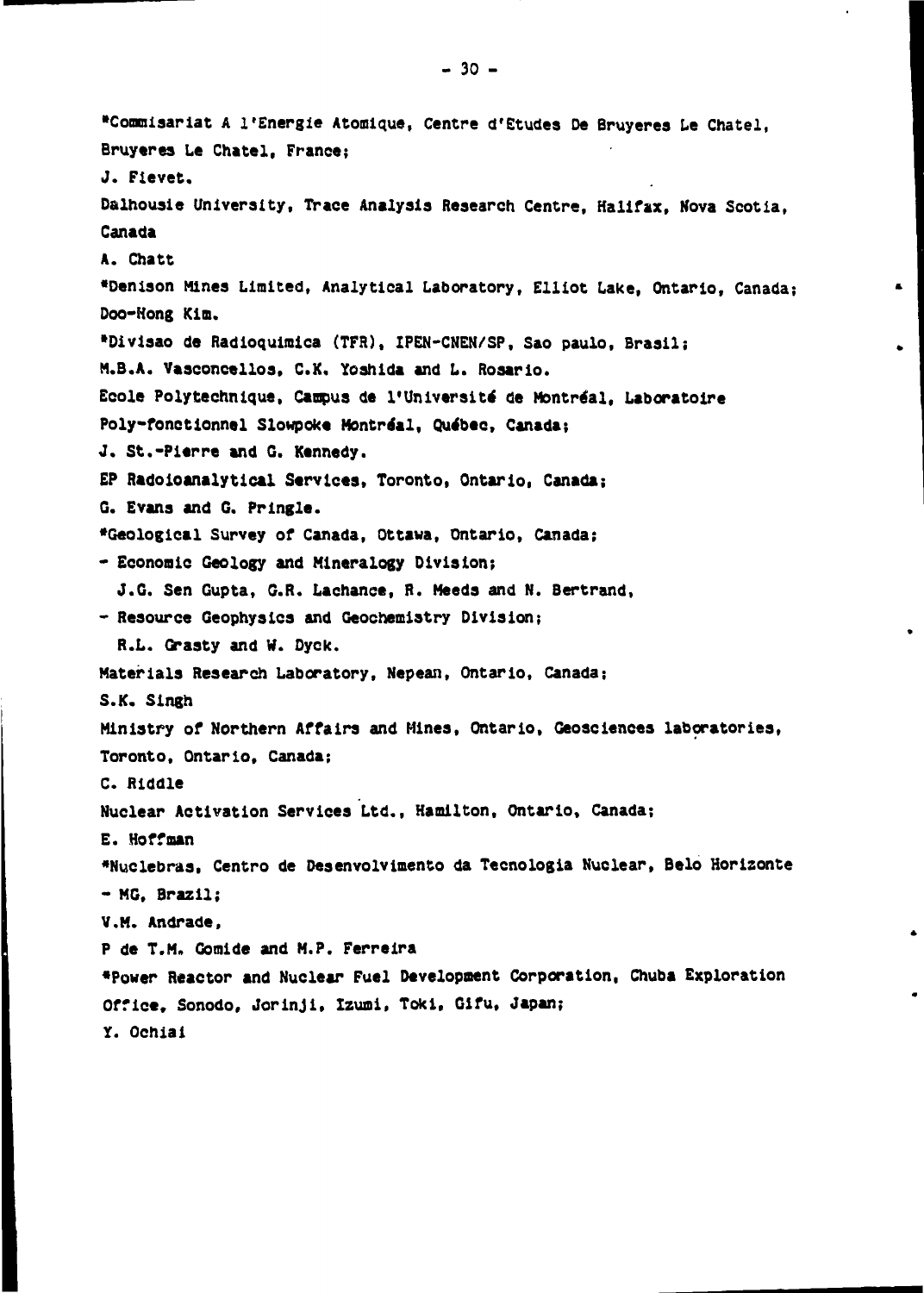*Commisariat A l'Energie Atomique, Centre d'Etudes De Bruyeres Le Chatel, Bruyeres Le Chatel, France;

J. Fievet.

Dalhousie University, Trace Analysis Research Centre, Halifax, Nova Scotia, Canada

A. Chatt

*Denison Mines Limited, Analytical Laboratory, Elliot Lake, Ontario, Canada;

Doo-Hong Kim.

*Divisao de Radioquimica (TFR), IPEN-CNEN/SP, Sao paulo, Brasil;

M.B.A. Vasconcellos, C.K. Yoshida and L. Rosario.

Ecole Polytechnique, Campus de l'Université de Montréal, Laboratoire Poly-fonctionnel Slowpoke Montréal, Québec, Canada;

J. St.-Pierre and G. Kennedy.

EP Radioanalytical Services, Toronto, Ontario, Canada;

G. Evans and G. Pringle.

*Geological Survey of Canada, Ottawa, Ontario, Canada;

- Economic Geology and Mineralogy Division;

  J.G. Sen Gupta, G.R. Lachance, R. Meeds and N. Bertrand,

- Resource Geophysics and Geochemistry Division;

  R.L. Grasty and W. Dyck.

Materials Research Laboratory, Nepean, Ontario, Canada;

S.K. Singh

Ministry of Northern Affairs and Mines, Ontario, Geosciences laboratories, Toronto, Ontario, Canada;

C. Riddle

Nuclear Activation Services Ltd., Hamilton, Ontario, Canada;

E. Hoffman

*Nuclebras, Centro de Desenvolvimento da Tecnologia Nuclear, Belo Horizonte - MG, Brazil;

V.M. Andrade,

P de T.M. Gomide and M.P. Ferreira

*Power Reactor and Nuclear Fuel Development Corporation, Chuba Exploration Office, Sonodo, Jorinji, Izumi, Toki, Gifu, Japan;

Y. Ochiai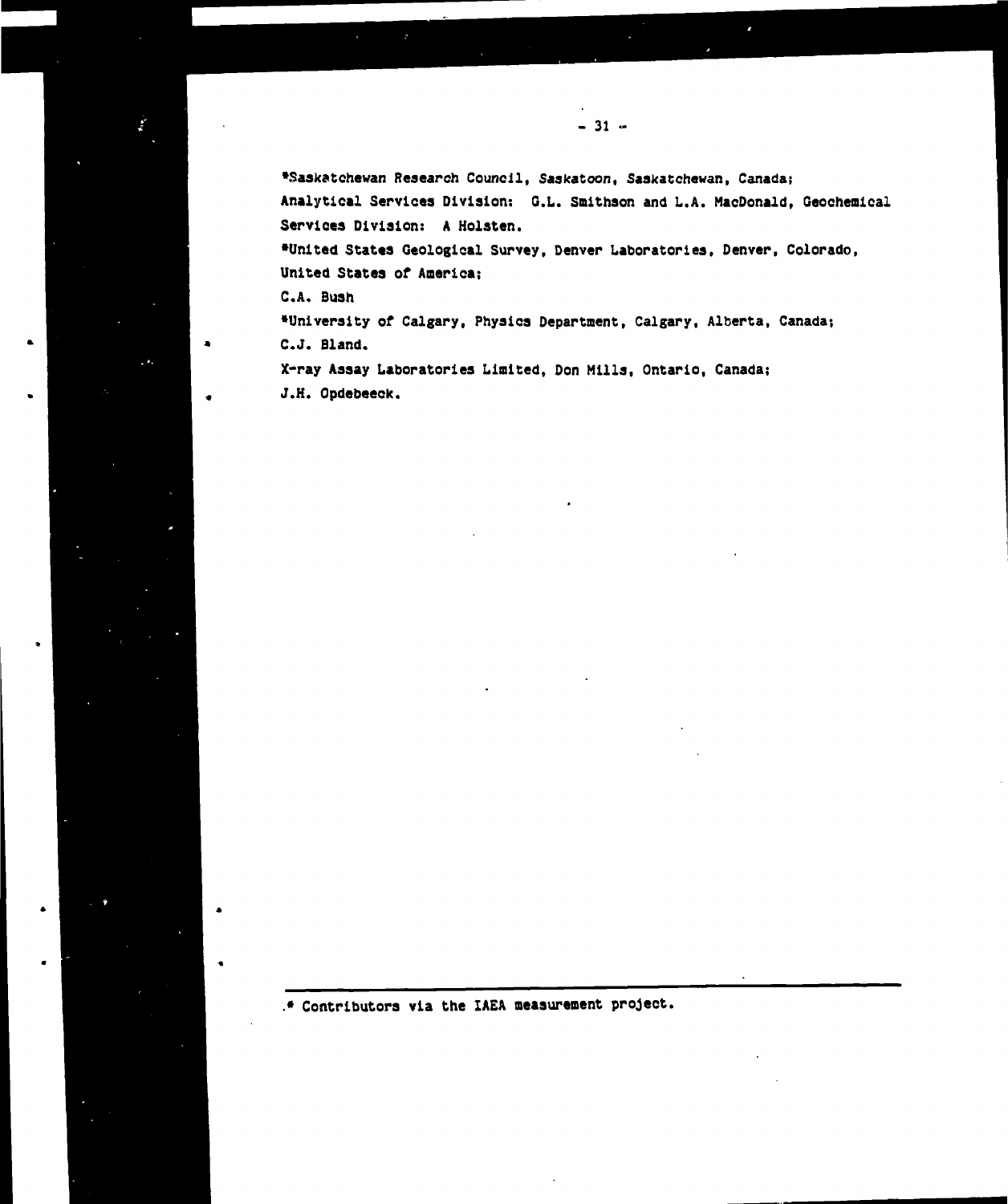*Saskatchewan Research Council, Saskatoon, Saskatchewan, Canada;
Analytical Services Division: G.L. Smithson and L.A. MacDonald, Geochemical Services Division: A Holsten.

*United States Geological Survey, Denver Laboratories, Denver, Colorado, United States of America;
C.A. Bush

*University of Calgary, Physics Department, Calgary, Alberta, Canada;
C.J. Bland.

X-ray Assay Laboratories Limited, Don Mills, Ontario, Canada;
J.H. Opdebeeck.

---

* Contributors via the IAEA measurement project.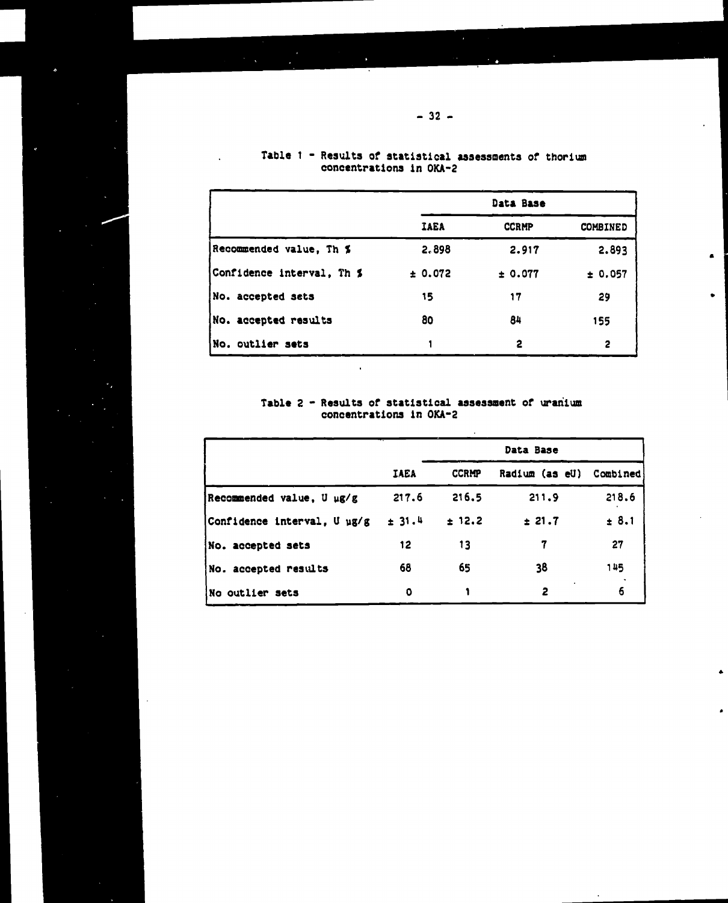Table 1 - Results of statistical assessments of thorium concentrations in OKA-2

| | Data Base | | |
|---|---|---|---|
| | IAEA | CCRMP | COMBINED |
| Recommended value, Th % | 2.898 | 2.917 | 2.893 |
| Confidence interval, Th % | ± 0.072 | ± 0.077 | ± 0.057 |
| No. accepted sets | 15 | 17 | 29 |
| No. accepted results | 80 | 84 | 155 |
| No. outlier sets | 1 | 2 | 2 |

Table 2 - Results of statistical assessment of uranium concentrations in OKA-2

| | Data Base | | | |
|---|---|---|---|---|
| | IAEA | CCRMP | Radium (as eU) | Combined |
| Recommended value, U µg/g | 217.6 | 216.5 | 211.9 | 218.6 |
| Confidence interval, U µg/g | ± 31.4 | ± 12.2 | ± 21.7 | ± 8.1 |
| No. accepted sets | 12 | 13 | 7 | 27 |
| No. accepted results | 68 | 65 | 38 | 145 |
| No outlier sets | 0 | 1 | 2 | 6 |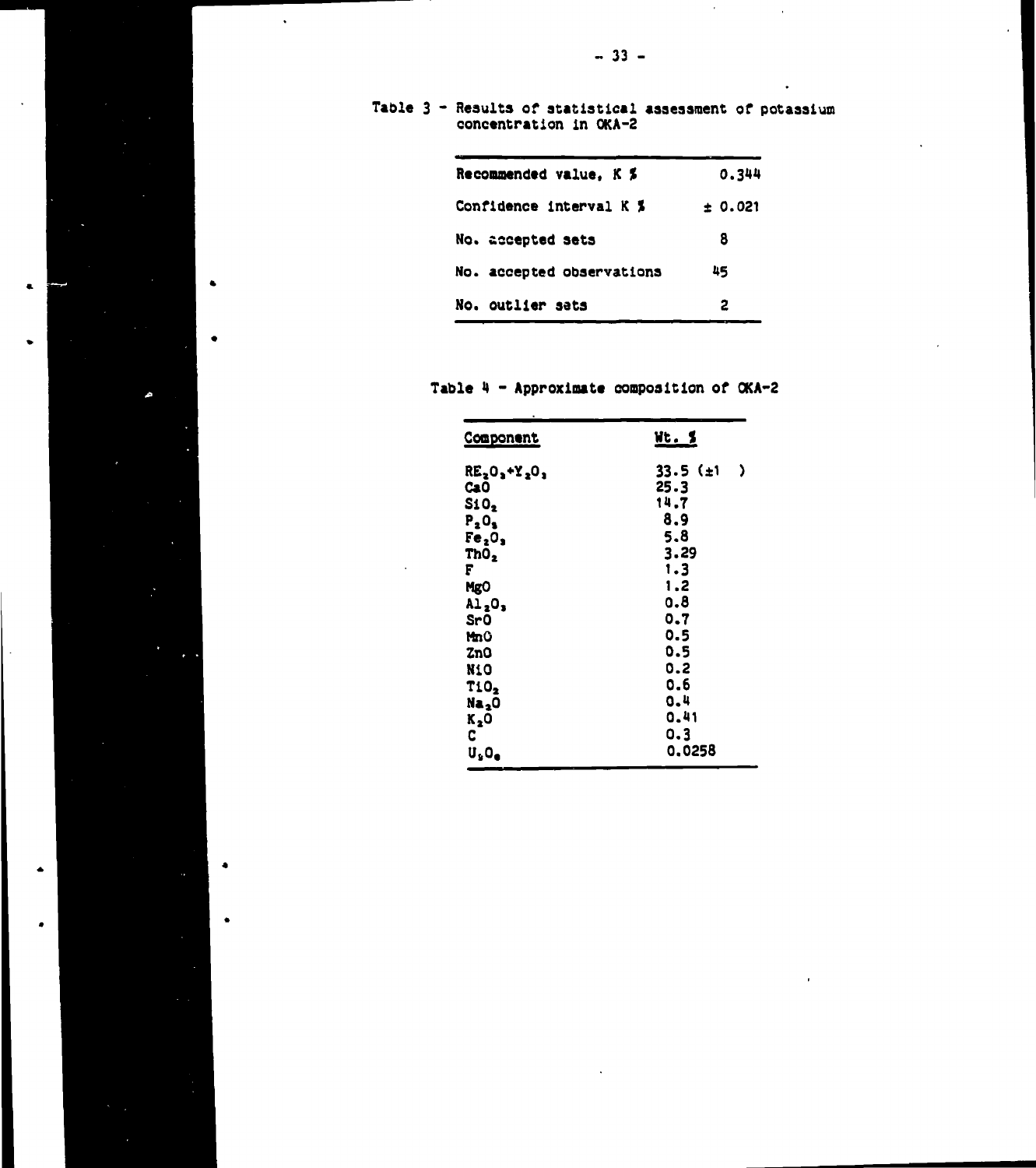Table 3 - Results of statistical assessment of potassium concentration in OKA-2

| | |
|---|---|
| Recommended value, K % | 0.344 |
| Confidence interval K % | ± 0.021 |
| No. accepted sets | 8 |
| No. accepted observations | 45 |
| No. outlier sets | 2 |

Table 4 - Approximate composition of OKA-2

| Component | Wt. % |
|---|---|
| $RE_2O_3$+$Y_2O_3$ | 33.5 (±1 ) |
| CaO | 25.3 |
| $SiO_2$ | 14.7 |
| $P_2O_5$ | 8.9 |
| $Fe_2O_3$ | 5.8 |
| $ThO_2$ | 3.29 |
| F | 1.3 |
| MgO | 1.2 |
| $Al_2O_3$ | 0.8 |
| SrO | 0.7 |
| MnO | 0.5 |
| ZnO | 0.5 |
| NiO | 0.2 |
| $TiO_2$ | 0.6 |
| $Na_2O$ | 0.4 |
| $K_2O$ | 0.41 |
| C | 0.3 |
| $U_3O_8$ | 0.0258 |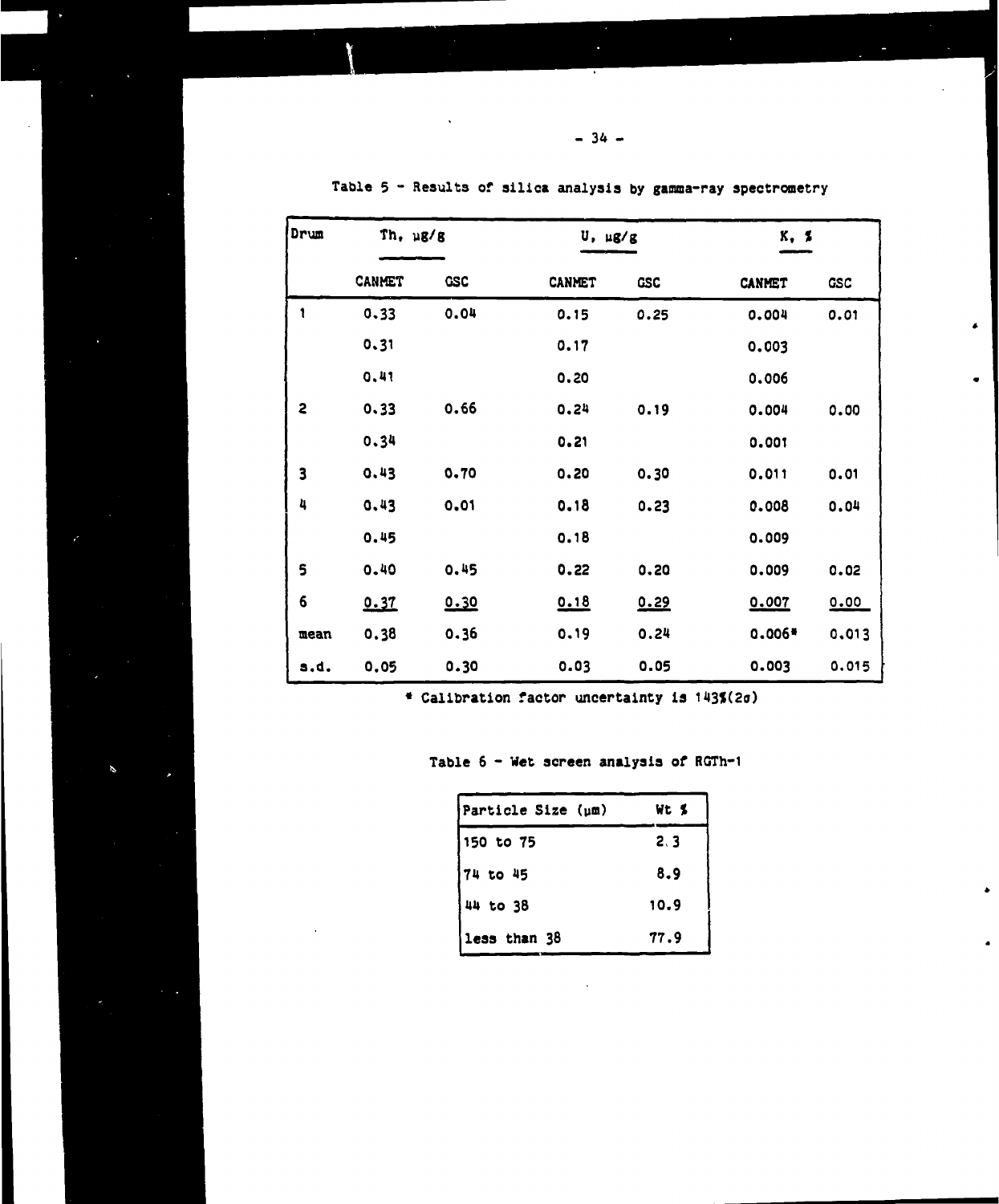Table 5 - Results of silica analysis by gamma-ray spectrometry

| Drum | Th, µg/g | | U, µg/g | | K, % | |
|---|---|---|---|---|---|---|
| | CANMET | GSC | CANMET | GSC | CANMET | GSC |
| 1 | 0.33 | 0.04 | 0.15 | 0.25 | 0.004 | 0.01 |
| | 0.31 | | 0.17 | | 0.003 | |
| | 0.41 | | 0.20 | | 0.006 | |
| 2 | 0.33 | 0.66 | 0.24 | 0.19 | 0.004 | 0.00 |
| | 0.34 | | 0.21 | | 0.001 | |
| 3 | 0.43 | 0.70 | 0.20 | 0.30 | 0.011 | 0.01 |
| 4 | 0.43 | 0.01 | 0.18 | 0.23 | 0.008 | 0.04 |
| | 0.45 | | 0.18 | | 0.009 | |
| 5 | 0.40 | 0.45 | 0.22 | 0.20 | 0.009 | 0.02 |
| 6 | 0.37 | 0.30 | 0.18 | 0.29 | 0.007 | 0.00 |
| mean | 0.38 | 0.36 | 0.19 | 0.24 | 0.006* | 0.013 |
| s.d. | 0.05 | 0.30 | 0.03 | 0.05 | 0.003 | 0.015 |

* Calibration factor uncertainty is 143%($2\sigma$)

Table 6 - Wet screen analysis of RGTh-1

| Particle Size (µm) | Wt % |
|---|---|
| 150 to 75 | 2.3 |
| 74 to 45 | 8.9 |
| 44 to 38 | 10.9 |
| less than 38 | 77.9 |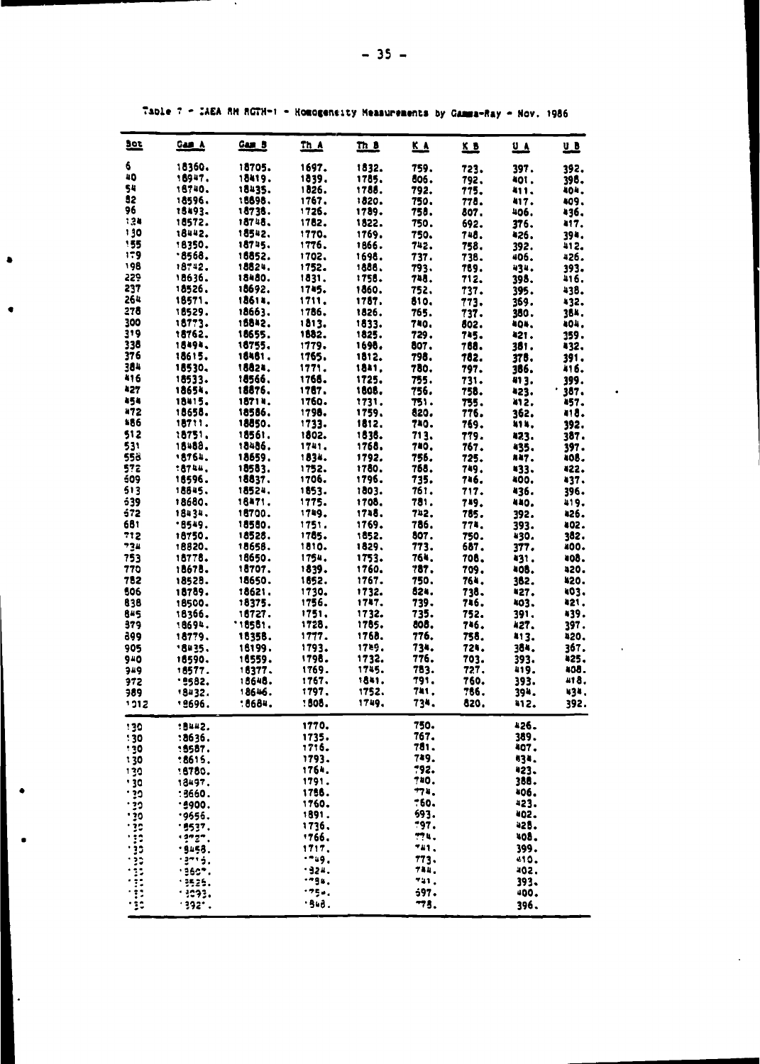Table 7 - IAEA RM RGTH-1 - Homogeneity Measurements by Gamma-Ray - Nov. 1986

| Bot | Gam A | Gam B | Th A | Th B | K A | K B | U A | U B |
|---|---|---|---|---|---|---|---|---|
| 6 | 18360. | 18705. | 1697. | 1832. | 759. | 723. | 397. | 392. |
| 40 | 18947. | 18419. | 1839. | 1785. | 806. | 792. | 401. | 398. |
| 54 | 18740. | 18435. | 1826. | 1788. | 792. | 775. | 411. | 404. |
| 82 | 18596. | 18898. | 1767. | 1820. | 750. | 778. | 417. | 409. |
| 96 | 18493. | 18738. | 1726. | 1789. | 758. | 807. | 406. | 436. |
| 124 | 18572. | 18748. | 1782. | 1822. | 750. | 692. | 376. | 417. |
| 130 | 18442. | 18542. | 1770. | 1769. | 750. | 748. | 426. | 394. |
| 155 | 18350. | 18745. | 1776. | 1866. | 742. | 758. | 392. | 412. |
| 179 | 18568. | 18852. | 1702. | 1698. | 737. | 738. | 406. | 426. |
| 198 | 18742. | 18824. | 1752. | 1888. | 793. | 789. | 434. | 393. |
| 229 | 18636. | 18480. | 1831. | 1758. | 748. | 712. | 398. | 416. |
| 237 | 18526. | 18692. | 1745. | 1860. | 752. | 737. | 395. | 438. |
| 264 | 18571. | 18614. | 1711. | 1787. | 810. | 773. | 369. | 432. |
| 278 | 18529. | 18663. | 1786. | 1826. | 765. | 737. | 380. | 384. |
| 300 | 18773. | 18842. | 1813. | 1833. | 740. | 802. | 404. | 404. |
| 319 | 18762. | 18655. | 1882. | 1825. | 729. | 745. | 421. | 359. |
| 338 | 18494. | 18755. | 1779. | 1698. | 807. | 788. | 381. | 432. |
| 376 | 18615. | 18481. | 1765. | 1812. | 798. | 782. | 378. | 391. |
| 384 | 18530. | 18824. | 1771. | 1841. | 780. | 797. | 386. | 416. |
| 416 | 18533. | 18566. | 1768. | 1725. | 755. | 731. | 413. | 399. |
| 427 | 18654. | 18876. | 1787. | 1808. | 756. | 758. | 423. | 387. |
| 454 | 18415. | 18714. | 1760. | 1731. | 751. | 755. | 412. | 457. |
| 472 | 18658. | 18586. | 1798. | 1759. | 820. | 776. | 362. | 418. |
| 486 | 18711. | 18850. | 1733. | 1812. | 740. | 769. | 414. | 392. |
| 512 | 18751. | 18561. | 1802. | 1838. | 713. | 779. | 423. | 387. |
| 531 | 18488. | 18486. | 1741. | 1768. | 740. | 767. | 435. | 397. |
| 558 | 18764. | 18659. | 1834. | 1792. | 756. | 725. | 447. | 408. |
| 572 | 18744. | 18583. | 1752. | 1780. | 768. | 749. | 433. | 422. |
| 609 | 18596. | 18837. | 1706. | 1796. | 735. | 746. | 400. | 437. |
| 613 | 18845. | 18524. | 1853. | 1803. | 761. | 717. | 436. | 396. |
| 639 | 18680. | 18471. | 1775. | 1708. | 781. | 749. | 440. | 419. |
| 672 | 18434. | 18700. | 1749. | 1748. | 742. | 785. | 392. | 426. |
| 681 | 18549. | 18580. | 1751. | 1769. | 786. | 774. | 393. | 402. |
| 712 | 18750. | 18528. | 1785. | 1852. | 807. | 750. | 430. | 382. |
| 734 | 18820. | 18658. | 1810. | 1829. | 773. | 687. | 377. | 400. |
| 753 | 18778. | 18650. | 1754. | 1753. | 764. | 708. | 431. | 408. |
| 770 | 18678. | 18707. | 1839. | 1760. | 787. | 709. | 408. | 420. |
| 782 | 18528. | 18650. | 1852. | 1767. | 750. | 764. | 382. | 420. |
| 806 | 18789. | 18621. | 1730. | 1732. | 824. | 738. | 427. | 403. |
| 838 | 18500. | 18375. | 1756. | 1747. | 739. | 746. | 403. | 421. |
| 845 | 18366. | 18727. | 1751. | 1732. | 735. | 752. | 391. | 439. |
| 879 | 18694. | 18581. | 1728. | 1785. | 808. | 746. | 427. | 397. |
| 899 | 18779. | 18358. | 1777. | 1768. | 776. | 758. | 413. | 420. |
| 905 | 18435. | 18199. | 1793. | 1789. | 734. | 724. | 384. | 367. |
| 940 | 18590. | 18559. | 1798. | 1732. | 776. | 703. | 393. | 425. |
| 949 | 18577. | 18377. | 1769. | 1745. | 783. | 727. | 419. | 408. |
| 972 | 18582. | 18648. | 1767. | 1841. | 791. | 760. | 393. | 418. |
| 989 | 18432. | 18646. | 1797. | 1752. | 741. | 786. | 394. | 434. |
| 1012 | 18696. | 18684. | 1808. | 1749. | 734. | 820. | 412. | 392. |
| 130 | 18442. | | 1770. | | 750. | | 426. | |
| 130 | 18636. | | 1735. | | 767. | | 389. | |
| 130 | 18587. | | 1716. | | 781. | | 407. | |
| 130 | 18615. | | 1793. | | 749. | | 434. | |
| 130 | 18780. | | 1764. | | 792. | | 423. | |
| 130 | 18497. | | 1791. | | 740. | | 388. | |
| 130 | 18660. | | 1788. | | 774. | | 406. | |
| 130 | 18900. | | 1760. | | 760. | | 423. | |
| 130 | 19656. | | 1891. | | 693. | | 402. | |
| 130 | 18537. | | 1736. | | 797. | | 428. | |
| 130 | 18?2?. | | 1766. | | 774. | | 408. | |
| 130 | 18458. | | 1717. | | 741. | | 399. | |
| 130 | 18?15. | | 1?49. | | 773. | | 410. | |
| 130 | 1860?. | | 1824. | | 744. | | 402. | |
| 130 | 18525. | | 1?94. | | 741. | | 393. | |
| 130 | 18?93. | | 175?. | | 697. | | 400. | |
| 130 | 1892?. | | 1848. | | 778. | | 396. | |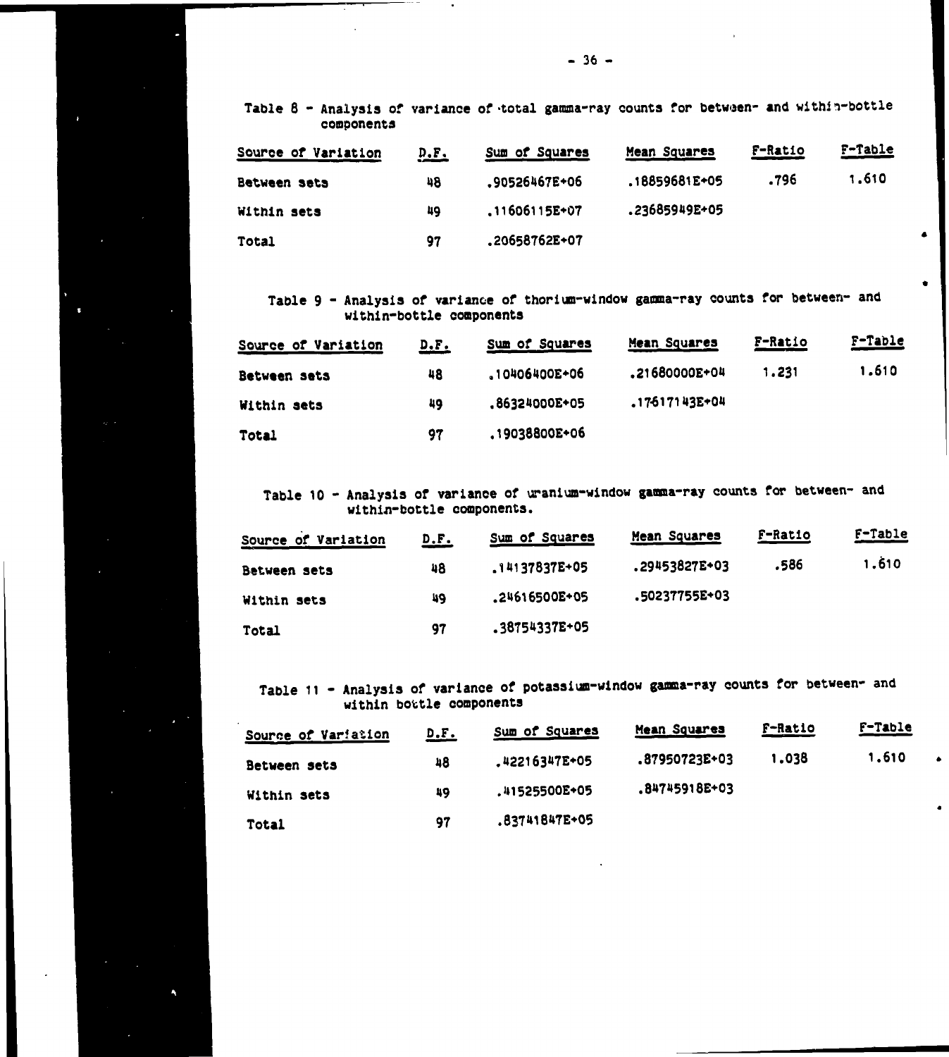Table 8 - Analysis of variance of total gamma-ray counts for between- and within-bottle components

| Source of Variation | D.F. | Sum of Squares | Mean Squares | F-Ratio | F-Table |
|---|---|---|---|---|---|
| Between sets | 48 | .90526467E+06 | .18859681E+05 | .796 | 1.610 |
| Within sets | 49 | .11606115E+07 | .23685949E+05 | | |
| Total | 97 | .20658762E+07 | | | |

Table 9 - Analysis of variance of thorium-window gamma-ray counts for between- and within-bottle components

| Source of Variation | D.F. | Sum of Squares | Mean Squares | F-Ratio | F-Table |
|---|---|---|---|---|---|
| Between sets | 48 | .10406400E+06 | .21680000E+04 | 1.231 | 1.610 |
| Within sets | 49 | .86324000E+05 | .17617143E+04 | | |
| Total | 97 | .19038800E+06 | | | |

Table 10 - Analysis of variance of uranium-window gamma-ray counts for between- and within-bottle components.

| Source of Variation | D.F. | Sum of Squares | Mean Squares | F-Ratio | F-Table |
|---|---|---|---|---|---|
| Between sets | 48 | .14137837E+05 | .29453827E+03 | .586 | 1.610 |
| Within sets | 49 | .24616500E+05 | .50237755E+03 | | |
| Total | 97 | .38754337E+05 | | | |

Table 11 - Analysis of variance of potassium-window gamma-ray counts for between- and within bottle components

| Source of Variation | D.F. | Sum of Squares | Mean Squares | F-Ratio | F-Table |
|---|---|---|---|---|---|
| Between sets | 48 | .42216347E+05 | .87950723E+03 | 1.038 | 1.610 |
| Within sets | 49 | .41525500E+05 | .84745918E+03 | | |
| Total | 97 | .83741847E+05 | | | |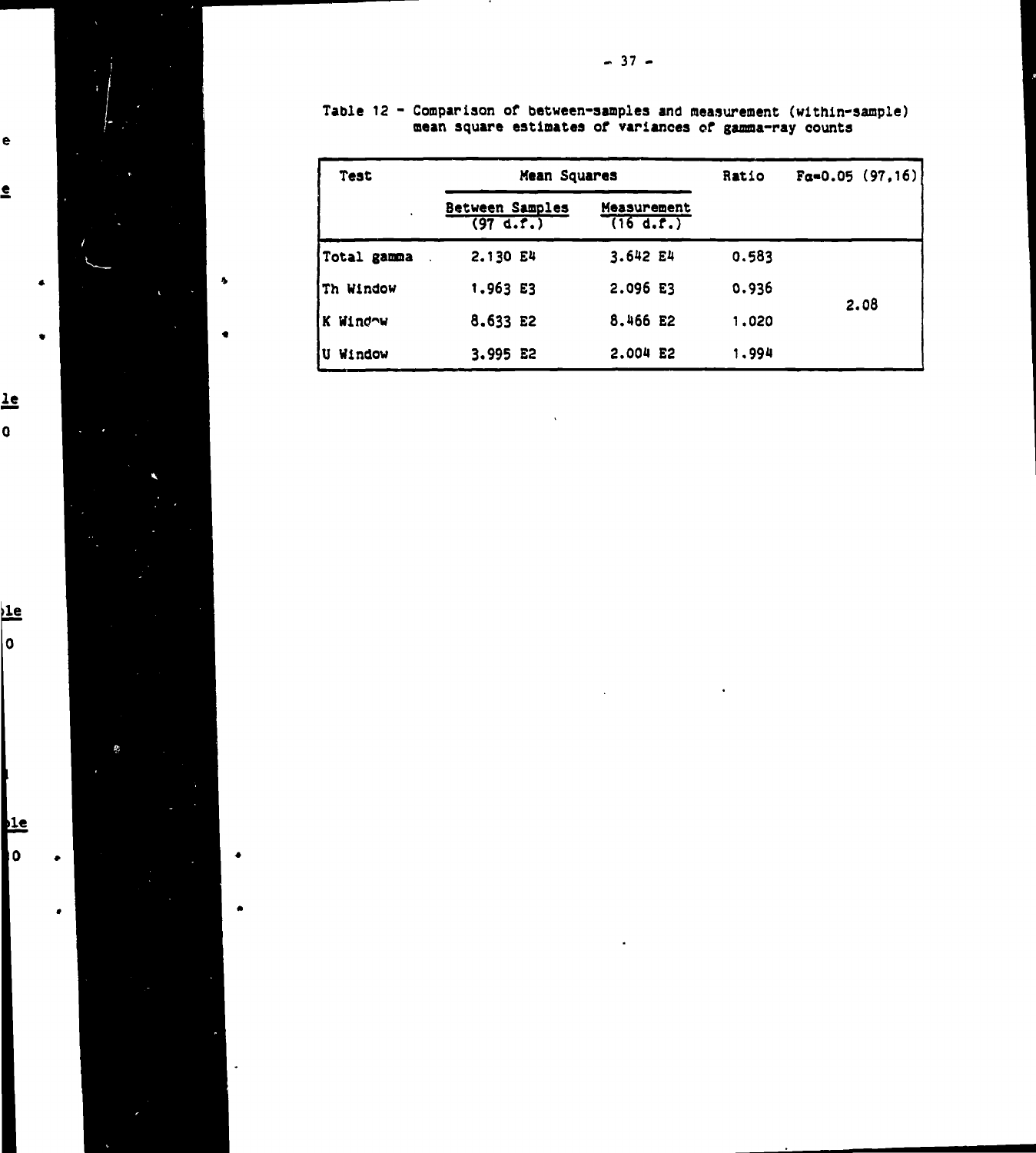Table 12 - Comparison of between-samples and measurement (within-sample) mean square estimates of variances of gamma-ray counts

| Test | Mean Squares | | Ratio | $F_{\alpha=0.05}$ (97,16) |
|---|---|---|---|---|
| | Between Samples (97 d.f.) | Measurement (16 d.f.) | | |
| Total gamma | 2.130 E4 | 3.642 E4 | 0.583 | 2.08 |
| Th Window | 1.963 E3 | 2.096 E3 | 0.936 | |
| K Window | 8.633 E2 | 8.466 E2 | 1.020 | |
| U Window | 3.995 E2 | 2.004 E2 | 1.994 | |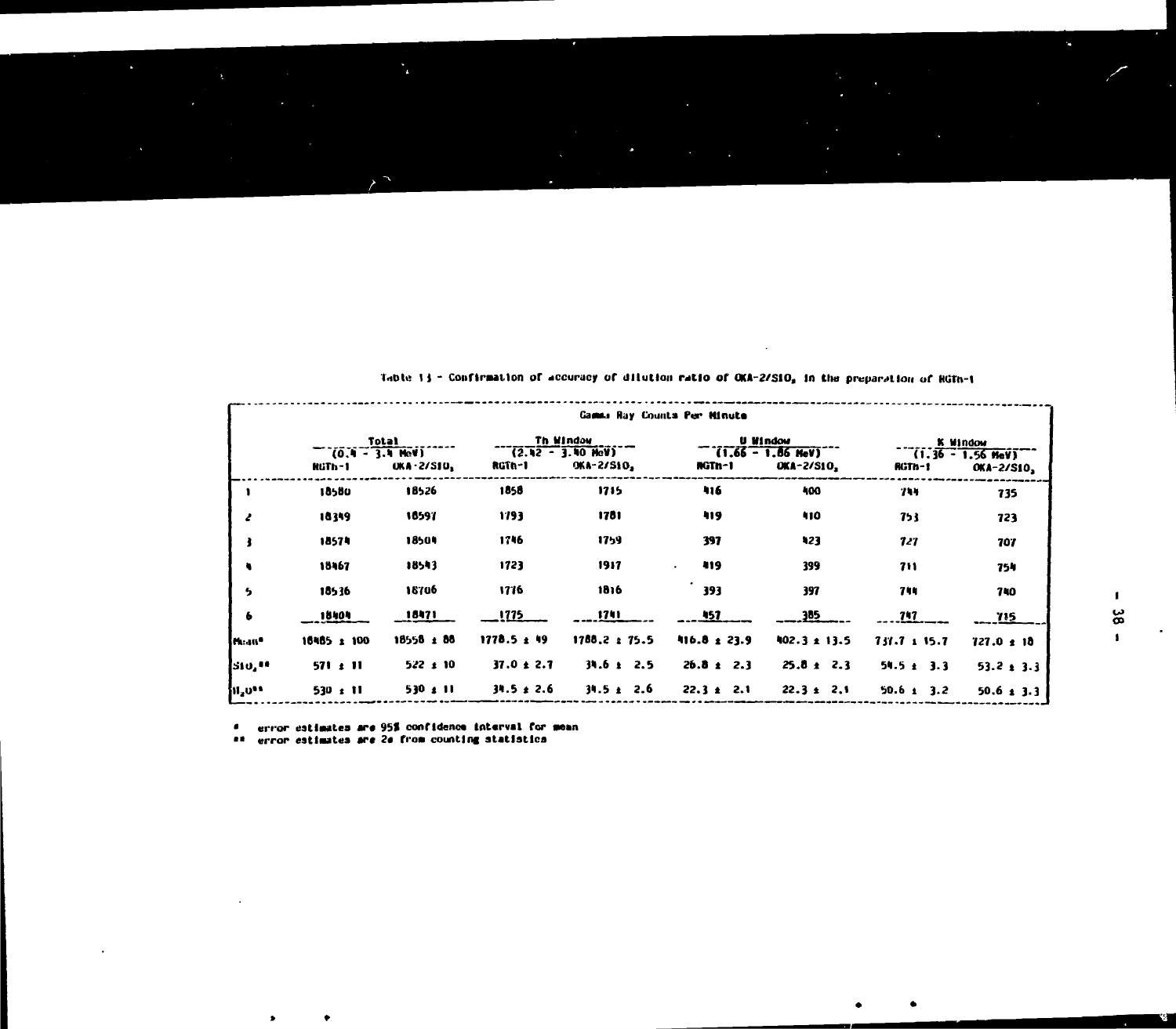Table 13 - Confirmation of accuracy of dilution ratio of OKA-2/$SiO_2$ in the preparation of RGTh-1

| | Gamma Ray Counts Per Minute | | | | | | | |
|---|---|---|---|---|---|---|---|---|
| | Total (0.4 - 3.4 MeV) | | Th Window (2.42 - 3.40 MeV) | | U Window (1.66 - 1.86 MeV) | | K Window (1.36 - 1.56 MeV) | |
| | RGTh-1 | OKA-2/$SiO_2$ | RGTh-1 | OKA-2/$SiO_2$ | RGTh-1 | OKA-2/$SiO_2$ | RGTh-1 | OKA-2/$SiO_2$ |
| 1 | 18580 | 18526 | 1858 | 1715 | 416 | 400 | 744 | 735 |
| 2 | 18349 | 18597 | 1793 | 1781 | 419 | 410 | 753 | 723 |
| 3 | 18574 | 18504 | 1746 | 1759 | 397 | 423 | 727 | 707 |
| 4 | 18467 | 18543 | 1723 | 1917 | 419 | 399 | 711 | 754 |
| 5 | 18536 | 18706 | 1776 | 1816 | 393 | 397 | 744 | 740 |
| 6 | 18404 | 18471 | 1775 | 1741 | 457 | 385 | 747 | 715 |
| Mean* | 18485 ± 100 | 18558 ± 88 | 1778.5 ± 49 | 1788.2 ± 75.5 | 416.8 ± 23.9 | 402.3 ± 13.5 | 737.7 ± 15.7 | 727.0 ± 18 |
| $SiO_2$** | 571 ± 11 | 522 ± 10 | 37.0 ± 2.7 | 34.6 ± 2.5 | 26.8 ± 2.3 | 25.8 ± 2.3 | 54.5 ± 3.3 | 53.2 ± 3.3 |
| $H_2O$** | 530 ± 11 | 530 ± 11 | 34.5 ± 2.6 | 34.5 ± 2.6 | 22.3 ± 2.1 | 22.3 ± 2.1 | 50.6 ± 3.2 | 50.6 ± 3.3 |

\* error estimates are 95% confidence interval for mean

\*\* error estimates are 2σ from counting statistics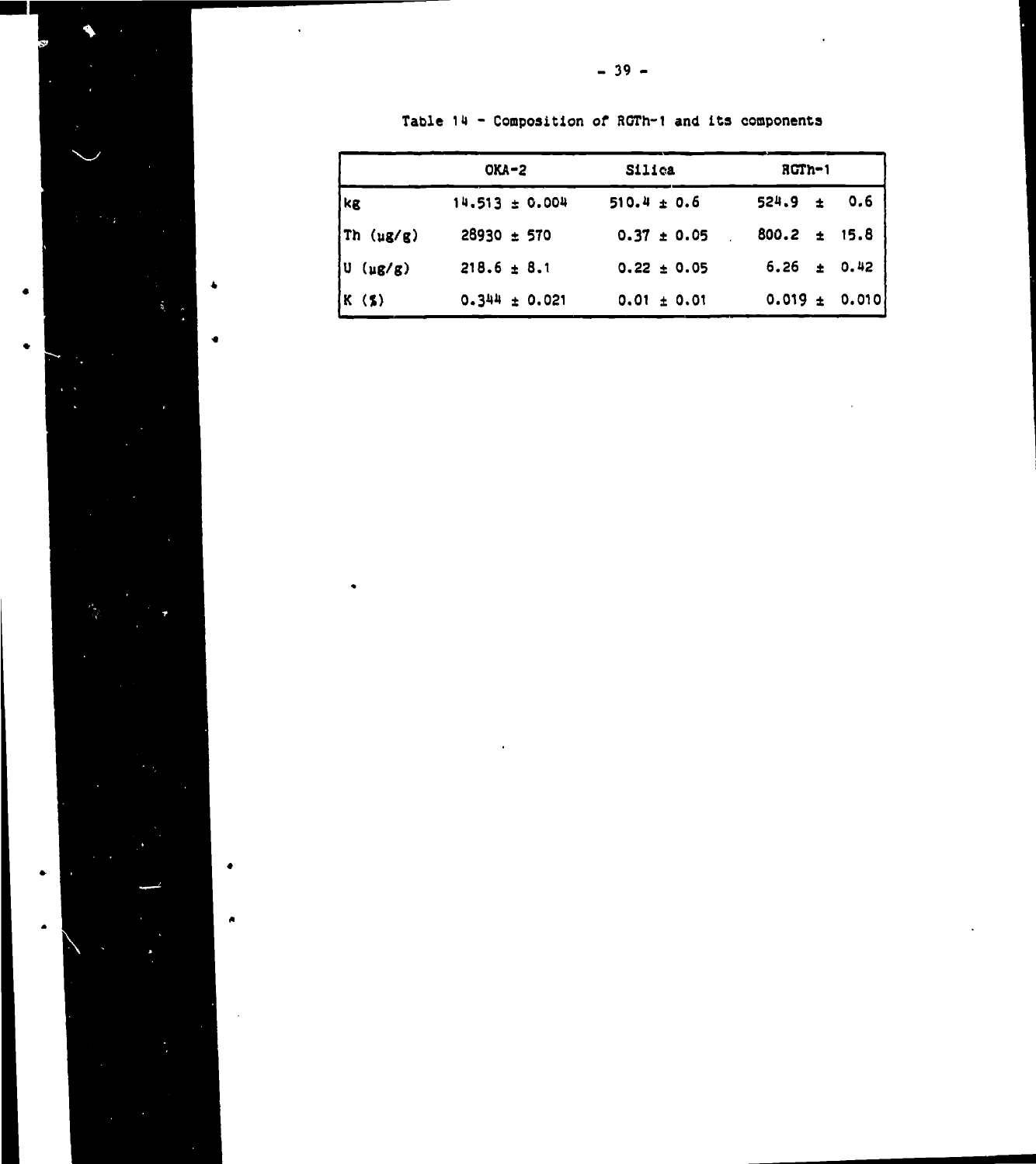Table 14 - Composition of RGTh-1 and its components

| | OKA-2 | Silica | RGTh-1 |
|---|---|---|---|
| kg | 14.513 ± 0.004 | 510.4 ± 0.6 | 524.9 ± 0.6 |
| Th (μg/g) | 28930 ± 570 | 0.37 ± 0.05 | 800.2 ± 15.8 |
| U (μg/g) | 218.6 ± 8.1 | 0.22 ± 0.05 | 6.26 ± 0.42 |
| K (%) | 0.344 ± 0.021 | 0.01 ± 0.01 | 0.019 ± 0.010 |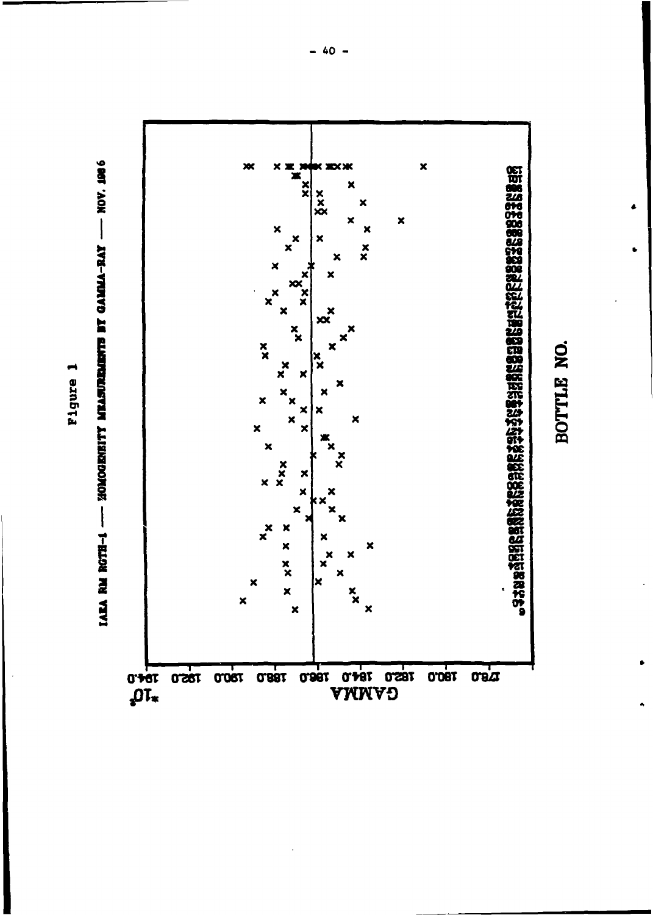Figure 1

IAEA RM RGTH-1 —— HOMOGENEITY MEASUREMENTS BY GAMMA-RAY —— NOV. 1986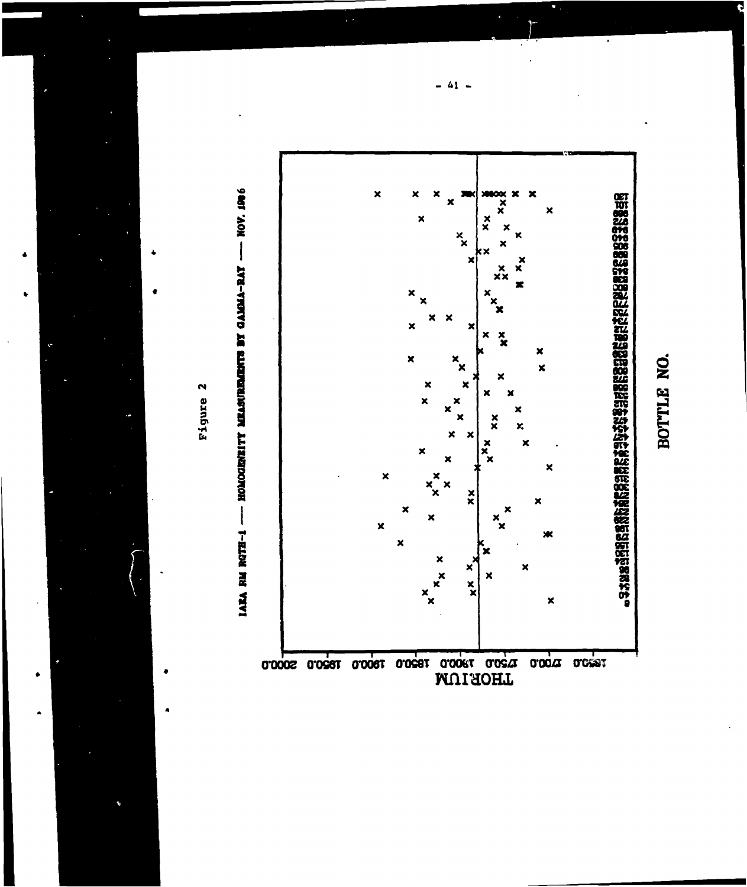Figure 2

IAEA RM RGTH-1 —— HOMOGENEITY MEASUREMENTS BY GAMMA-RAY —— NOV. 1986

THORIUM

2000.0 1950.0 1900.0 1850.0 1800.0 1750.0 1700.0 1650.0

BOTTLE NO.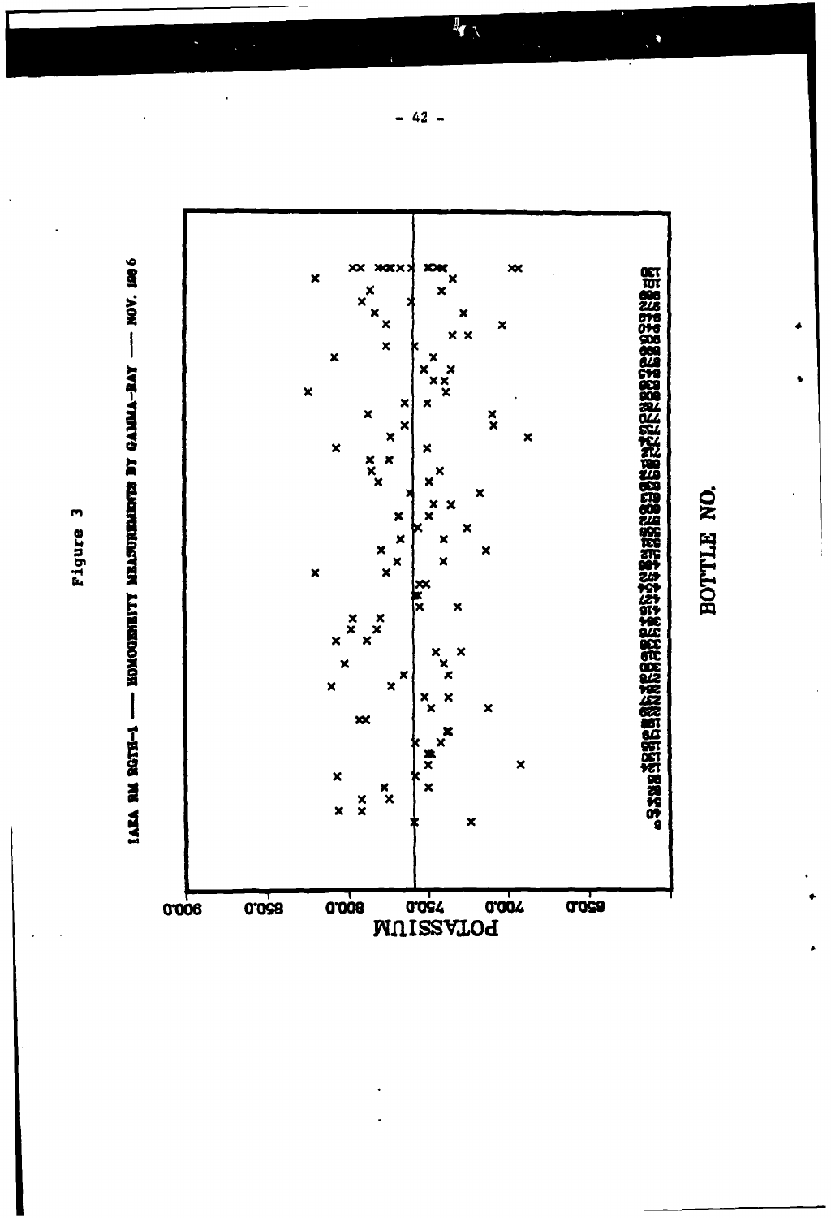Figure 3

IAEA RM RGTH-1 —— HOMOGENEITY MEASUREMENTS BY GAMMA-RAY —— NOV. 1996

POTASSIUM

BOTTLE NO.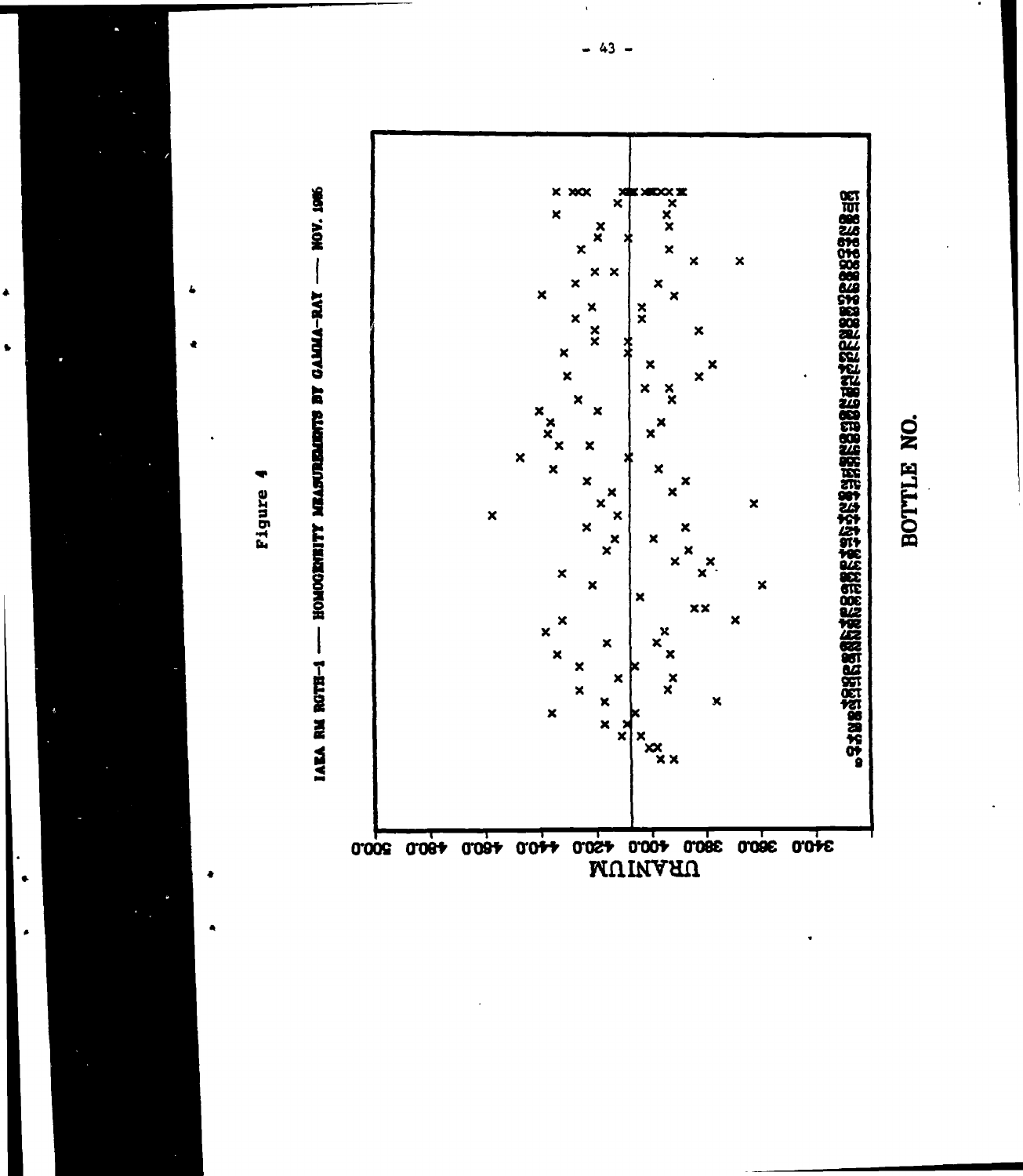Figure 4

IAEA RM RGTH-1 —— HOMOGENEITY MEASUREMENTS BY GAMMA-RAY —— NOV. 1985

URANIUM

340.0 360.0 380.0 400.0 420.0 440.0 460.0 480.0 500.0

BOTTLE NO.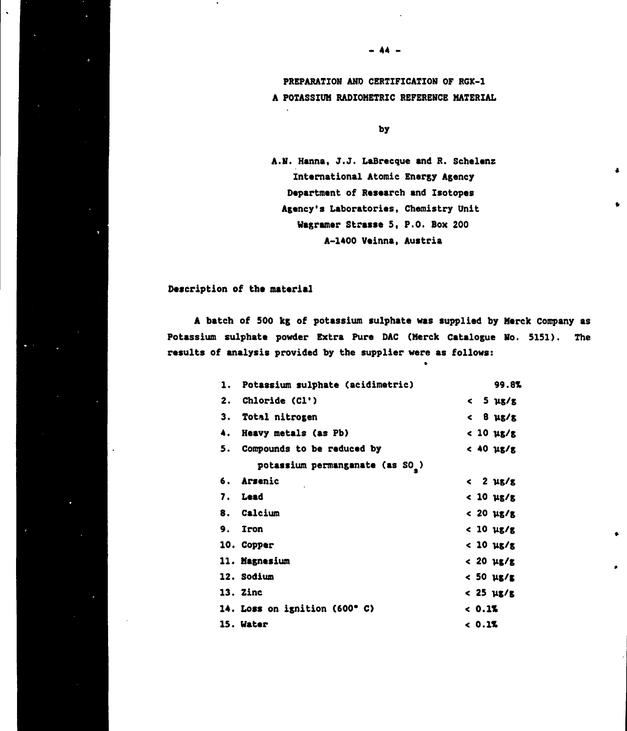# PREPARATION AND CERTIFICATION OF RGK-1
# A POTASSIUM RADIOMETRIC REFERENCE MATERIAL

by

A.N. Hanna, J.J. LaBrecque and R. Schelenz
International Atomic Energy Agency
Department of Research and Isotopes
Agency's Laboratories, Chemistry Unit
Wagramer Strasse 5, P.O. Box 200
A-1400 Veinna, Austria

## Description of the material

A batch of 500 kg of potassium sulphate was supplied by Merck Company as Potassium sulphate powder Extra Pure DAC (Merck Catalogue No. 5151). The results of analysis provided by the supplier were as follows:

| | | |
|---|---|---|
| 1. | Potassium sulphate (acidimetric) | 99.8% |
| 2. | Chloride ($Cl'$) | < 5 µg/g |
| 3. | Total nitrogen | < 8 µg/g |
| 4. | Heavy metals (as Pb) | < 10 µg/g |
| 5. | Compounds to be reduced by potassium permanganate (as $SO_3$) | < 40 µg/g |
| 6. | Arsenic | < 2 µg/g |
| 7. | Lead | < 10 µg/g |
| 8. | Calcium | < 20 µg/g |
| 9. | Iron | < 10 µg/g |
| 10. | Copper | < 10 µg/g |
| 11. | Magnesium | < 20 µg/g |
| 12. | Sodium | < 50 µg/g |
| 13. | Zinc | < 25 µg/g |
| 14. | Loss on ignition (600° C) | < 0.1% |
| 15. | Water | < 0.1% |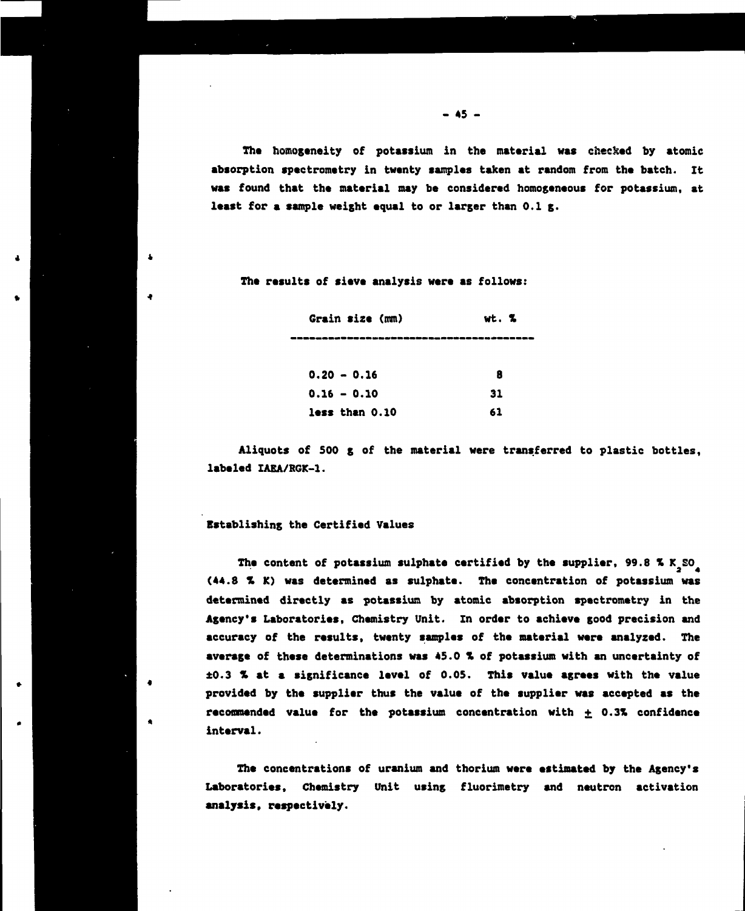The homogeneity of potassium in the material was checked by atomic absorption spectrometry in twenty samples taken at random from the batch. It was found that the material may be considered homogeneous for potassium, at least for a sample weight equal to or larger than 0.1 g.

The results of sieve analysis were as follows:

| Grain size (mm) | wt. % |
|---|---|
| 0.20 - 0.16 | 8 |
| 0.16 - 0.10 | 31 |
| less than 0.10 | 61 |

Aliquots of 500 g of the material were transferred to plastic bottles, labeled IAEA/RGK-1.

## Establishing the Certified Values

The content of potassium sulphate certified by the supplier, 99.8 % $K_2SO_4$ (44.8 % K) was determined as sulphate. The concentration of potassium was determined directly as potassium by atomic absorption spectrometry in the Agency's Laboratories, Chemistry Unit. In order to achieve good precision and accuracy of the results, twenty samples of the material were analyzed. The average of these determinations was 45.0 % of potassium with an uncertainty of ±0.3 % at a significance level of 0.05. This value agrees with the value provided by the supplier thus the value of the supplier was accepted as the recommended value for the potassium concentration with ± 0.3% confidence interval.

The concentrations of uranium and thorium were estimated by the Agency's Laboratories, Chemistry Unit using fluorimetry and neutron activation analysis, respectively.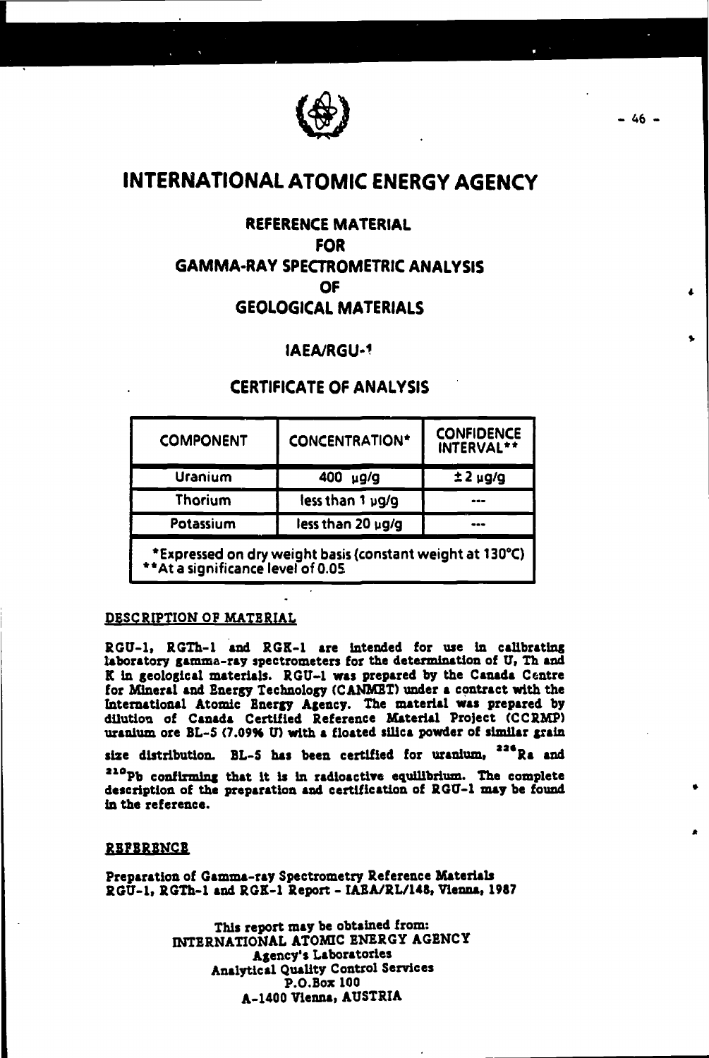# INTERNATIONAL ATOMIC ENERGY AGENCY

## REFERENCE MATERIAL
## FOR
## GAMMA-RAY SPECTROMETRIC ANALYSIS
## OF
## GEOLOGICAL MATERIALS

### IAEA/RGU-1

### CERTIFICATE OF ANALYSIS

| COMPONENT | CONCENTRATION* | CONFIDENCE INTERVAL** |
|---|---|---|
| Uranium | 400 µg/g | ± 2 µg/g |
| Thorium | less than 1 µg/g | --- |
| Potassium | less than 20 µg/g | --- |

*Expressed on dry weight basis (constant weight at 130°C)
**At a significance level of 0.05

#### DESCRIPTION OF MATERIAL

RGU-1, RGTh-1 and RGK-1 are intended for use in calibrating laboratory gamma-ray spectrometers for the determination of U, Th and K in geological materials. RGU-1 was prepared by the Canada Centre for Mineral and Energy Technology (CANMET) under a contract with the International Atomic Energy Agency. The material was prepared by dilution of Canada Certified Reference Material Project (CCRMP) uranium ore BL-5 (7.09% U) with a floated silica powder of similar grain size distribution. BL-5 has been certified for uranium, $^{226}$Ra and $^{210}$Pb confirming that it is in radioactive equilibrium. The complete description of the preparation and certification of RGU-1 may be found in the reference.

#### REFERENCE

Preparation of Gamma-ray Spectrometry Reference Materials RGU-1, RGTh-1 and RGK-1 Report - IAEA/RL/148, Vienna, 1987

This report may be obtained from:
INTERNATIONAL ATOMIC ENERGY AGENCY
Agency's Laboratories
Analytical Quality Control Services
P.O.Box 100
A-1400 Vienna, AUSTRIA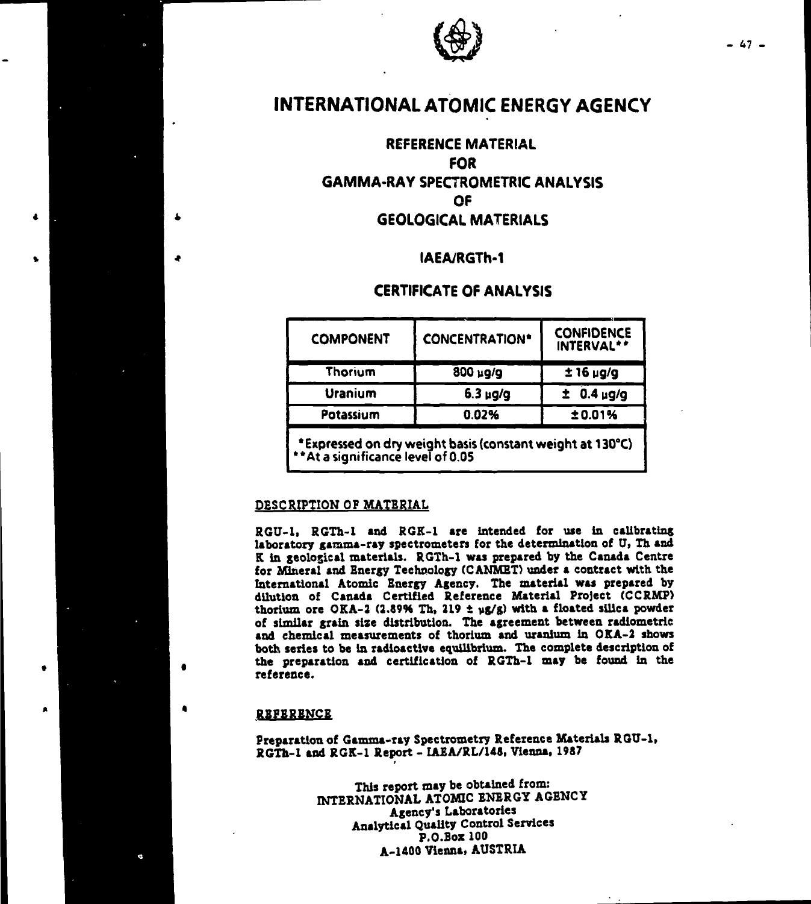# INTERNATIONAL ATOMIC ENERGY AGENCY

## REFERENCE MATERIAL FOR GAMMA-RAY SPECTROMETRIC ANALYSIS OF GEOLOGICAL MATERIALS

### IAEA/RGTh-1

### CERTIFICATE OF ANALYSIS

| COMPONENT | CONCENTRATION* | CONFIDENCE INTERVAL** |
|---|---|---|
| Thorium | 800 µg/g | ± 16 µg/g |
| Uranium | 6.3 µg/g | ± 0.4 µg/g |
| Potassium | 0.02% | ± 0.01% |

*Expressed on dry weight basis (constant weight at 130°C)
**At a significance level of 0.05

DESCRIPTION OF MATERIAL

RGU-1, RGTh-1 and RGK-1 are intended for use in calibrating laboratory gamma-ray spectrometers for the determination of U, Th and K in geological materials. RGTh-1 was prepared by the Canada Centre for Mineral and Energy Technology (CANMET) under a contract with the International Atomic Energy Agency. The material was prepared by dilution of Canada Certified Reference Material Project (CCRMP) thorium ore OKA-2 (2.89% Th, 219 ± µg/g) with a floated silica powder of similar grain size distribution. The agreement between radiometric and chemical measurements of thorium and uranium in OKA-2 shows both series to be in radioactive equilibrium. The complete description of the preparation and certification of RGTh-1 may be found in the reference.

REFERENCE

Preparation of Gamma-ray Spectrometry Reference Materials RGU-1, RGTh-1 and RGK-1 Report - IAEA/RL/148, Vienna, 1987

This report may be obtained from:
INTERNATIONAL ATOMIC ENERGY AGENCY
Agency's Laboratories
Analytical Quality Control Services
P.O.Box 100
A-1400 Vienna, AUSTRIA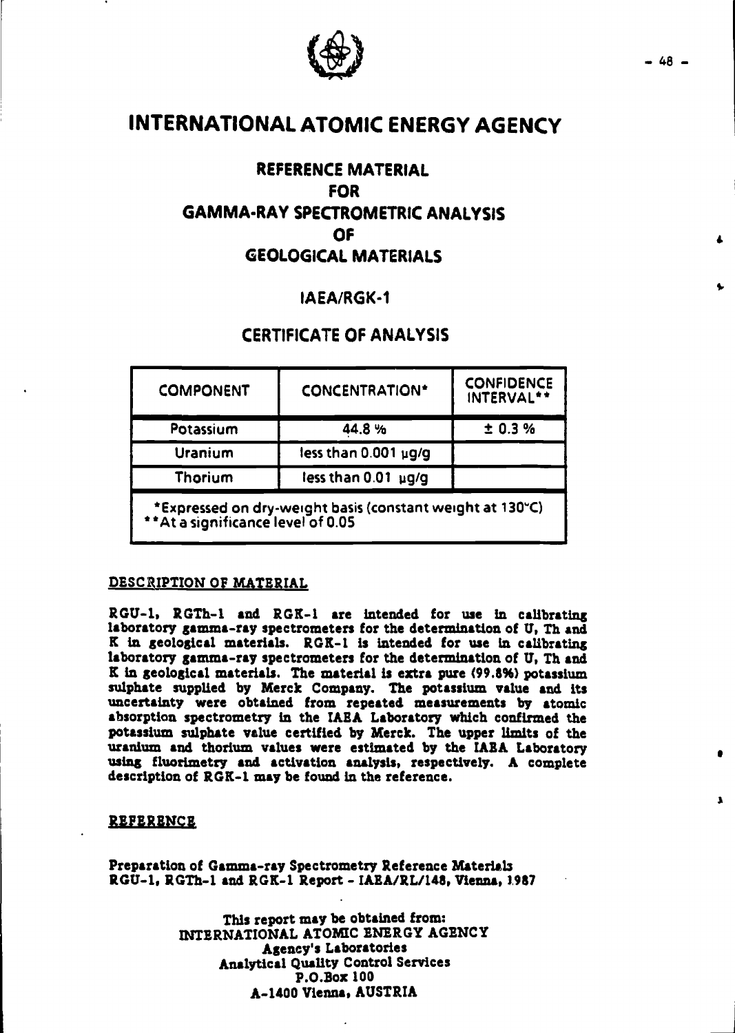# INTERNATIONAL ATOMIC ENERGY AGENCY

## REFERENCE MATERIAL
## FOR
## GAMMA-RAY SPECTROMETRIC ANALYSIS
## OF
## GEOLOGICAL MATERIALS

### IAEA/RGK-1

### CERTIFICATE OF ANALYSIS

| COMPONENT | CONCENTRATION* | CONFIDENCE INTERVAL** |
|---|---|---|
| Potassium | 44.8 % | ± 0.3 % |
| Uranium | less than 0.001 µg/g | |
| Thorium | less than 0.01 µg/g | |

*Expressed on dry-weight basis (constant weight at 130°C)
**At a significance level of 0.05

#### DESCRIPTION OF MATERIAL

RGU-1, RGTh-1 and RGK-1 are intended for use in calibrating laboratory gamma-ray spectrometers for the determination of U, Th and K in geological materials. RGK-1 is intended for use in calibrating laboratory gamma-ray spectrometers for the determination of U, Th and K in geological materials. The material is extra pure (99.8%) potassium sulphate supplied by Merck Company. The potassium value and its uncertainty were obtained from repeated measurements by atomic absorption spectrometry in the IAEA Laboratory which confirmed the potassium sulphate value certified by Merck. The upper limits of the uranium and thorium values were estimated by the IAEA Laboratory using fluorimetry and activation analysis, respectively. A complete description of RGK-1 may be found in the reference.

#### REFERENCE

Preparation of Gamma-ray Spectrometry Reference Materials RGU-1, RGTh-1 and RGK-1 Report - IAEA/RL/148, Vienna, 1987

This report may be obtained from:
INTERNATIONAL ATOMIC ENERGY AGENCY
Agency's Laboratories
Analytical Quality Control Services
P.O.Box 100
A-1400 Vienna, AUSTRIA